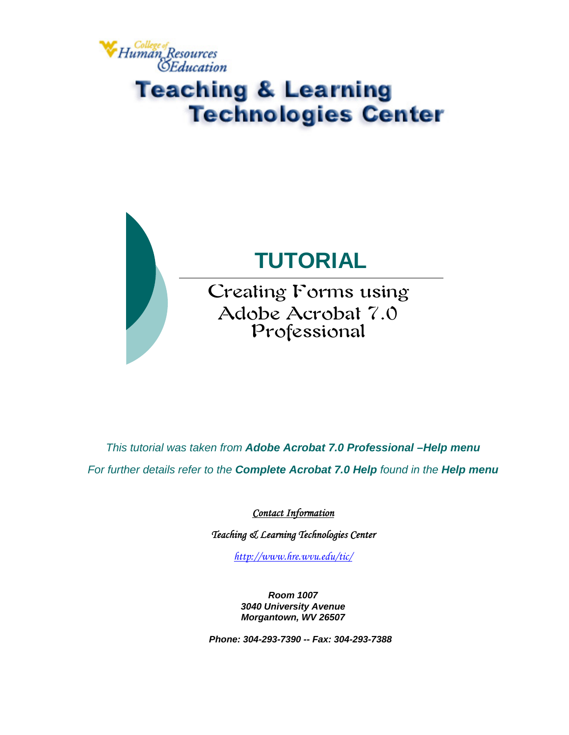College of Human Resources & Education

# Teaching & Learning Technologies Center

# TUTORIAL

## Creating Forms using Adobe Acrobat 7.0 Professional

*This tutorial was taken from **Adobe Acrobat 7.0 Professional –Help menu***

*For further details refer to the **Complete Acrobat 7.0 Help** found in the **Help menu***

*Contact Information*

*Teaching & Learning Technologies Center*

*http://www.hre.wvu.edu/tic/*

***Room 1007***
***3040 University Avenue***
***Morgantown, WV 26507***

***Phone: 304-293-7390 -- Fax: 304-293-7388***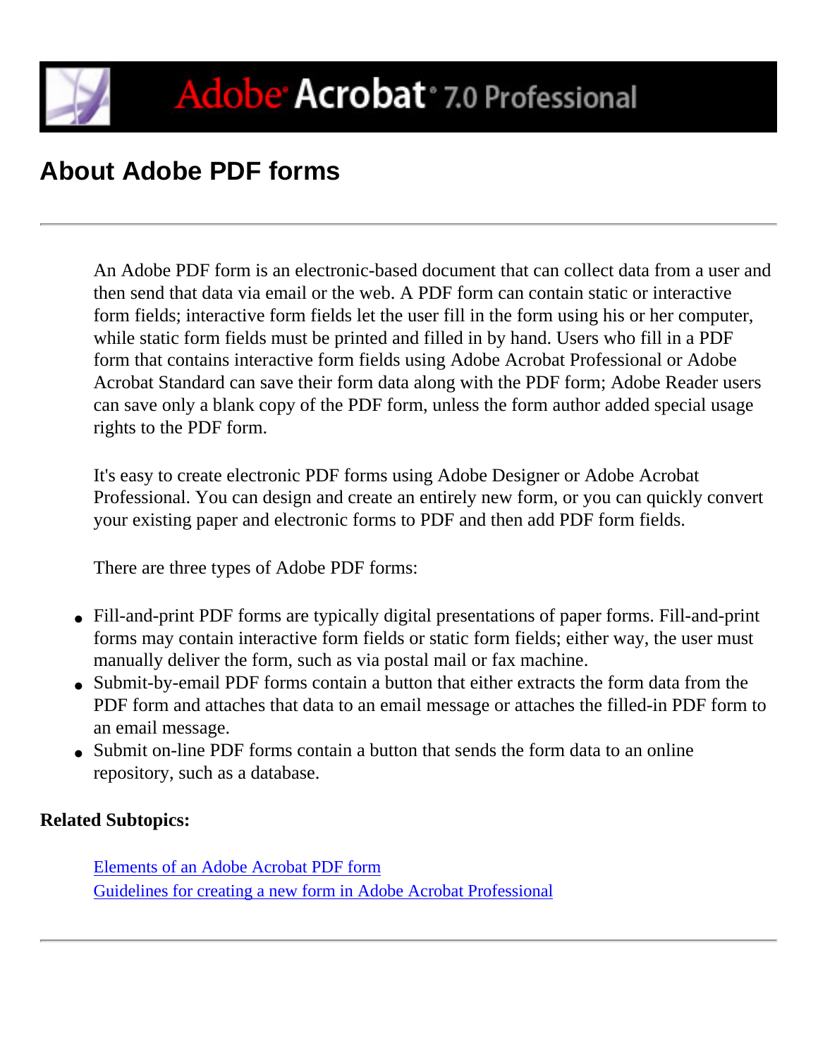# About Adobe PDF forms

An Adobe PDF form is an electronic-based document that can collect data from a user and then send that data via email or the web. A PDF form can contain static or interactive form fields; interactive form fields let the user fill in the form using his or her computer, while static form fields must be printed and filled in by hand. Users who fill in a PDF form that contains interactive form fields using Adobe Acrobat Professional or Adobe Acrobat Standard can save their form data along with the PDF form; Adobe Reader users can save only a blank copy of the PDF form, unless the form author added special usage rights to the PDF form.

It's easy to create electronic PDF forms using Adobe Designer or Adobe Acrobat Professional. You can design and create an entirely new form, or you can quickly convert your existing paper and electronic forms to PDF and then add PDF form fields.

There are three types of Adobe PDF forms:

- Fill-and-print PDF forms are typically digital presentations of paper forms. Fill-and-print forms may contain interactive form fields or static form fields; either way, the user must manually deliver the form, such as via postal mail or fax machine.
- Submit-by-email PDF forms contain a button that either extracts the form data from the PDF form and attaches that data to an email message or attaches the filled-in PDF form to an email message.
- Submit on-line PDF forms contain a button that sends the form data to an online repository, such as a database.

**Related Subtopics:**

Elements of an Adobe Acrobat PDF form
Guidelines for creating a new form in Adobe Acrobat Professional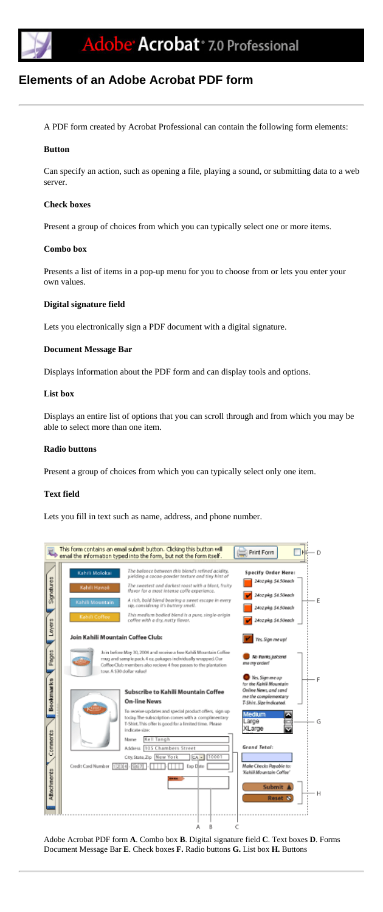# Elements of an Adobe Acrobat PDF form

A PDF form created by Acrobat Professional can contain the following form elements:

### Button

Can specify an action, such as opening a file, playing a sound, or submitting data to a web server.

### Check boxes

Present a group of choices from which you can typically select one or more items.

### Combo box

Presents a list of items in a pop-up menu for you to choose from or lets you enter your own values.

### Digital signature field

Lets you electronically sign a PDF document with a digital signature.

### Document Message Bar

Displays information about the PDF form and can display tools and options.

### List box

Displays an entire list of options that you can scroll through and from which you may be able to select more than one item.

### Radio buttons

Present a group of choices from which you can typically select only one item.

### Text field

Lets you fill in text such as name, address, and phone number.

Adobe Acrobat PDF form **A**. Combo box **B**. Digital signature field **C**. Text boxes **D**. Forms Document Message Bar **E**. Check boxes **F.** Radio buttons **G.** List box **H.** Buttons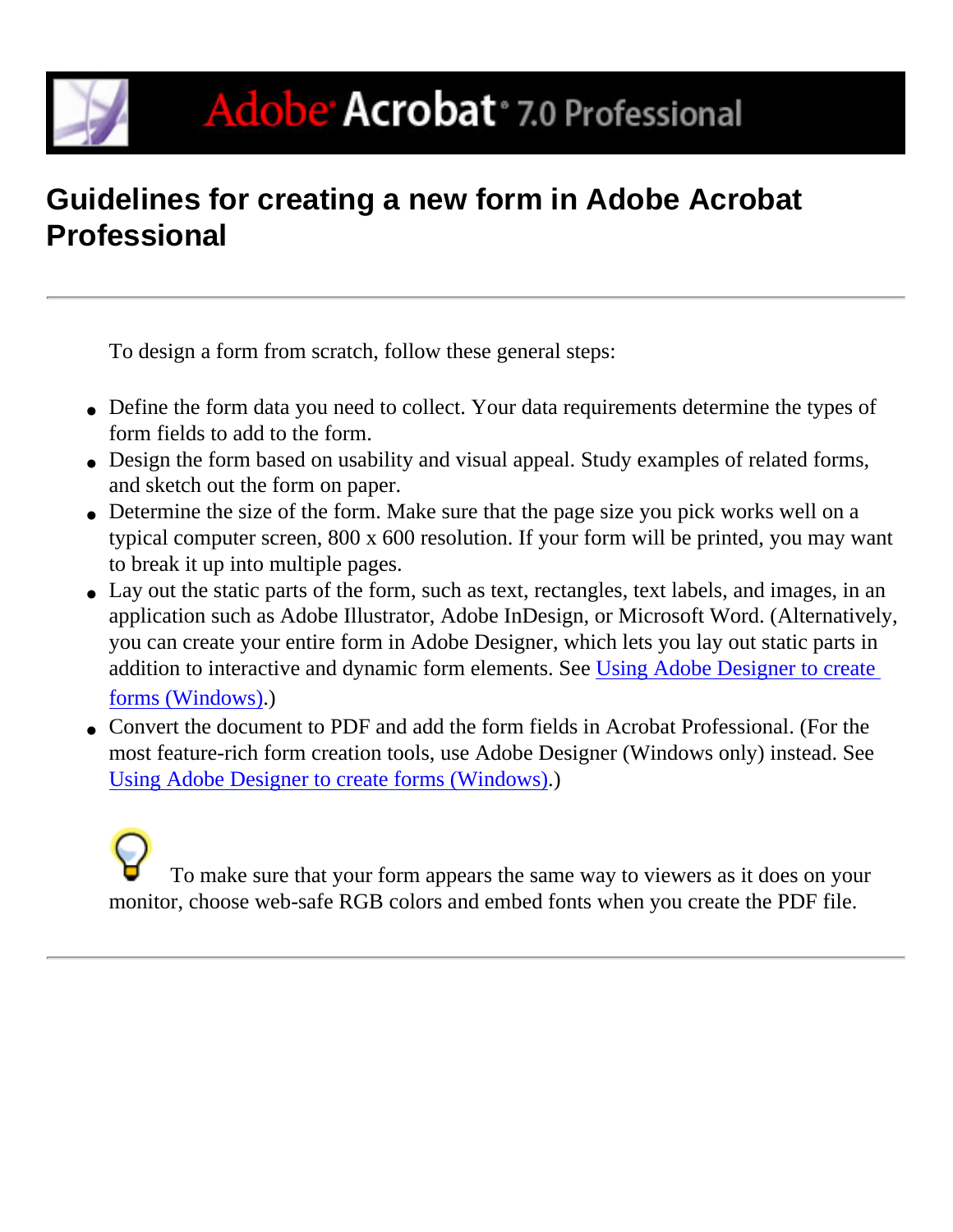# Guidelines for creating a new form in Adobe Acrobat Professional

To design a form from scratch, follow these general steps:

- Define the form data you need to collect. Your data requirements determine the types of form fields to add to the form.
- Design the form based on usability and visual appeal. Study examples of related forms, and sketch out the form on paper.
- Determine the size of the form. Make sure that the page size you pick works well on a typical computer screen, 800 x 600 resolution. If your form will be printed, you may want to break it up into multiple pages.
- Lay out the static parts of the form, such as text, rectangles, text labels, and images, in an application such as Adobe Illustrator, Adobe InDesign, or Microsoft Word. (Alternatively, you can create your entire form in Adobe Designer, which lets you lay out static parts in addition to interactive and dynamic form elements. See Using Adobe Designer to create forms (Windows).)
- Convert the document to PDF and add the form fields in Acrobat Professional. (For the most feature-rich form creation tools, use Adobe Designer (Windows only) instead. See Using Adobe Designer to create forms (Windows).)

To make sure that your form appears the same way to viewers as it does on your monitor, choose web-safe RGB colors and embed fonts when you create the PDF file.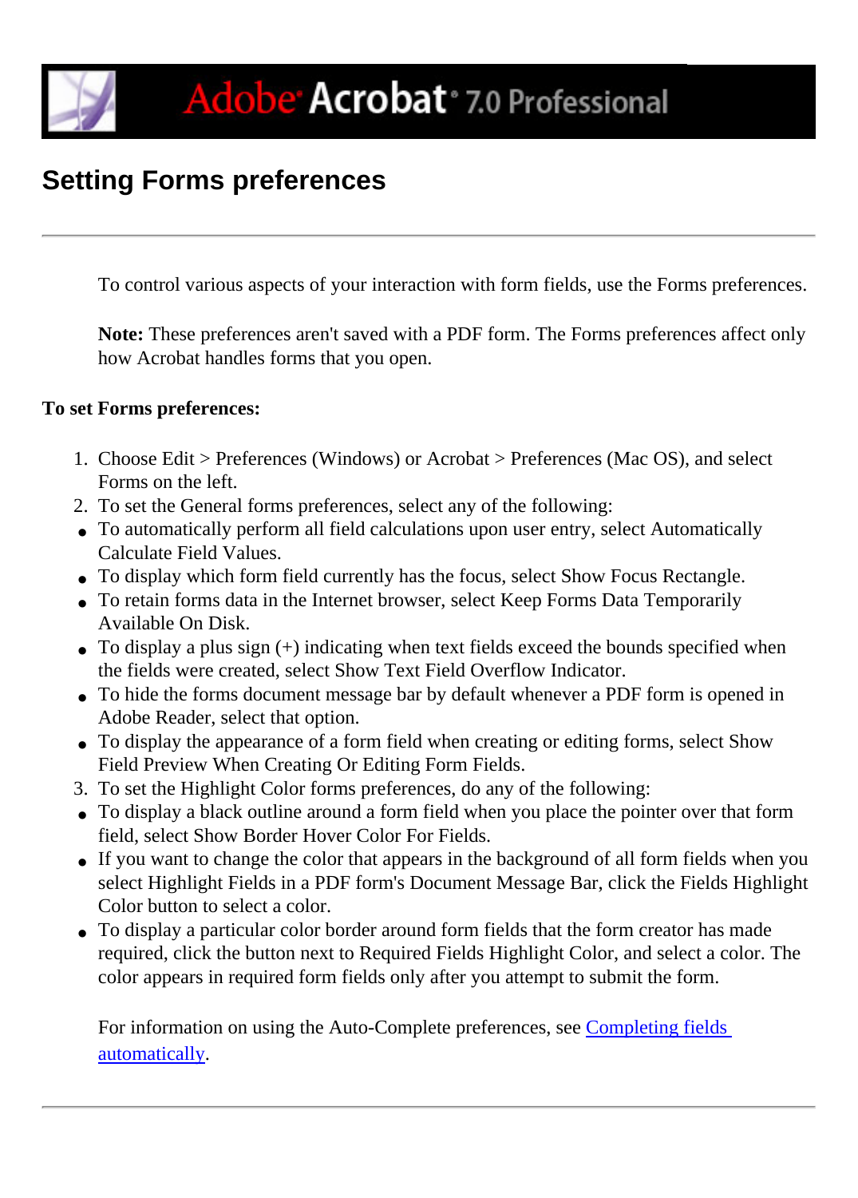# Setting Forms preferences

To control various aspects of your interaction with form fields, use the Forms preferences.

**Note:** These preferences aren't saved with a PDF form. The Forms preferences affect only how Acrobat handles forms that you open.

**To set Forms preferences:**

1. Choose Edit > Preferences (Windows) or Acrobat > Preferences (Mac OS), and select Forms on the left.
2. To set the General forms preferences, select any of the following:
   - To automatically perform all field calculations upon user entry, select Automatically Calculate Field Values.
   - To display which form field currently has the focus, select Show Focus Rectangle.
   - To retain forms data in the Internet browser, select Keep Forms Data Temporarily Available On Disk.
   - To display a plus sign (+) indicating when text fields exceed the bounds specified when the fields were created, select Show Text Field Overflow Indicator.
   - To hide the forms document message bar by default whenever a PDF form is opened in Adobe Reader, select that option.
   - To display the appearance of a form field when creating or editing forms, select Show Field Preview When Creating Or Editing Form Fields.
3. To set the Highlight Color forms preferences, do any of the following:
   - To display a black outline around a form field when you place the pointer over that form field, select Show Border Hover Color For Fields.
   - If you want to change the color that appears in the background of all form fields when you select Highlight Fields in a PDF form's Document Message Bar, click the Fields Highlight Color button to select a color.
   - To display a particular color border around form fields that the form creator has made required, click the button next to Required Fields Highlight Color, and select a color. The color appears in required form fields only after you attempt to submit the form.

For information on using the Auto-Complete preferences, see Completing fields automatically.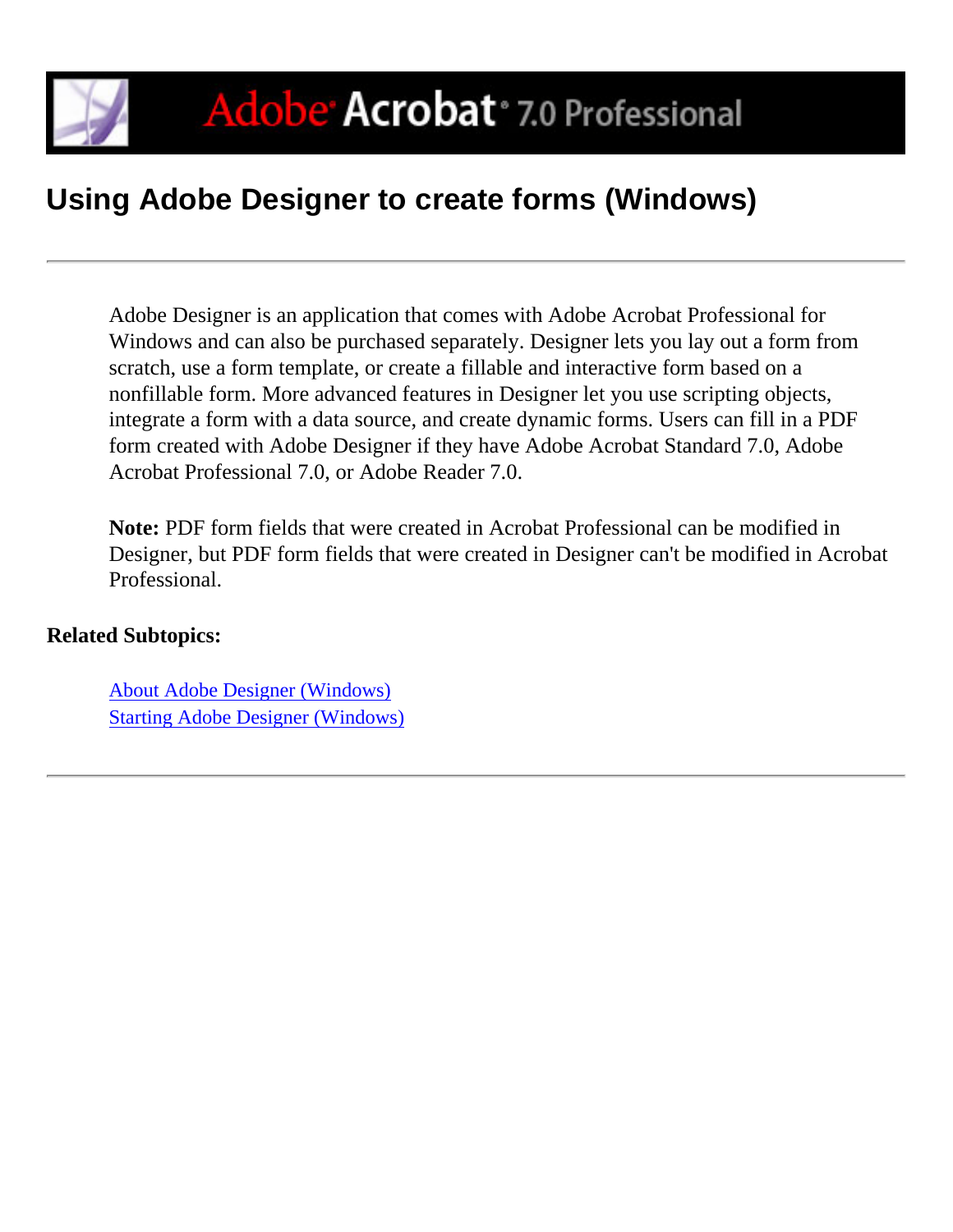# Using Adobe Designer to create forms (Windows)

---

Adobe Designer is an application that comes with Adobe Acrobat Professional for Windows and can also be purchased separately. Designer lets you lay out a form from scratch, use a form template, or create a fillable and interactive form based on a nonfillable form. More advanced features in Designer let you use scripting objects, integrate a form with a data source, and create dynamic forms. Users can fill in a PDF form created with Adobe Designer if they have Adobe Acrobat Standard 7.0, Adobe Acrobat Professional 7.0, or Adobe Reader 7.0.

**Note:** PDF form fields that were created in Acrobat Professional can be modified in Designer, but PDF form fields that were created in Designer can't be modified in Acrobat Professional.

**Related Subtopics:**

About Adobe Designer (Windows)
Starting Adobe Designer (Windows)

---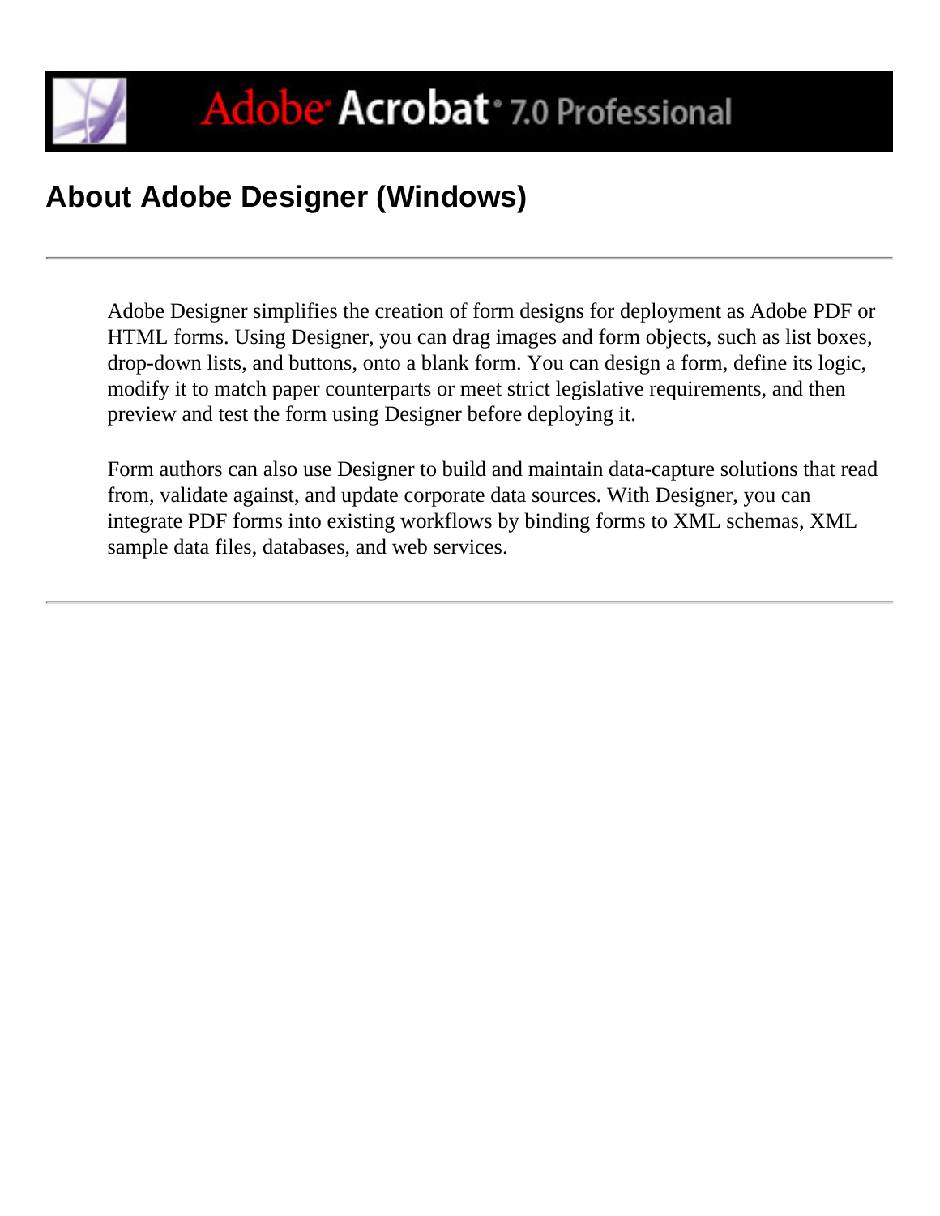# About Adobe Designer (Windows)

---

Adobe Designer simplifies the creation of form designs for deployment as Adobe PDF or HTML forms. Using Designer, you can drag images and form objects, such as list boxes, drop-down lists, and buttons, onto a blank form. You can design a form, define its logic, modify it to match paper counterparts or meet strict legislative requirements, and then preview and test the form using Designer before deploying it.

Form authors can also use Designer to build and maintain data-capture solutions that read from, validate against, and update corporate data sources. With Designer, you can integrate PDF forms into existing workflows by binding forms to XML schemas, XML sample data files, databases, and web services.

---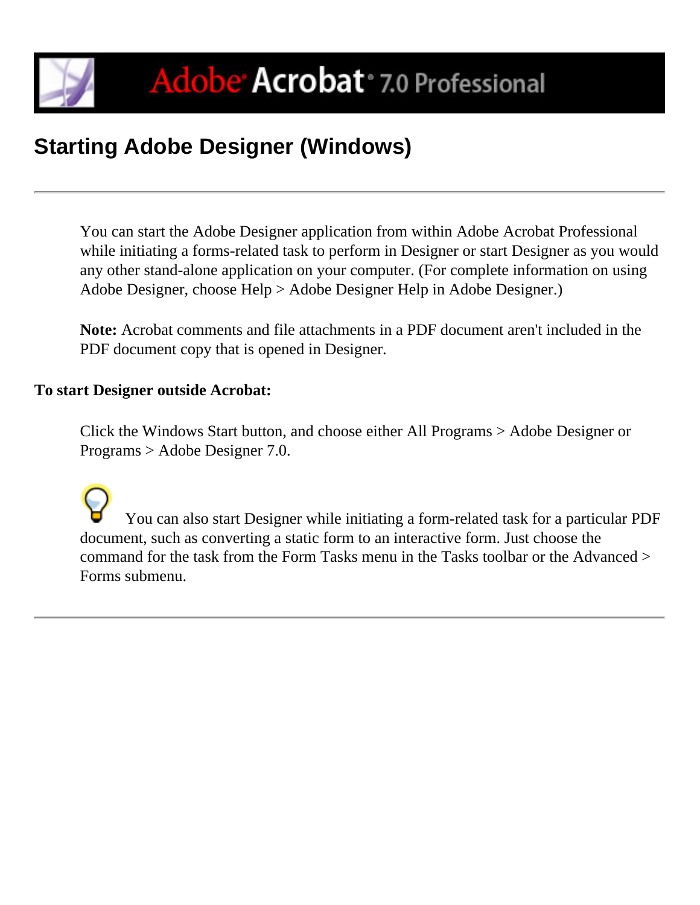# Starting Adobe Designer (Windows)

---

You can start the Adobe Designer application from within Adobe Acrobat Professional while initiating a forms-related task to perform in Designer or start Designer as you would any other stand-alone application on your computer. (For complete information on using Adobe Designer, choose Help > Adobe Designer Help in Adobe Designer.)

**Note:** Acrobat comments and file attachments in a PDF document aren't included in the PDF document copy that is opened in Designer.

**To start Designer outside Acrobat:**

Click the Windows Start button, and choose either All Programs > Adobe Designer or Programs > Adobe Designer 7.0.

You can also start Designer while initiating a form-related task for a particular PDF document, such as converting a static form to an interactive form. Just choose the command for the task from the Form Tasks menu in the Tasks toolbar or the Advanced > Forms submenu.

---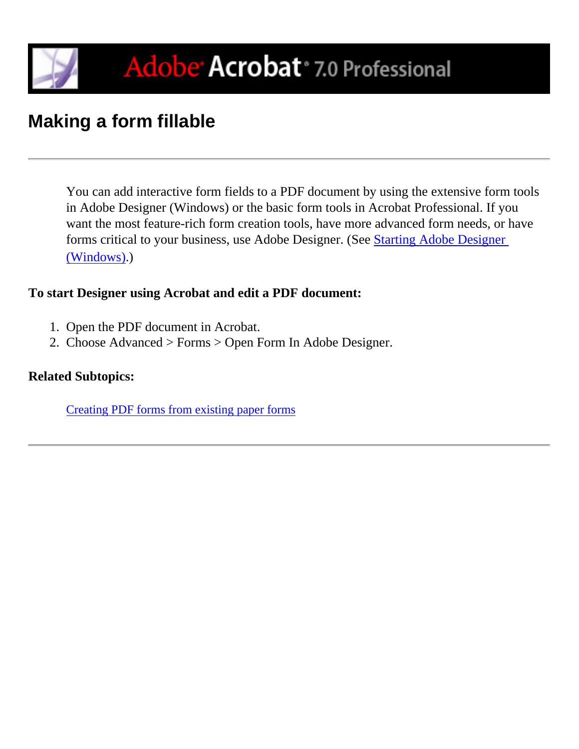# Making a form fillable

You can add interactive form fields to a PDF document by using the extensive form tools in Adobe Designer (Windows) or the basic form tools in Acrobat Professional. If you want the most feature-rich form creation tools, have more advanced form needs, or have forms critical to your business, use Adobe Designer. (See Starting Adobe Designer (Windows).)

**To start Designer using Acrobat and edit a PDF document:**

1. Open the PDF document in Acrobat.
2. Choose Advanced > Forms > Open Form In Adobe Designer.

**Related Subtopics:**

Creating PDF forms from existing paper forms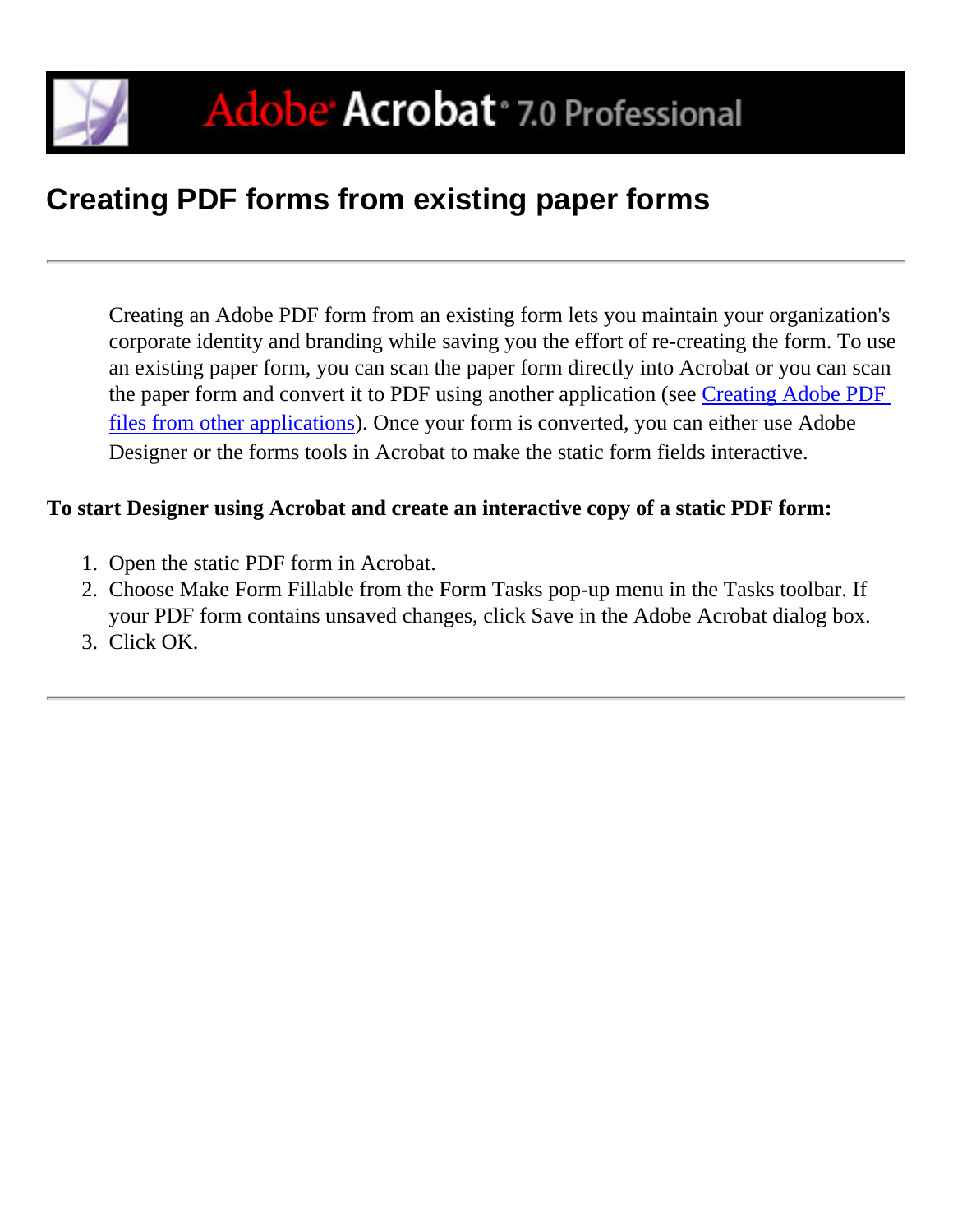# Creating PDF forms from existing paper forms

Creating an Adobe PDF form from an existing form lets you maintain your organization's corporate identity and branding while saving you the effort of re-creating the form. To use an existing paper form, you can scan the paper form directly into Acrobat or you can scan the paper form and convert it to PDF using another application (see Creating Adobe PDF files from other applications). Once your form is converted, you can either use Adobe Designer or the forms tools in Acrobat to make the static form fields interactive.

**To start Designer using Acrobat and create an interactive copy of a static PDF form:**

1. Open the static PDF form in Acrobat.
2. Choose Make Form Fillable from the Form Tasks pop-up menu in the Tasks toolbar. If your PDF form contains unsaved changes, click Save in the Adobe Acrobat dialog box.
3. Click OK.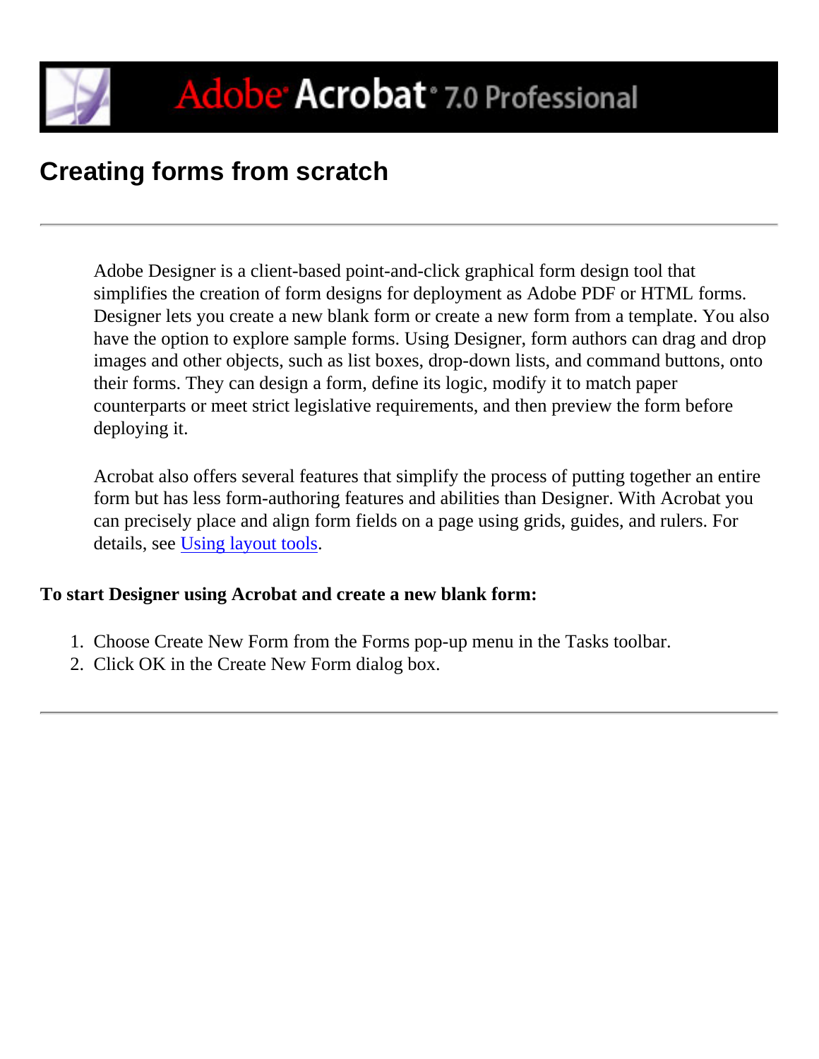# Creating forms from scratch

Adobe Designer is a client-based point-and-click graphical form design tool that simplifies the creation of form designs for deployment as Adobe PDF or HTML forms. Designer lets you create a new blank form or create a new form from a template. You also have the option to explore sample forms. Using Designer, form authors can drag and drop images and other objects, such as list boxes, drop-down lists, and command buttons, onto their forms. They can design a form, define its logic, modify it to match paper counterparts or meet strict legislative requirements, and then preview the form before deploying it.

Acrobat also offers several features that simplify the process of putting together an entire form but has less form-authoring features and abilities than Designer. With Acrobat you can precisely place and align form fields on a page using grids, guides, and rulers. For details, see Using layout tools.

**To start Designer using Acrobat and create a new blank form:**

1. Choose Create New Form from the Forms pop-up menu in the Tasks toolbar.
2. Click OK in the Create New Form dialog box.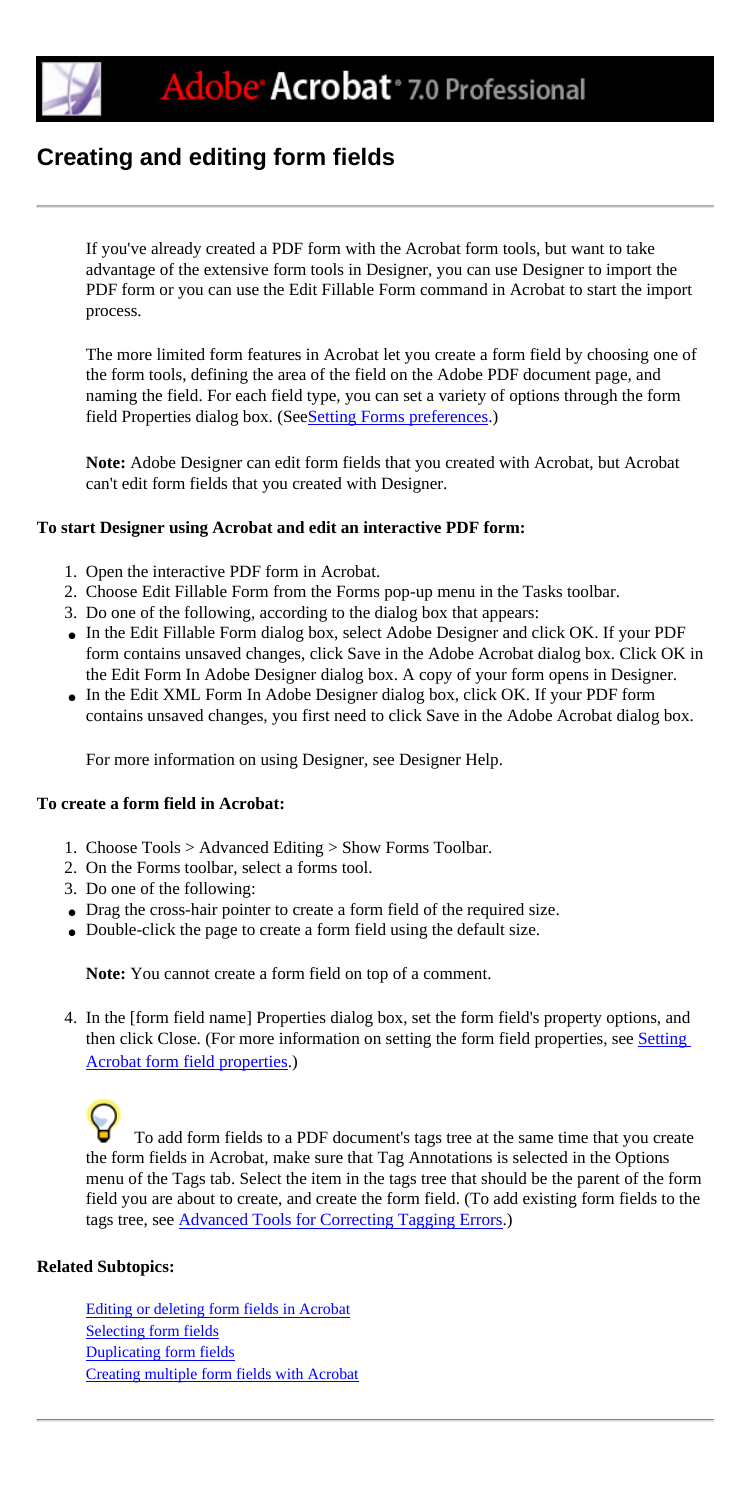# Creating and editing form fields

If you've already created a PDF form with the Acrobat form tools, but want to take advantage of the extensive form tools in Designer, you can use Designer to import the PDF form or you can use the Edit Fillable Form command in Acrobat to start the import process.

The more limited form features in Acrobat let you create a form field by choosing one of the form tools, defining the area of the field on the Adobe PDF document page, and naming the field. For each field type, you can set a variety of options through the form field Properties dialog box. (SeeSetting Forms preferences.)

**Note:** Adobe Designer can edit form fields that you created with Acrobat, but Acrobat can't edit form fields that you created with Designer.

**To start Designer using Acrobat and edit an interactive PDF form:**

1. Open the interactive PDF form in Acrobat.
2. Choose Edit Fillable Form from the Forms pop-up menu in the Tasks toolbar.
3. Do one of the following, according to the dialog box that appears:

- In the Edit Fillable Form dialog box, select Adobe Designer and click OK. If your PDF form contains unsaved changes, click Save in the Adobe Acrobat dialog box. Click OK in the Edit Form In Adobe Designer dialog box. A copy of your form opens in Designer.
- In the Edit XML Form In Adobe Designer dialog box, click OK. If your PDF form contains unsaved changes, you first need to click Save in the Adobe Acrobat dialog box.

For more information on using Designer, see Designer Help.

**To create a form field in Acrobat:**

1. Choose Tools > Advanced Editing > Show Forms Toolbar.
2. On the Forms toolbar, select a forms tool.
3. Do one of the following:

- Drag the cross-hair pointer to create a form field of the required size.
- Double-click the page to create a form field using the default size.

**Note:** You cannot create a form field on top of a comment.

4. In the [form field name] Properties dialog box, set the form field's property options, and then click Close. (For more information on setting the form field properties, see Setting Acrobat form field properties.)

To add form fields to a PDF document's tags tree at the same time that you create the form fields in Acrobat, make sure that Tag Annotations is selected in the Options menu of the Tags tab. Select the item in the tags tree that should be the parent of the form field you are about to create, and create the form field. (To add existing form fields to the tags tree, see Advanced Tools for Correcting Tagging Errors.)

**Related Subtopics:**

Editing or deleting form fields in Acrobat
Selecting form fields
Duplicating form fields
Creating multiple form fields with Acrobat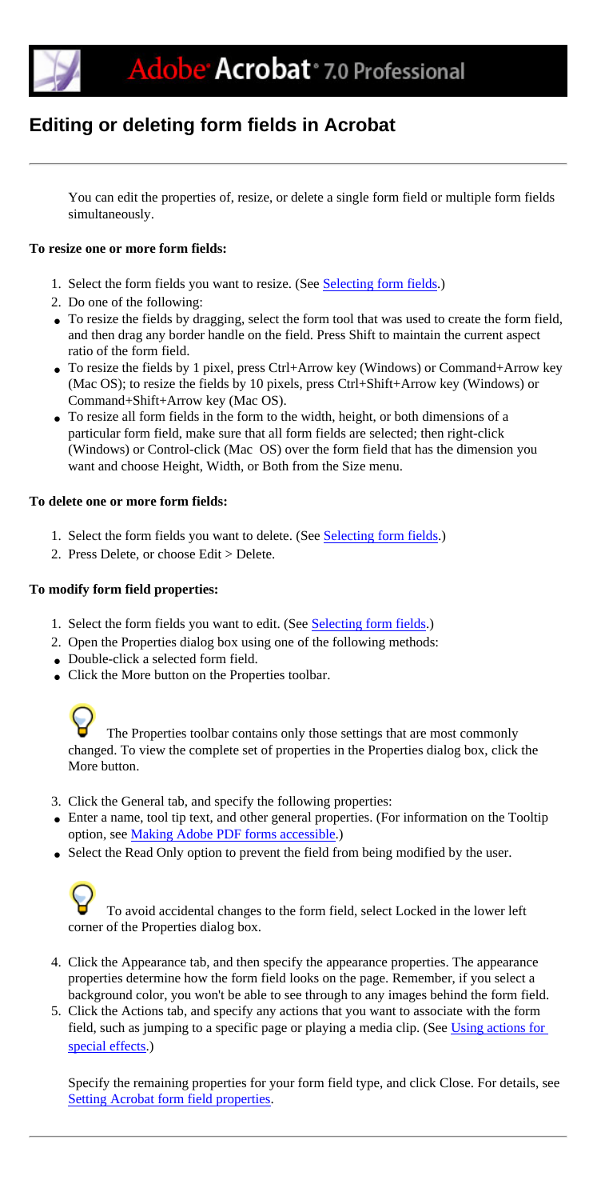# Editing or deleting form fields in Acrobat

You can edit the properties of, resize, or delete a single form field or multiple form fields simultaneously.

**To resize one or more form fields:**

1. Select the form fields you want to resize. (See Selecting form fields.)
2. Do one of the following:

- To resize the fields by dragging, select the form tool that was used to create the form field, and then drag any border handle on the field. Press Shift to maintain the current aspect ratio of the form field.
- To resize the fields by 1 pixel, press Ctrl+Arrow key (Windows) or Command+Arrow key (Mac OS); to resize the fields by 10 pixels, press Ctrl+Shift+Arrow key (Windows) or Command+Shift+Arrow key (Mac OS).
- To resize all form fields in the form to the width, height, or both dimensions of a particular form field, make sure that all form fields are selected; then right-click (Windows) or Control-click (Mac OS) over the form field that has the dimension you want and choose Height, Width, or Both from the Size menu.

**To delete one or more form fields:**

1. Select the form fields you want to delete. (See Selecting form fields.)
2. Press Delete, or choose Edit > Delete.

**To modify form field properties:**

1. Select the form fields you want to edit. (See Selecting form fields.)
2. Open the Properties dialog box using one of the following methods:

- Double-click a selected form field.
- Click the More button on the Properties toolbar.

The Properties toolbar contains only those settings that are most commonly changed. To view the complete set of properties in the Properties dialog box, click the More button.

3. Click the General tab, and specify the following properties:

- Enter a name, tool tip text, and other general properties. (For information on the Tooltip option, see Making Adobe PDF forms accessible.)
- Select the Read Only option to prevent the field from being modified by the user.

To avoid accidental changes to the form field, select Locked in the lower left corner of the Properties dialog box.

4. Click the Appearance tab, and then specify the appearance properties. The appearance properties determine how the form field looks on the page. Remember, if you select a background color, you won't be able to see through to any images behind the form field.
5. Click the Actions tab, and specify any actions that you want to associate with the form field, such as jumping to a specific page or playing a media clip. (See Using actions for special effects.)

Specify the remaining properties for your form field type, and click Close. For details, see Setting Acrobat form field properties.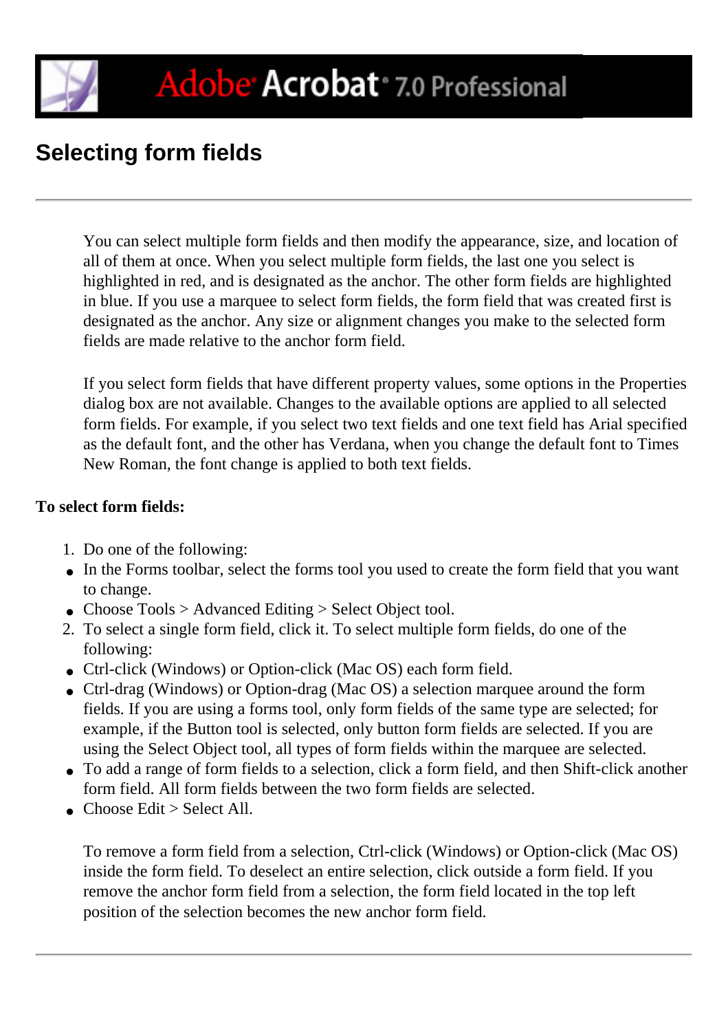# Selecting form fields

You can select multiple form fields and then modify the appearance, size, and location of all of them at once. When you select multiple form fields, the last one you select is highlighted in red, and is designated as the anchor. The other form fields are highlighted in blue. If you use a marquee to select form fields, the form field that was created first is designated as the anchor. Any size or alignment changes you make to the selected form fields are made relative to the anchor form field.

If you select form fields that have different property values, some options in the Properties dialog box are not available. Changes to the available options are applied to all selected form fields. For example, if you select two text fields and one text field has Arial specified as the default font, and the other has Verdana, when you change the default font to Times New Roman, the font change is applied to both text fields.

**To select form fields:**

1. Do one of the following:
   - In the Forms toolbar, select the forms tool you used to create the form field that you want to change.
   - Choose Tools > Advanced Editing > Select Object tool.
2. To select a single form field, click it. To select multiple form fields, do one of the following:
   - Ctrl-click (Windows) or Option-click (Mac OS) each form field.
   - Ctrl-drag (Windows) or Option-drag (Mac OS) a selection marquee around the form fields. If you are using a forms tool, only form fields of the same type are selected; for example, if the Button tool is selected, only button form fields are selected. If you are using the Select Object tool, all types of form fields within the marquee are selected.
   - To add a range of form fields to a selection, click a form field, and then Shift-click another form field. All form fields between the two form fields are selected.
   - Choose Edit > Select All.

   To remove a form field from a selection, Ctrl-click (Windows) or Option-click (Mac OS) inside the form field. To deselect an entire selection, click outside a form field. If you remove the anchor form field from a selection, the form field located in the top left position of the selection becomes the new anchor form field.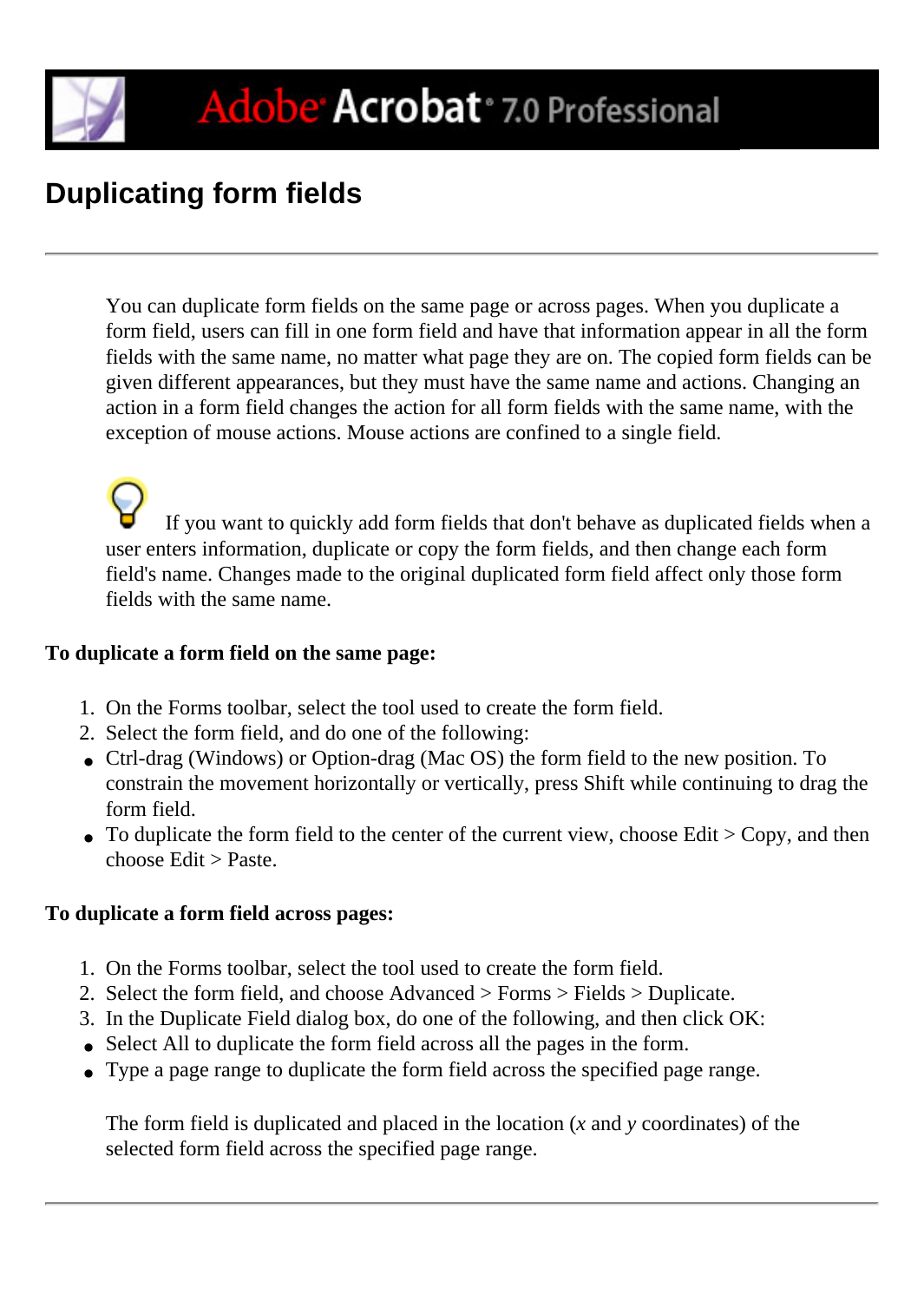# Duplicating form fields

You can duplicate form fields on the same page or across pages. When you duplicate a form field, users can fill in one form field and have that information appear in all the form fields with the same name, no matter what page they are on. The copied form fields can be given different appearances, but they must have the same name and actions. Changing an action in a form field changes the action for all form fields with the same name, with the exception of mouse actions. Mouse actions are confined to a single field.

If you want to quickly add form fields that don't behave as duplicated fields when a user enters information, duplicate or copy the form fields, and then change each form field's name. Changes made to the original duplicated form field affect only those form fields with the same name.

**To duplicate a form field on the same page:**

1. On the Forms toolbar, select the tool used to create the form field.
2. Select the form field, and do one of the following:

- Ctrl-drag (Windows) or Option-drag (Mac OS) the form field to the new position. To constrain the movement horizontally or vertically, press Shift while continuing to drag the form field.
- To duplicate the form field to the center of the current view, choose Edit > Copy, and then choose Edit > Paste.

**To duplicate a form field across pages:**

1. On the Forms toolbar, select the tool used to create the form field.
2. Select the form field, and choose Advanced > Forms > Fields > Duplicate.
3. In the Duplicate Field dialog box, do one of the following, and then click OK:

- Select All to duplicate the form field across all the pages in the form.
- Type a page range to duplicate the form field across the specified page range.

The form field is duplicated and placed in the location (*x* and *y* coordinates) of the selected form field across the specified page range.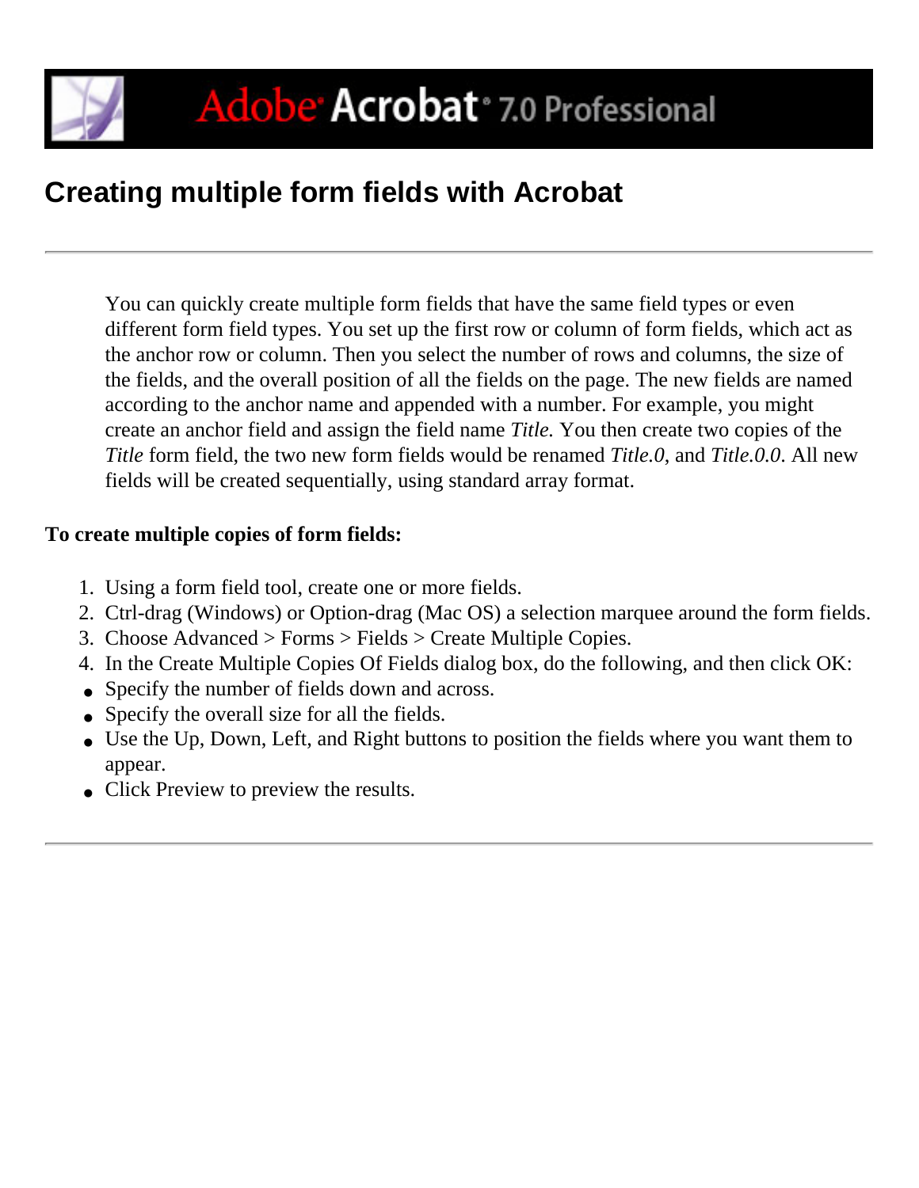# Creating multiple form fields with Acrobat

---

You can quickly create multiple form fields that have the same field types or even different form field types. You set up the first row or column of form fields, which act as the anchor row or column. Then you select the number of rows and columns, the size of the fields, and the overall position of all the fields on the page. The new fields are named according to the anchor name and appended with a number. For example, you might create an anchor field and assign the field name *Title.* You then create two copies of the *Title* form field, the two new form fields would be renamed *Title.0*, and *Title.0.0*. All new fields will be created sequentially, using standard array format.

**To create multiple copies of form fields:**

1. Using a form field tool, create one or more fields.
2. Ctrl-drag (Windows) or Option-drag (Mac OS) a selection marquee around the form fields.
3. Choose Advanced > Forms > Fields > Create Multiple Copies.
4. In the Create Multiple Copies Of Fields dialog box, do the following, and then click OK:

- Specify the number of fields down and across.
- Specify the overall size for all the fields.
- Use the Up, Down, Left, and Right buttons to position the fields where you want them to appear.
- Click Preview to preview the results.

---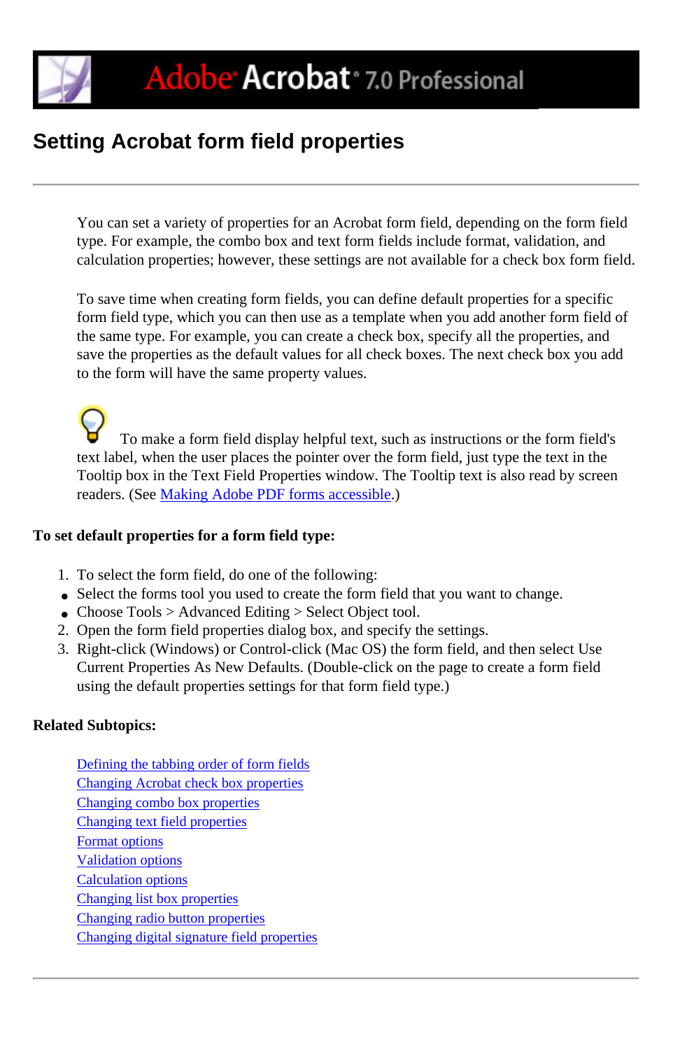# Setting Acrobat form field properties

You can set a variety of properties for an Acrobat form field, depending on the form field type. For example, the combo box and text form fields include format, validation, and calculation properties; however, these settings are not available for a check box form field.

To save time when creating form fields, you can define default properties for a specific form field type, which you can then use as a template when you add another form field of the same type. For example, you can create a check box, specify all the properties, and save the properties as the default values for all check boxes. The next check box you add to the form will have the same property values.

To make a form field display helpful text, such as instructions or the form field's text label, when the user places the pointer over the form field, just type the text in the Tooltip box in the Text Field Properties window. The Tooltip text is also read by screen readers. (See Making Adobe PDF forms accessible.)

**To set default properties for a form field type:**

1. To select the form field, do one of the following:
   - Select the forms tool you used to create the form field that you want to change.
   - Choose Tools > Advanced Editing > Select Object tool.
2. Open the form field properties dialog box, and specify the settings.
3. Right-click (Windows) or Control-click (Mac OS) the form field, and then select Use Current Properties As New Defaults. (Double-click on the page to create a form field using the default properties settings for that form field type.)

**Related Subtopics:**

- Defining the tabbing order of form fields
- Changing Acrobat check box properties
- Changing combo box properties
- Changing text field properties
- Format options
- Validation options
- Calculation options
- Changing list box properties
- Changing radio button properties
- Changing digital signature field properties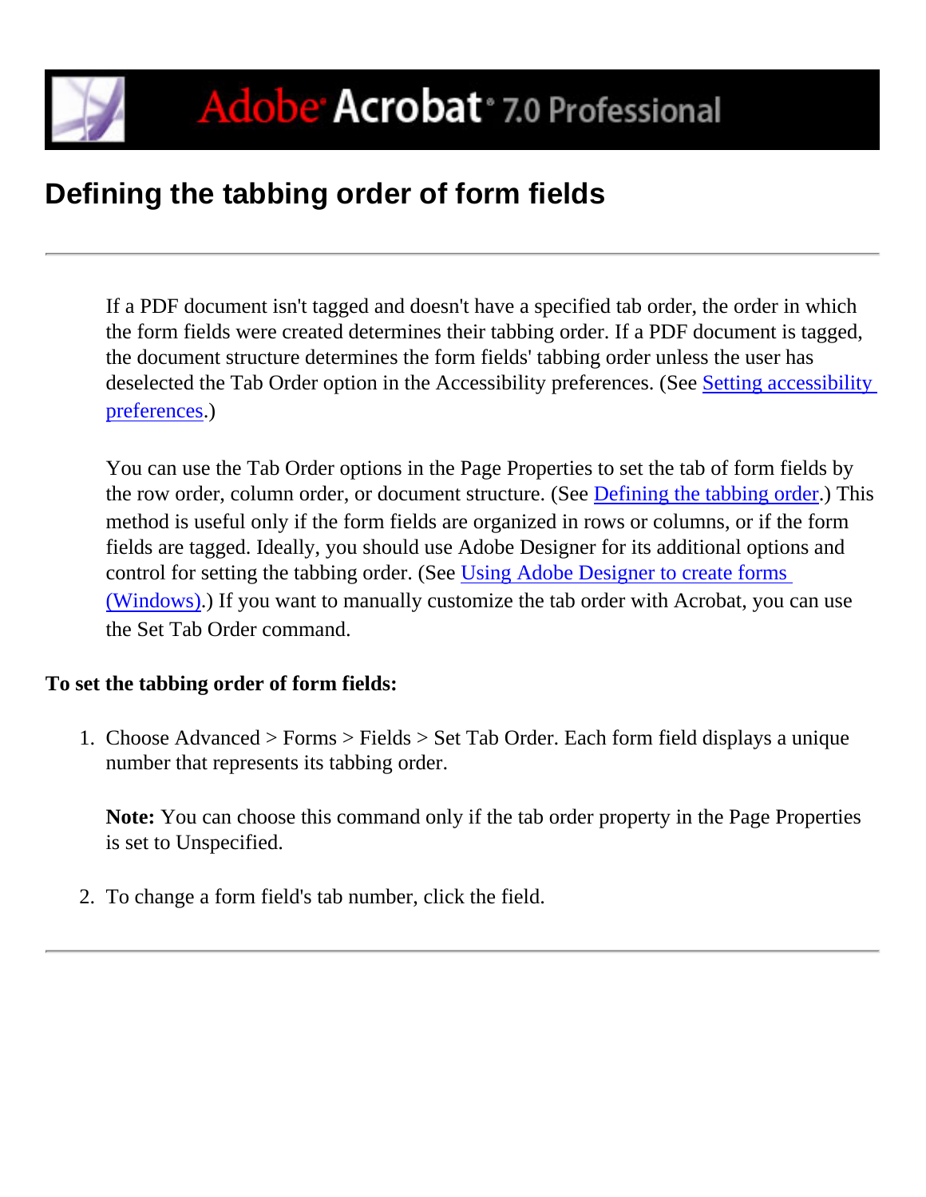# Defining the tabbing order of form fields

---

If a PDF document isn't tagged and doesn't have a specified tab order, the order in which the form fields were created determines their tabbing order. If a PDF document is tagged, the document structure determines the form fields' tabbing order unless the user has deselected the Tab Order option in the Accessibility preferences. (See Setting accessibility preferences.)

You can use the Tab Order options in the Page Properties to set the tab of form fields by the row order, column order, or document structure. (See Defining the tabbing order.) This method is useful only if the form fields are organized in rows or columns, or if the form fields are tagged. Ideally, you should use Adobe Designer for its additional options and control for setting the tabbing order. (See Using Adobe Designer to create forms (Windows).) If you want to manually customize the tab order with Acrobat, you can use the Set Tab Order command.

**To set the tabbing order of form fields:**

1. Choose Advanced > Forms > Fields > Set Tab Order. Each form field displays a unique number that represents its tabbing order.

   **Note:** You can choose this command only if the tab order property in the Page Properties is set to Unspecified.

2. To change a form field's tab number, click the field.

---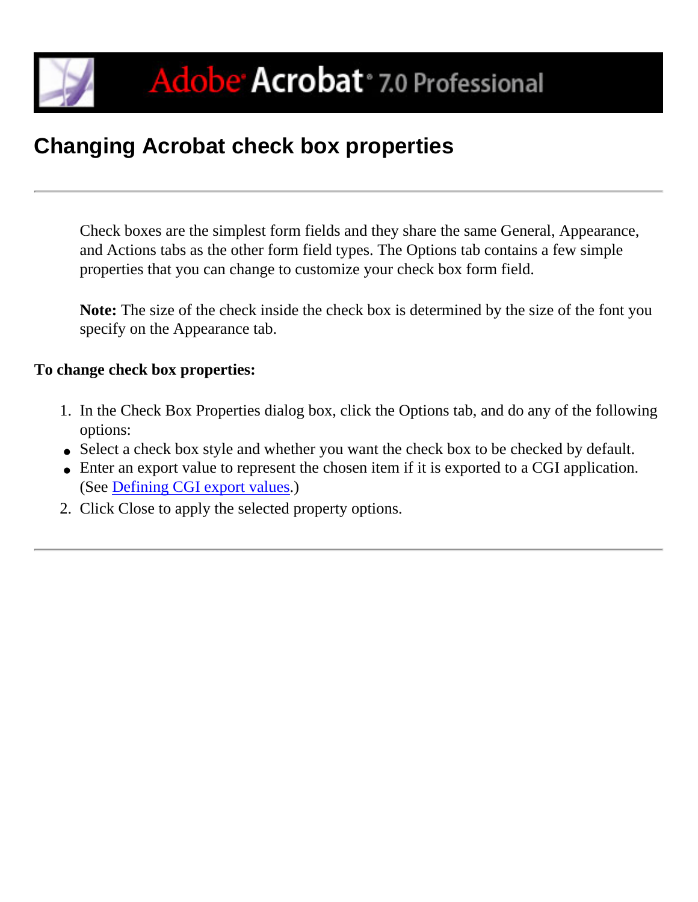# Changing Acrobat check box properties

---

Check boxes are the simplest form fields and they share the same General, Appearance, and Actions tabs as the other form field types. The Options tab contains a few simple properties that you can change to customize your check box form field.

**Note:** The size of the check inside the check box is determined by the size of the font you specify on the Appearance tab.

**To change check box properties:**

1. In the Check Box Properties dialog box, click the Options tab, and do any of the following options:
   - Select a check box style and whether you want the check box to be checked by default.
   - Enter an export value to represent the chosen item if it is exported to a CGI application. (See Defining CGI export values.)
2. Click Close to apply the selected property options.

---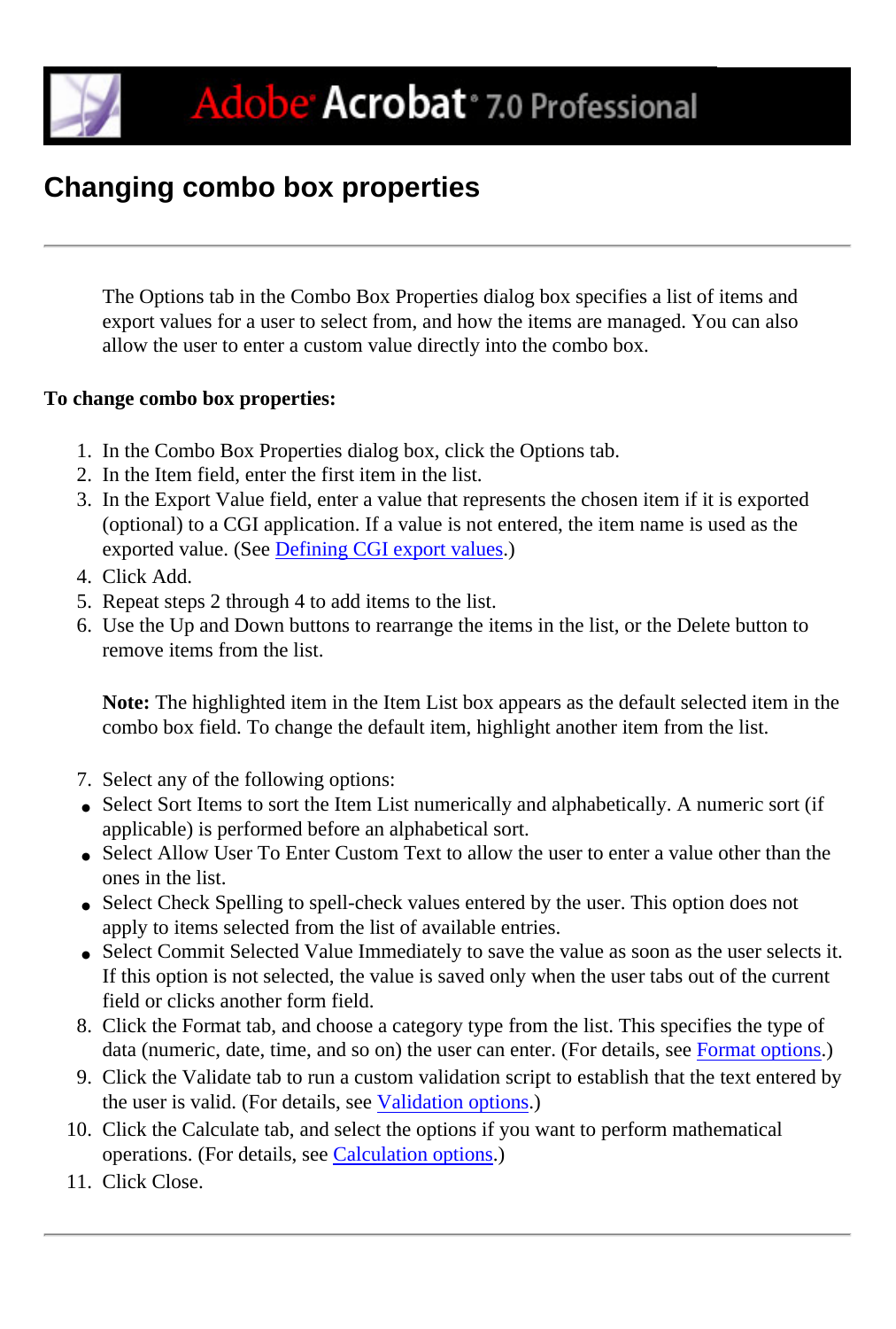# Changing combo box properties

The Options tab in the Combo Box Properties dialog box specifies a list of items and export values for a user to select from, and how the items are managed. You can also allow the user to enter a custom value directly into the combo box.

**To change combo box properties:**

1. In the Combo Box Properties dialog box, click the Options tab.
2. In the Item field, enter the first item in the list.
3. In the Export Value field, enter a value that represents the chosen item if it is exported (optional) to a CGI application. If a value is not entered, the item name is used as the exported value. (See Defining CGI export values.)
4. Click Add.
5. Repeat steps 2 through 4 to add items to the list.
6. Use the Up and Down buttons to rearrange the items in the list, or the Delete button to remove items from the list.

   **Note:** The highlighted item in the Item List box appears as the default selected item in the combo box field. To change the default item, highlight another item from the list.

7. Select any of the following options:
   - Select Sort Items to sort the Item List numerically and alphabetically. A numeric sort (if applicable) is performed before an alphabetical sort.
   - Select Allow User To Enter Custom Text to allow the user to enter a value other than the ones in the list.
   - Select Check Spelling to spell-check values entered by the user. This option does not apply to items selected from the list of available entries.
   - Select Commit Selected Value Immediately to save the value as soon as the user selects it. If this option is not selected, the value is saved only when the user tabs out of the current field or clicks another form field.
8. Click the Format tab, and choose a category type from the list. This specifies the type of data (numeric, date, time, and so on) the user can enter. (For details, see Format options.)
9. Click the Validate tab to run a custom validation script to establish that the text entered by the user is valid. (For details, see Validation options.)
10. Click the Calculate tab, and select the options if you want to perform mathematical operations. (For details, see Calculation options.)
11. Click Close.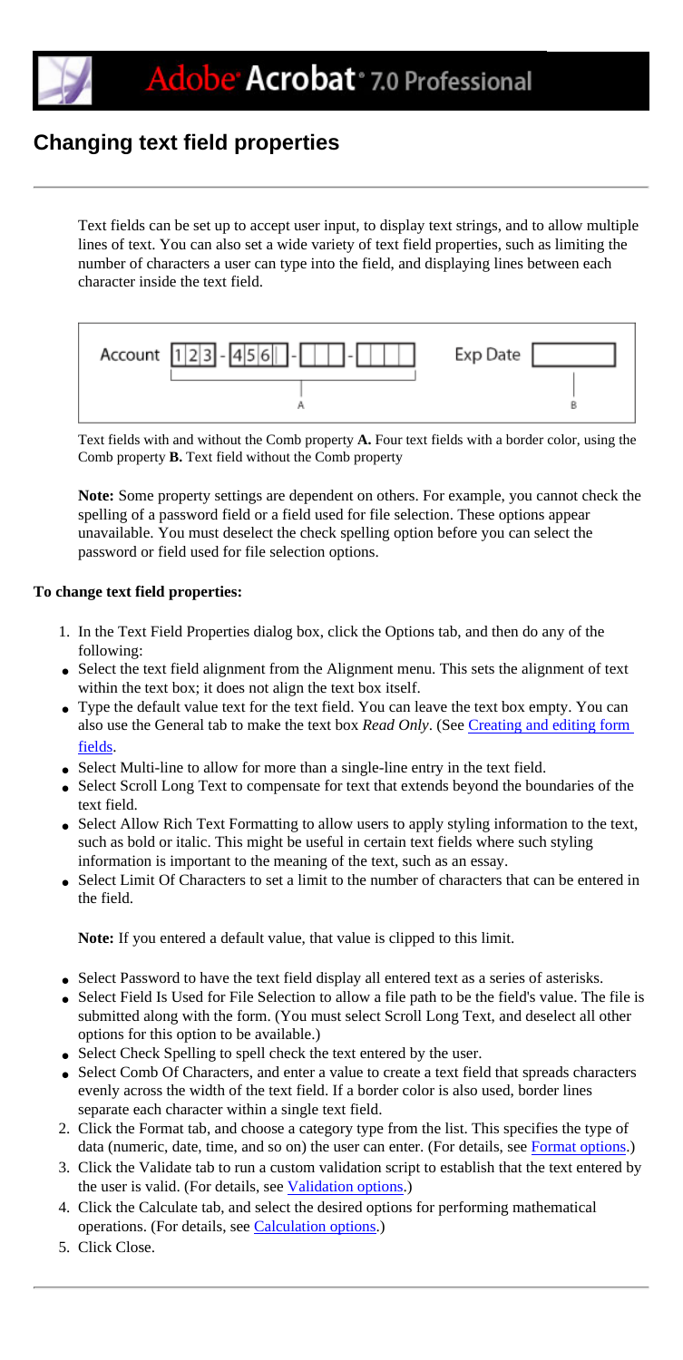# Changing text field properties

Text fields can be set up to accept user input, to display text strings, and to allow multiple lines of text. You can also set a wide variety of text field properties, such as limiting the number of characters a user can type into the field, and displaying lines between each character inside the text field.

Account 1 2 3 - 4 5 6 - - Exp Date

A B

Text fields with and without the Comb property **A.** Four text fields with a border color, using the Comb property **B.** Text field without the Comb property

**Note:** Some property settings are dependent on others. For example, you cannot check the spelling of a password field or a field used for file selection. These options appear unavailable. You must deselect the check spelling option before you can select the password or field used for file selection options.

**To change text field properties:**

1. In the Text Field Properties dialog box, click the Options tab, and then do any of the following:
   - Select the text field alignment from the Alignment menu. This sets the alignment of text within the text box; it does not align the text box itself.
   - Type the default value text for the text field. You can leave the text box empty. You can also use the General tab to make the text box *Read Only*. (See Creating and editing form fields.
   - Select Multi-line to allow for more than a single-line entry in the text field.
   - Select Scroll Long Text to compensate for text that extends beyond the boundaries of the text field.
   - Select Allow Rich Text Formatting to allow users to apply styling information to the text, such as bold or italic. This might be useful in certain text fields where such styling information is important to the meaning of the text, such as an essay.
   - Select Limit Of Characters to set a limit to the number of characters that can be entered in the field.

     **Note:** If you entered a default value, that value is clipped to this limit.

   - Select Password to have the text field display all entered text as a series of asterisks.
   - Select Field Is Used for File Selection to allow a file path to be the field's value. The file is submitted along with the form. (You must select Scroll Long Text, and deselect all other options for this option to be available.)
   - Select Check Spelling to spell check the text entered by the user.
   - Select Comb Of Characters, and enter a value to create a text field that spreads characters evenly across the width of the text field. If a border color is also used, border lines separate each character within a single text field.
2. Click the Format tab, and choose a category type from the list. This specifies the type of data (numeric, date, time, and so on) the user can enter. (For details, see Format options.)
3. Click the Validate tab to run a custom validation script to establish that the text entered by the user is valid. (For details, see Validation options.)
4. Click the Calculate tab, and select the desired options for performing mathematical operations. (For details, see Calculation options.)
5. Click Close.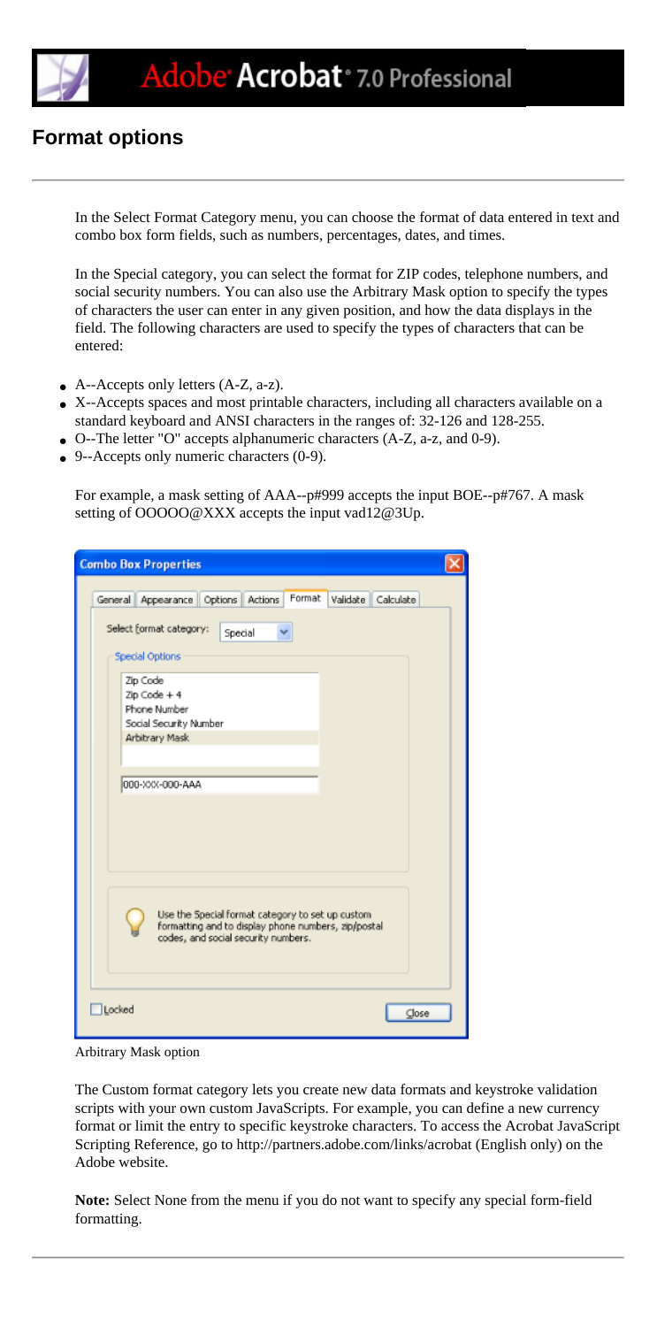## Format options

In the Select Format Category menu, you can choose the format of data entered in text and combo box form fields, such as numbers, percentages, dates, and times.

In the Special category, you can select the format for ZIP codes, telephone numbers, and social security numbers. You can also use the Arbitrary Mask option to specify the types of characters the user can enter in any given position, and how the data displays in the field. The following characters are used to specify the types of characters that can be entered:

- A--Accepts only letters (A-Z, a-z).
- X--Accepts spaces and most printable characters, including all characters available on a standard keyboard and ANSI characters in the ranges of: 32-126 and 128-255.
- O--The letter "O" accepts alphanumeric characters (A-Z, a-z, and 0-9).
- 9--Accepts only numeric characters (0-9).

For example, a mask setting of AAA--p#999 accepts the input BOE--p#767. A mask setting of OOOOO@XXX accepts the input vad12@3Up.

Arbitrary Mask option

The Custom format category lets you create new data formats and keystroke validation scripts with your own custom JavaScripts. For example, you can define a new currency format or limit the entry to specific keystroke characters. To access the Acrobat JavaScript Scripting Reference, go to http://partners.adobe.com/links/acrobat (English only) on the Adobe website.

**Note:** Select None from the menu if you do not want to specify any special form-field formatting.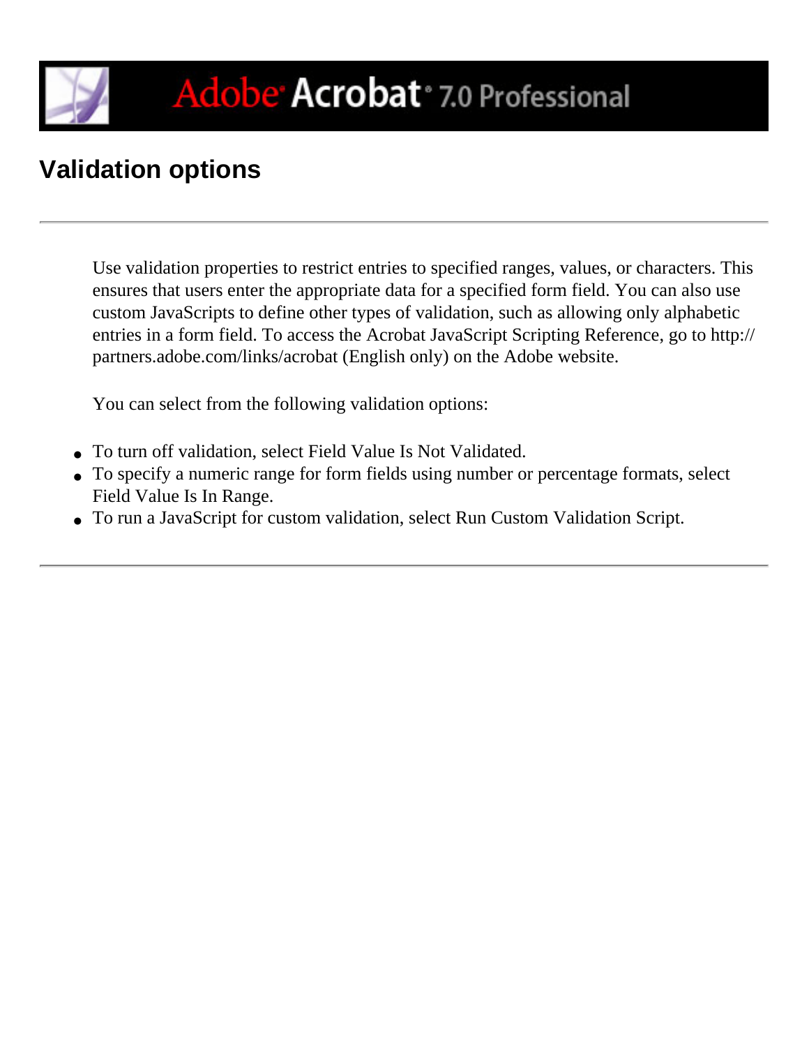# Validation options

Use validation properties to restrict entries to specified ranges, values, or characters. This ensures that users enter the appropriate data for a specified form field. You can also use custom JavaScripts to define other types of validation, such as allowing only alphabetic entries in a form field. To access the Acrobat JavaScript Scripting Reference, go to http://partners.adobe.com/links/acrobat (English only) on the Adobe website.

You can select from the following validation options:

- To turn off validation, select Field Value Is Not Validated.
- To specify a numeric range for form fields using number or percentage formats, select Field Value Is In Range.
- To run a JavaScript for custom validation, select Run Custom Validation Script.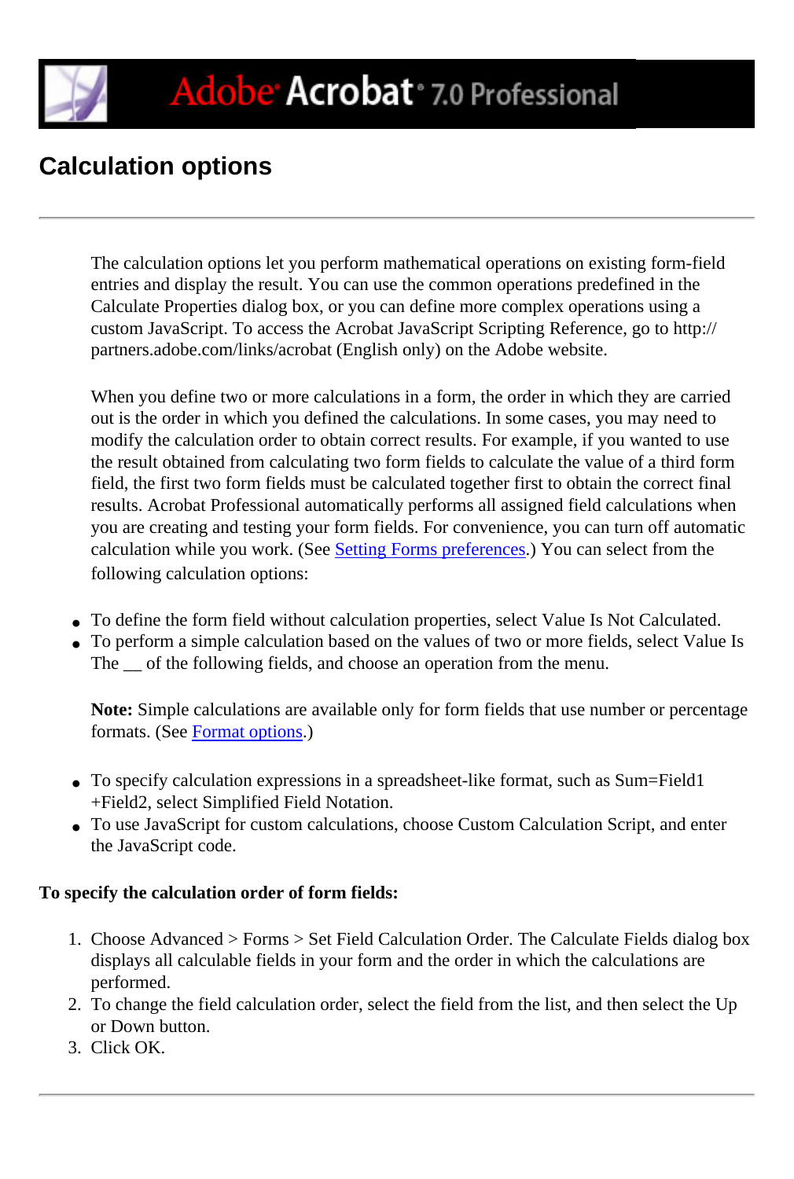# Calculation options

The calculation options let you perform mathematical operations on existing form-field entries and display the result. You can use the common operations predefined in the Calculate Properties dialog box, or you can define more complex operations using a custom JavaScript. To access the Acrobat JavaScript Scripting Reference, go to http://partners.adobe.com/links/acrobat (English only) on the Adobe website.

When you define two or more calculations in a form, the order in which they are carried out is the order in which you defined the calculations. In some cases, you may need to modify the calculation order to obtain correct results. For example, if you wanted to use the result obtained from calculating two form fields to calculate the value of a third form field, the first two form fields must be calculated together first to obtain the correct final results. Acrobat Professional automatically performs all assigned field calculations when you are creating and testing your form fields. For convenience, you can turn off automatic calculation while you work. (See Setting Forms preferences.) You can select from the following calculation options:

- To define the form field without calculation properties, select Value Is Not Calculated.
- To perform a simple calculation based on the values of two or more fields, select Value Is The __ of the following fields, and choose an operation from the menu.

  **Note:** Simple calculations are available only for form fields that use number or percentage formats. (See Format options.)

- To specify calculation expressions in a spreadsheet-like format, such as Sum=Field1+Field2, select Simplified Field Notation.
- To use JavaScript for custom calculations, choose Custom Calculation Script, and enter the JavaScript code.

**To specify the calculation order of form fields:**

1. Choose Advanced > Forms > Set Field Calculation Order. The Calculate Fields dialog box displays all calculable fields in your form and the order in which the calculations are performed.
2. To change the field calculation order, select the field from the list, and then select the Up or Down button.
3. Click OK.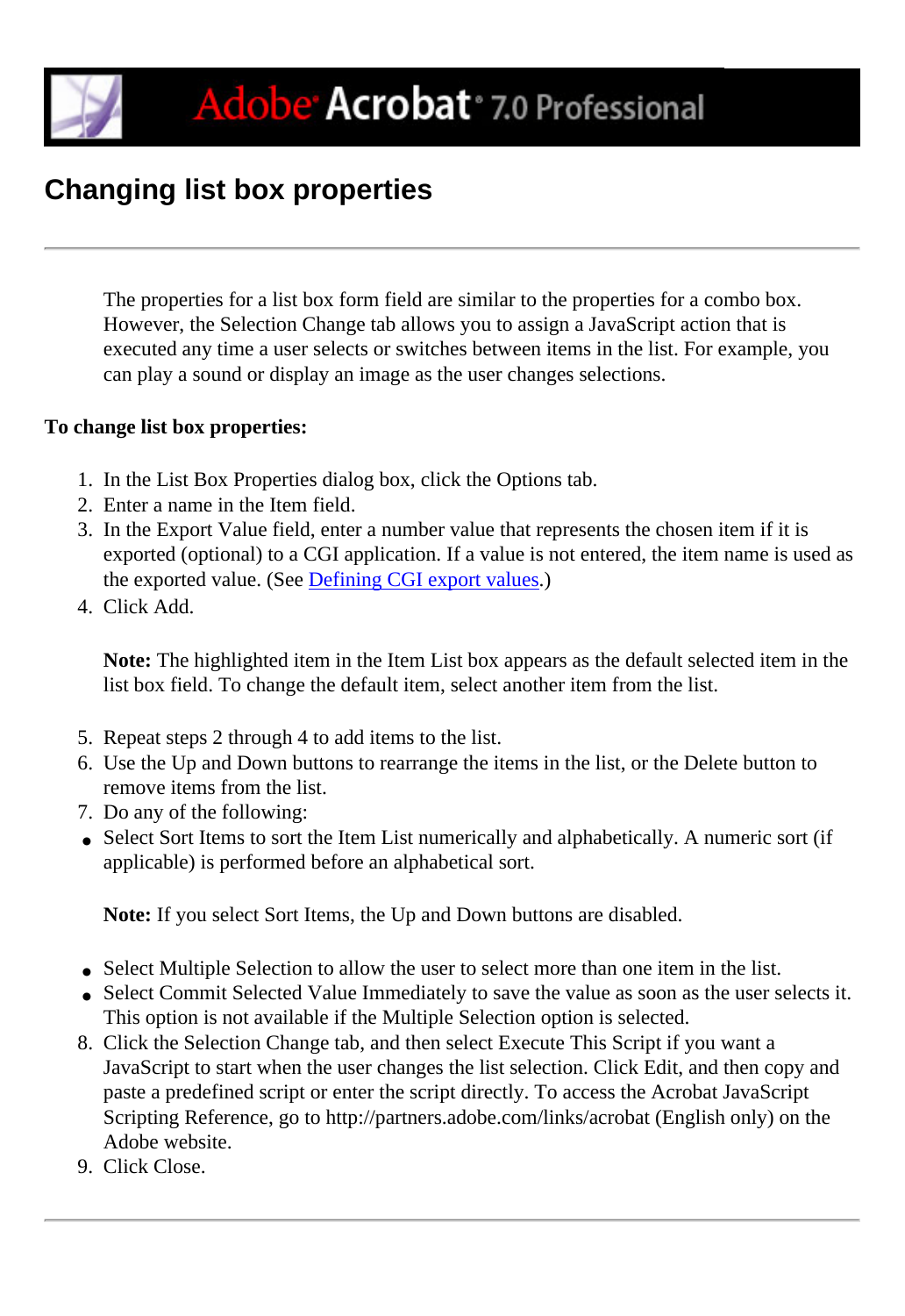# Changing list box properties

The properties for a list box form field are similar to the properties for a combo box. However, the Selection Change tab allows you to assign a JavaScript action that is executed any time a user selects or switches between items in the list. For example, you can play a sound or display an image as the user changes selections.

**To change list box properties:**

1. In the List Box Properties dialog box, click the Options tab.
2. Enter a name in the Item field.
3. In the Export Value field, enter a number value that represents the chosen item if it is exported (optional) to a CGI application. If a value is not entered, the item name is used as the exported value. (See Defining CGI export values.)
4. Click Add.

   **Note:** The highlighted item in the Item List box appears as the default selected item in the list box field. To change the default item, select another item from the list.

5. Repeat steps 2 through 4 to add items to the list.
6. Use the Up and Down buttons to rearrange the items in the list, or the Delete button to remove items from the list.
7. Do any of the following:

- Select Sort Items to sort the Item List numerically and alphabetically. A numeric sort (if applicable) is performed before an alphabetical sort.

  **Note:** If you select Sort Items, the Up and Down buttons are disabled.

- Select Multiple Selection to allow the user to select more than one item in the list.
- Select Commit Selected Value Immediately to save the value as soon as the user selects it. This option is not available if the Multiple Selection option is selected.

8. Click the Selection Change tab, and then select Execute This Script if you want a JavaScript to start when the user changes the list selection. Click Edit, and then copy and paste a predefined script or enter the script directly. To access the Acrobat JavaScript Scripting Reference, go to http://partners.adobe.com/links/acrobat (English only) on the Adobe website.
9. Click Close.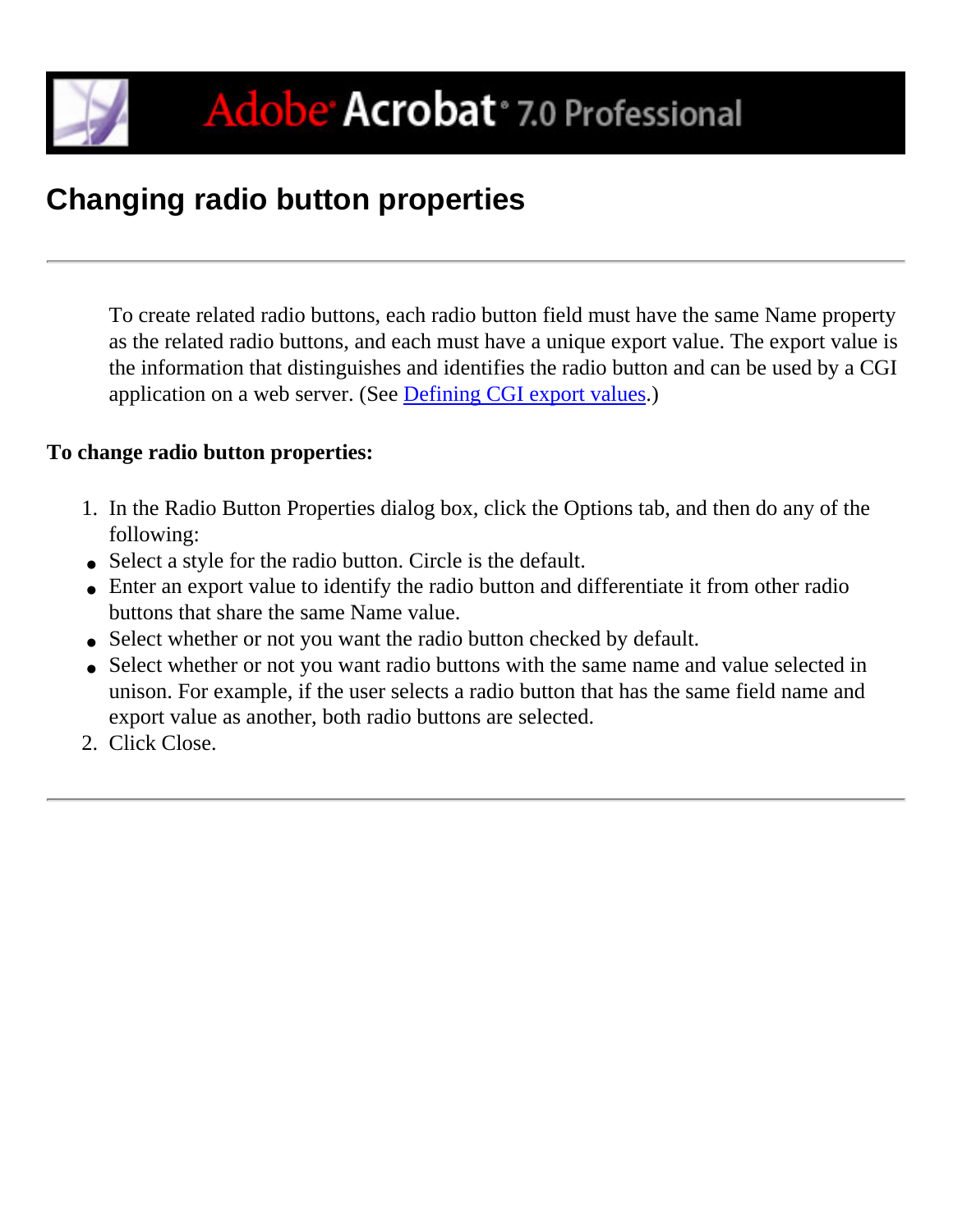# Changing radio button properties

To create related radio buttons, each radio button field must have the same Name property as the related radio buttons, and each must have a unique export value. The export value is the information that distinguishes and identifies the radio button and can be used by a CGI application on a web server. (See Defining CGI export values.)

**To change radio button properties:**

1. In the Radio Button Properties dialog box, click the Options tab, and then do any of the following:
   - Select a style for the radio button. Circle is the default.
   - Enter an export value to identify the radio button and differentiate it from other radio buttons that share the same Name value.
   - Select whether or not you want the radio button checked by default.
   - Select whether or not you want radio buttons with the same name and value selected in unison. For example, if the user selects a radio button that has the same field name and export value as another, both radio buttons are selected.
2. Click Close.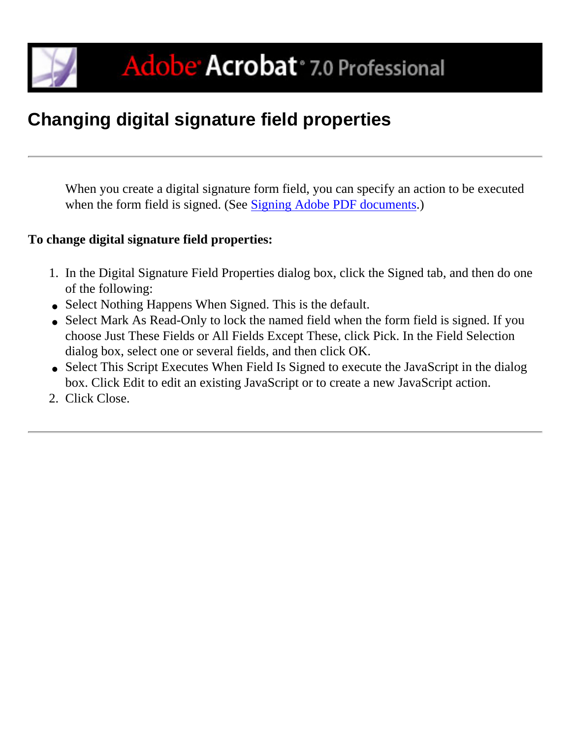# Changing digital signature field properties

When you create a digital signature form field, you can specify an action to be executed when the form field is signed. (See Signing Adobe PDF documents.)

**To change digital signature field properties:**

1. In the Digital Signature Field Properties dialog box, click the Signed tab, and then do one of the following:
   - Select Nothing Happens When Signed. This is the default.
   - Select Mark As Read-Only to lock the named field when the form field is signed. If you choose Just These Fields or All Fields Except These, click Pick. In the Field Selection dialog box, select one or several fields, and then click OK.
   - Select This Script Executes When Field Is Signed to execute the JavaScript in the dialog box. Click Edit to edit an existing JavaScript or to create a new JavaScript action.
2. Click Close.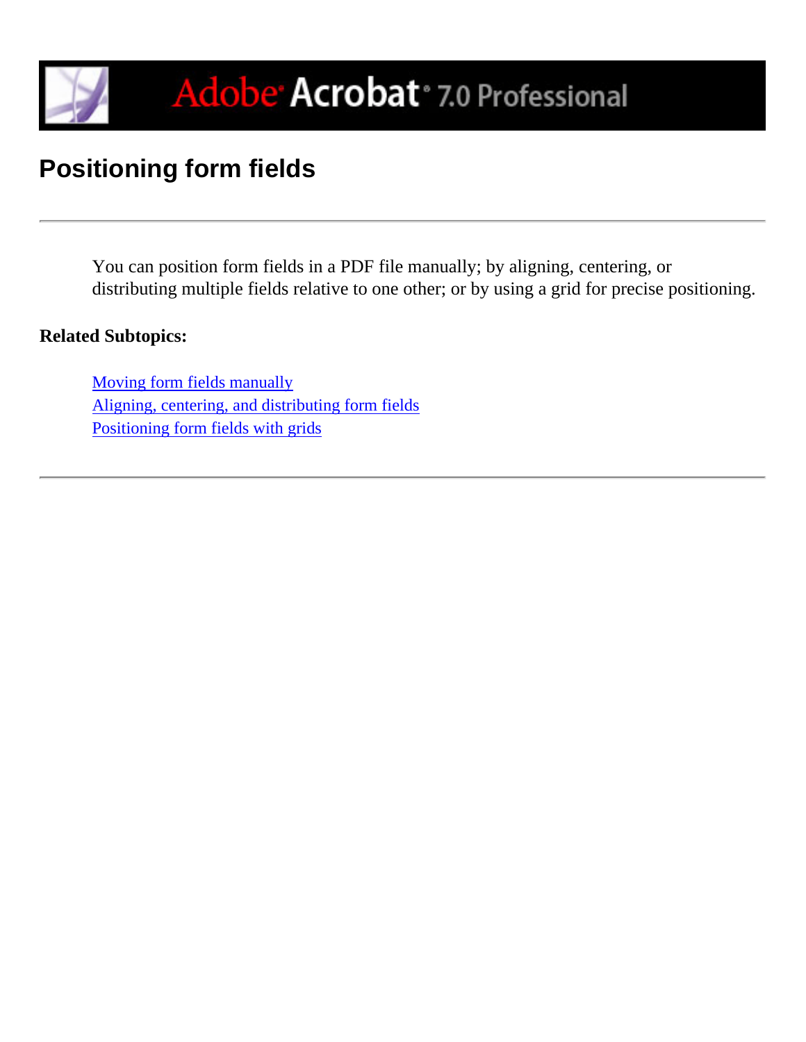# Positioning form fields

---

You can position form fields in a PDF file manually; by aligning, centering, or distributing multiple fields relative to one other; or by using a grid for precise positioning.

**Related Subtopics:**

Moving form fields manually
Aligning, centering, and distributing form fields
Positioning form fields with grids

---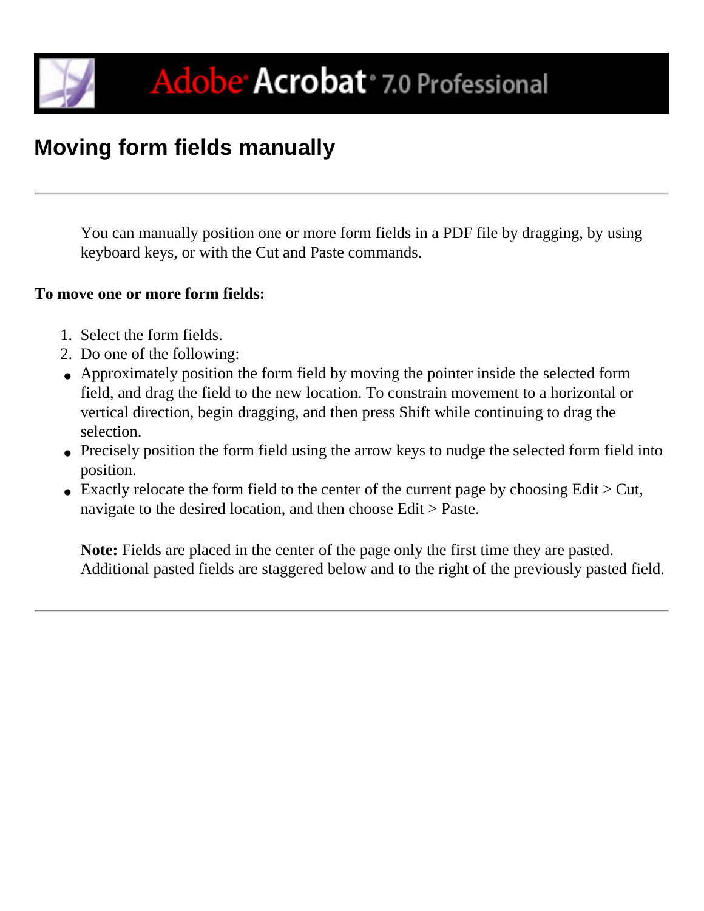# Moving form fields manually

You can manually position one or more form fields in a PDF file by dragging, by using keyboard keys, or with the Cut and Paste commands.

**To move one or more form fields:**

1. Select the form fields.
2. Do one of the following:

- Approximately position the form field by moving the pointer inside the selected form field, and drag the field to the new location. To constrain movement to a horizontal or vertical direction, begin dragging, and then press Shift while continuing to drag the selection.
- Precisely position the form field using the arrow keys to nudge the selected form field into position.
- Exactly relocate the form field to the center of the current page by choosing Edit > Cut, navigate to the desired location, and then choose Edit > Paste.

**Note:** Fields are placed in the center of the page only the first time they are pasted. Additional pasted fields are staggered below and to the right of the previously pasted field.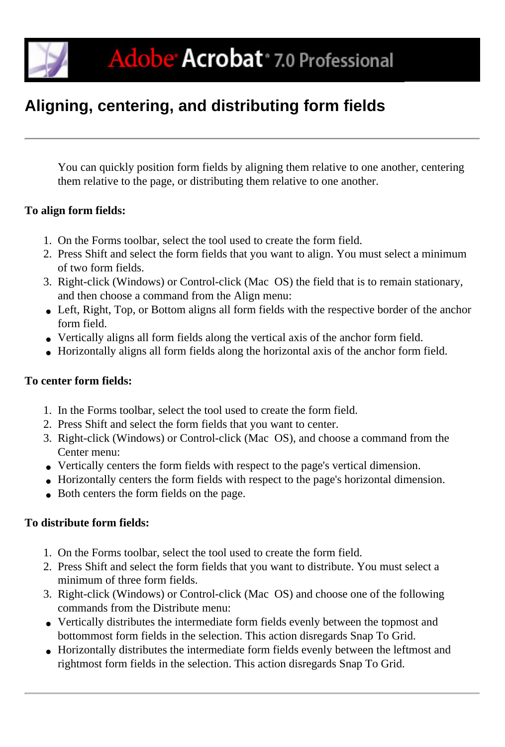# Aligning, centering, and distributing form fields

You can quickly position form fields by aligning them relative to one another, centering them relative to the page, or distributing them relative to one another.

**To align form fields:**

1. On the Forms toolbar, select the tool used to create the form field.
2. Press Shift and select the form fields that you want to align. You must select a minimum of two form fields.
3. Right-click (Windows) or Control-click (Mac OS) the field that is to remain stationary, and then choose a command from the Align menu:

- Left, Right, Top, or Bottom aligns all form fields with the respective border of the anchor form field.
- Vertically aligns all form fields along the vertical axis of the anchor form field.
- Horizontally aligns all form fields along the horizontal axis of the anchor form field.

**To center form fields:**

1. In the Forms toolbar, select the tool used to create the form field.
2. Press Shift and select the form fields that you want to center.
3. Right-click (Windows) or Control-click (Mac OS), and choose a command from the Center menu:

- Vertically centers the form fields with respect to the page's vertical dimension.
- Horizontally centers the form fields with respect to the page's horizontal dimension.
- Both centers the form fields on the page.

**To distribute form fields:**

1. On the Forms toolbar, select the tool used to create the form field.
2. Press Shift and select the form fields that you want to distribute. You must select a minimum of three form fields.
3. Right-click (Windows) or Control-click (Mac OS) and choose one of the following commands from the Distribute menu:

- Vertically distributes the intermediate form fields evenly between the topmost and bottommost form fields in the selection. This action disregards Snap To Grid.
- Horizontally distributes the intermediate form fields evenly between the leftmost and rightmost form fields in the selection. This action disregards Snap To Grid.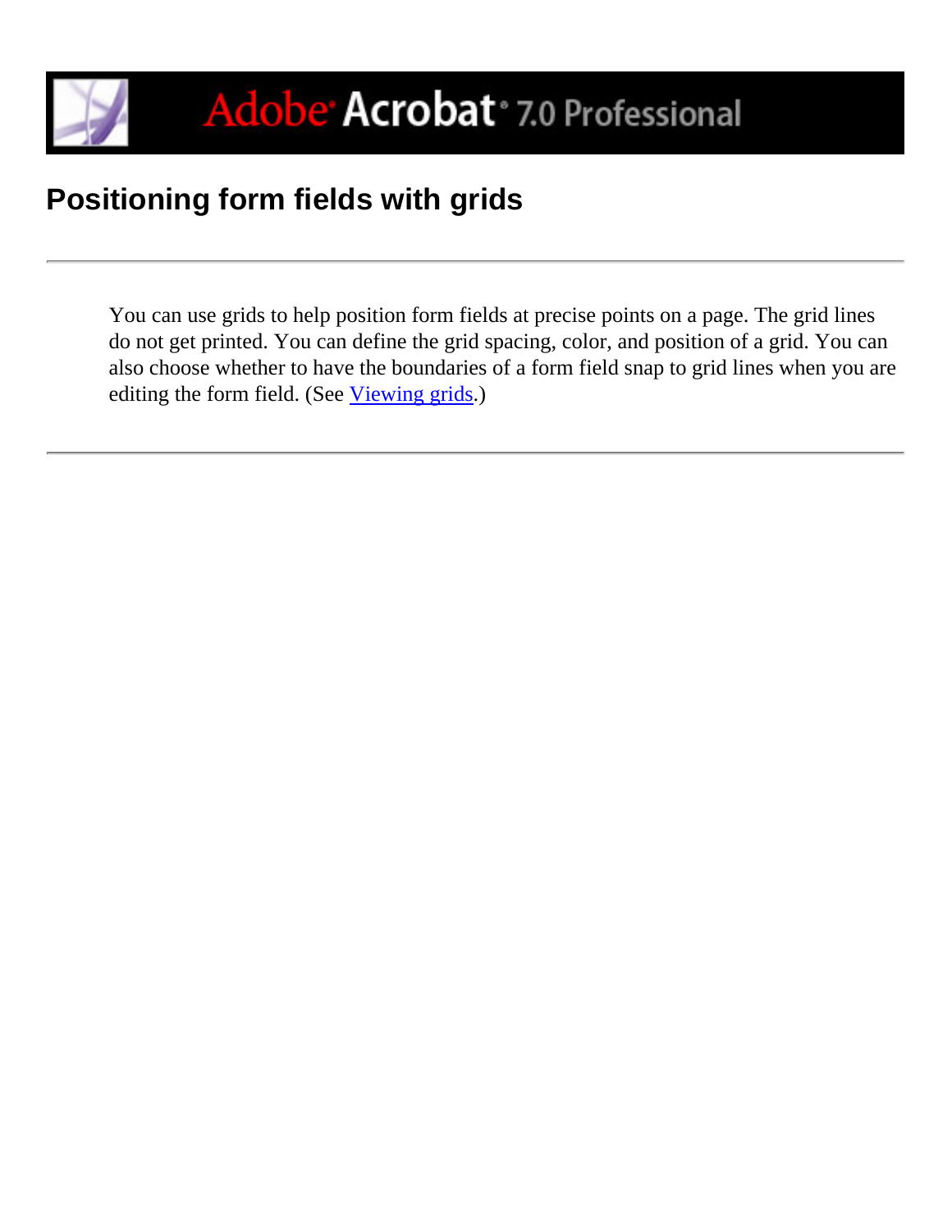# Positioning form fields with grids

---

You can use grids to help position form fields at precise points on a page. The grid lines do not get printed. You can define the grid spacing, color, and position of a grid. You can also choose whether to have the boundaries of a form field snap to grid lines when you are editing the form field. (See Viewing grids.)

---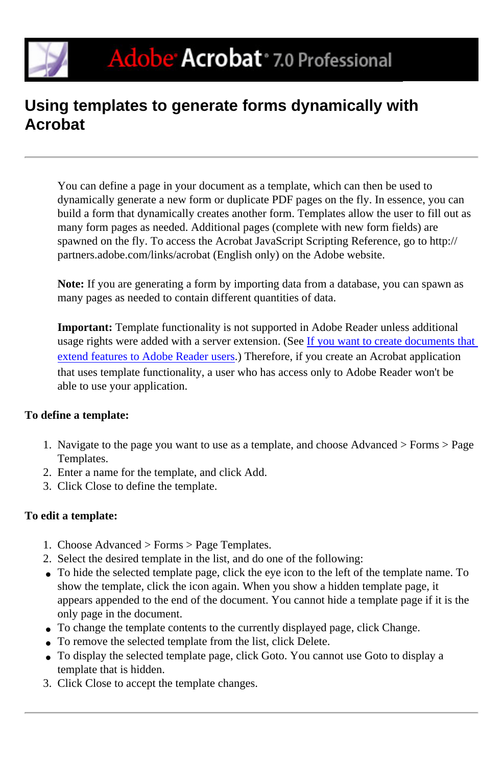# Using templates to generate forms dynamically with Acrobat

---

You can define a page in your document as a template, which can then be used to dynamically generate a new form or duplicate PDF pages on the fly. In essence, you can build a form that dynamically creates another form. Templates allow the user to fill out as many form pages as needed. Additional pages (complete with new form fields) are spawned on the fly. To access the Acrobat JavaScript Scripting Reference, go to http://partners.adobe.com/links/acrobat (English only) on the Adobe website.

**Note:** If you are generating a form by importing data from a database, you can spawn as many pages as needed to contain different quantities of data.

**Important:** Template functionality is not supported in Adobe Reader unless additional usage rights were added with a server extension. (See If you want to create documents that extend features to Adobe Reader users.) Therefore, if you create an Acrobat application that uses template functionality, a user who has access only to Adobe Reader won't be able to use your application.

**To define a template:**

1. Navigate to the page you want to use as a template, and choose Advanced > Forms > Page Templates.
2. Enter a name for the template, and click Add.
3. Click Close to define the template.

**To edit a template:**

1. Choose Advanced > Forms > Page Templates.
2. Select the desired template in the list, and do one of the following:
   - To hide the selected template page, click the eye icon to the left of the template name. To show the template, click the icon again. When you show a hidden template page, it appears appended to the end of the document. You cannot hide a template page if it is the only page in the document.
   - To change the template contents to the currently displayed page, click Change.
   - To remove the selected template from the list, click Delete.
   - To display the selected template page, click Goto. You cannot use Goto to display a template that is hidden.
3. Click Close to accept the template changes.

---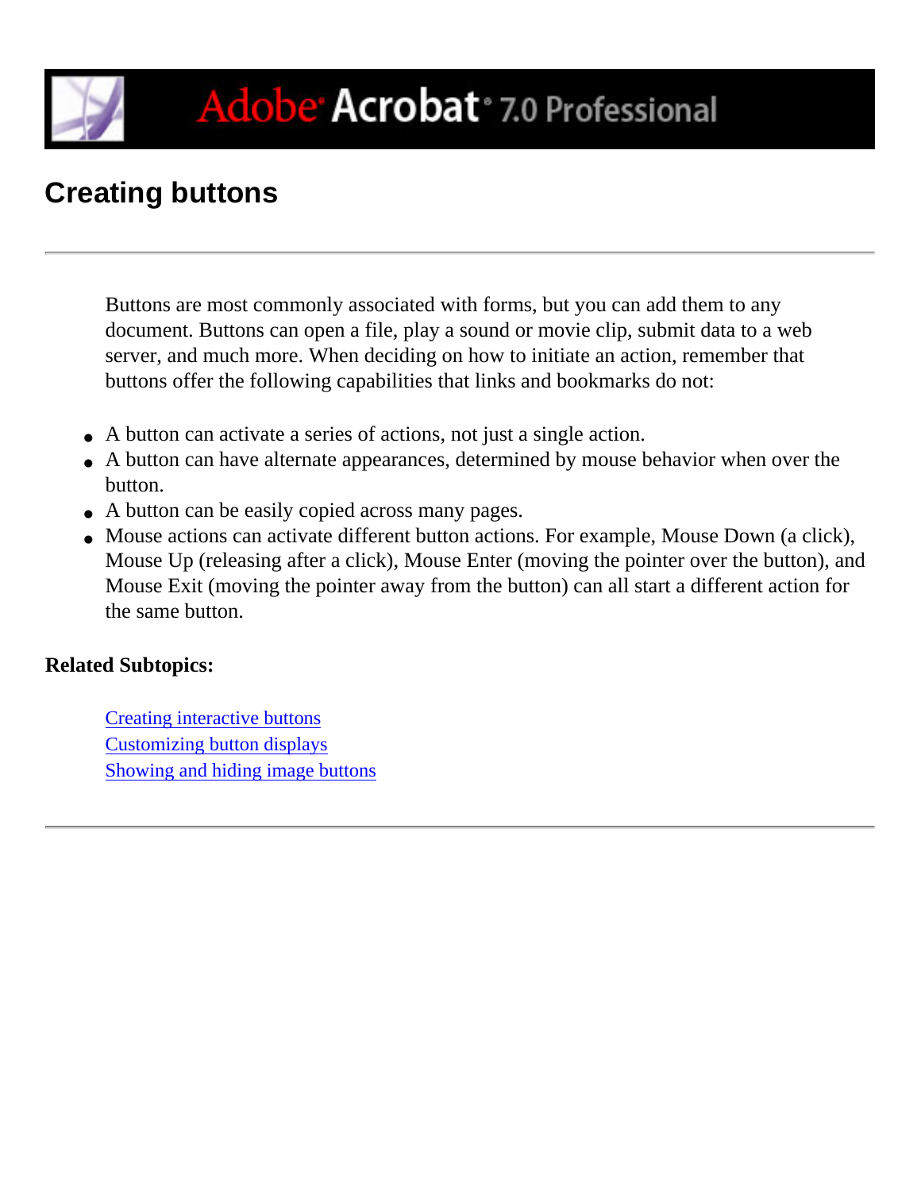# Creating buttons

---

Buttons are most commonly associated with forms, but you can add them to any document. Buttons can open a file, play a sound or movie clip, submit data to a web server, and much more. When deciding on how to initiate an action, remember that buttons offer the following capabilities that links and bookmarks do not:

- A button can activate a series of actions, not just a single action.
- A button can have alternate appearances, determined by mouse behavior when over the button.
- A button can be easily copied across many pages.
- Mouse actions can activate different button actions. For example, Mouse Down (a click), Mouse Up (releasing after a click), Mouse Enter (moving the pointer over the button), and Mouse Exit (moving the pointer away from the button) can all start a different action for the same button.

**Related Subtopics:**

Creating interactive buttons
Customizing button displays
Showing and hiding image buttons

---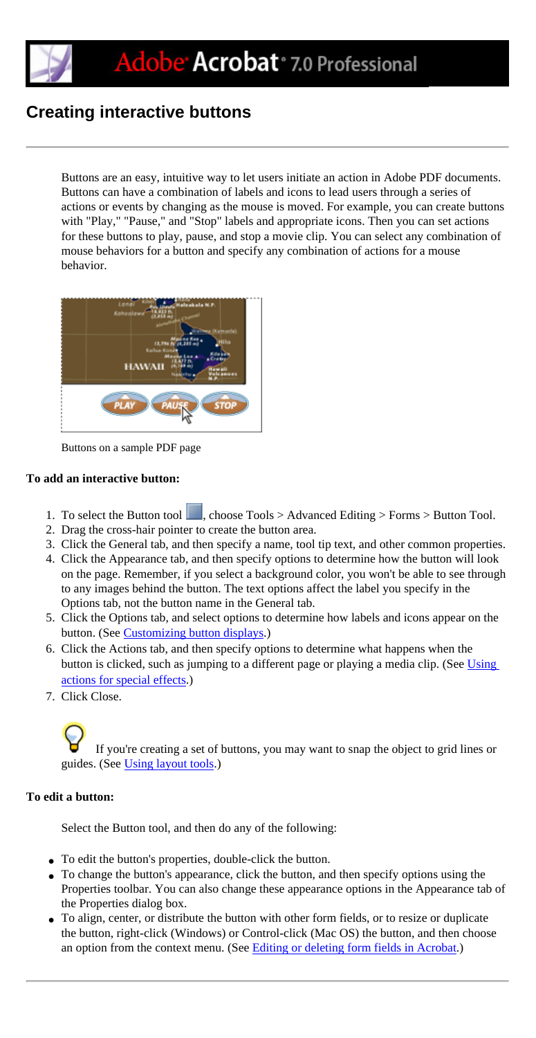# Creating interactive buttons

Buttons are an easy, intuitive way to let users initiate an action in Adobe PDF documents. Buttons can have a combination of labels and icons to lead users through a series of actions or events by changing as the mouse is moved. For example, you can create buttons with "Play," "Pause," and "Stop" labels and appropriate icons. Then you can set actions for these buttons to play, pause, and stop a movie clip. You can select any combination of mouse behaviors for a button and specify any combination of actions for a mouse behavior.

Buttons on a sample PDF page

**To add an interactive button:**

1. To select the Button tool, choose Tools > Advanced Editing > Forms > Button Tool.
2. Drag the cross-hair pointer to create the button area.
3. Click the General tab, and then specify a name, tool tip text, and other common properties.
4. Click the Appearance tab, and then specify options to determine how the button will look on the page. Remember, if you select a background color, you won't be able to see through to any images behind the button. The text options affect the label you specify in the Options tab, not the button name in the General tab.
5. Click the Options tab, and select options to determine how labels and icons appear on the button. (See Customizing button displays.)
6. Click the Actions tab, and then specify options to determine what happens when the button is clicked, such as jumping to a different page or playing a media clip. (See Using actions for special effects.)
7. Click Close.

If you're creating a set of buttons, you may want to snap the object to grid lines or guides. (See Using layout tools.)

**To edit a button:**

Select the Button tool, and then do any of the following:

- To edit the button's properties, double-click the button.
- To change the button's appearance, click the button, and then specify options using the Properties toolbar. You can also change these appearance options in the Appearance tab of the Properties dialog box.
- To align, center, or distribute the button with other form fields, or to resize or duplicate the button, right-click (Windows) or Control-click (Mac OS) the button, and then choose an option from the context menu. (See Editing or deleting form fields in Acrobat.)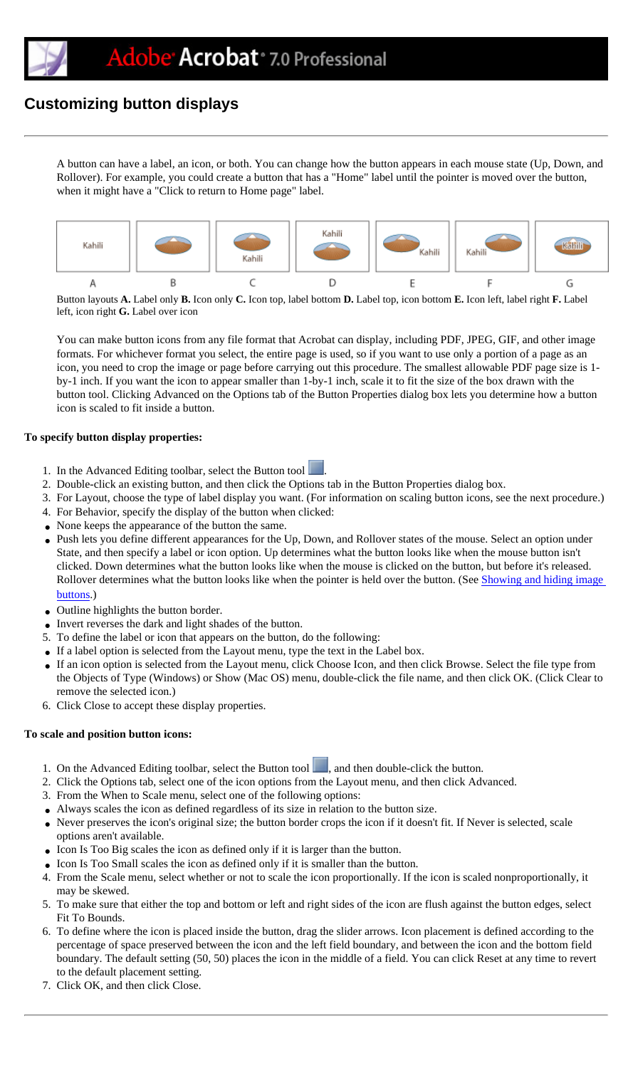## Customizing button displays

A button can have a label, an icon, or both. You can change how the button appears in each mouse state (Up, Down, and Rollover). For example, you could create a button that has a "Home" label until the pointer is moved over the button, when it might have a "Click to return to Home page" label.

Button layouts **A.** Label only **B.** Icon only **C.** Icon top, label bottom **D.** Label top, icon bottom **E.** Icon left, label right **F.** Label left, icon right **G.** Label over icon

You can make button icons from any file format that Acrobat can display, including PDF, JPEG, GIF, and other image formats. For whichever format you select, the entire page is used, so if you want to use only a portion of a page as an icon, you need to crop the image or page before carrying out this procedure. The smallest allowable PDF page size is 1-by-1 inch. If you want the icon to appear smaller than 1-by-1 inch, scale it to fit the size of the box drawn with the button tool. Clicking Advanced on the Options tab of the Button Properties dialog box lets you determine how a button icon is scaled to fit inside a button.

**To specify button display properties:**

1. In the Advanced Editing toolbar, select the Button tool.
2. Double-click an existing button, and then click the Options tab in the Button Properties dialog box.
3. For Layout, choose the type of label display you want. (For information on scaling button icons, see the next procedure.)
4. For Behavior, specify the display of the button when clicked:
   - None keeps the appearance of the button the same.
   - Push lets you define different appearances for the Up, Down, and Rollover states of the mouse. Select an option under State, and then specify a label or icon option. Up determines what the button looks like when the mouse button isn't clicked. Down determines what the button looks like when the mouse is clicked on the button, but before it's released. Rollover determines what the button looks like when the pointer is held over the button. (See Showing and hiding image buttons.)
   - Outline highlights the button border.
   - Invert reverses the dark and light shades of the button.
5. To define the label or icon that appears on the button, do the following:
   - If a label option is selected from the Layout menu, type the text in the Label box.
   - If an icon option is selected from the Layout menu, click Choose Icon, and then click Browse. Select the file type from the Objects of Type (Windows) or Show (Mac OS) menu, double-click the file name, and then click OK. (Click Clear to remove the selected icon.)
6. Click Close to accept these display properties.

**To scale and position button icons:**

1. On the Advanced Editing toolbar, select the Button tool, and then double-click the button.
2. Click the Options tab, select one of the icon options from the Layout menu, and then click Advanced.
3. From the When to Scale menu, select one of the following options:
   - Always scales the icon as defined regardless of its size in relation to the button size.
   - Never preserves the icon's original size; the button border crops the icon if it doesn't fit. If Never is selected, scale options aren't available.
   - Icon Is Too Big scales the icon as defined only if it is larger than the button.
   - Icon Is Too Small scales the icon as defined only if it is smaller than the button.
4. From the Scale menu, select whether or not to scale the icon proportionally. If the icon is scaled nonproportionally, it may be skewed.
5. To make sure that either the top and bottom or left and right sides of the icon are flush against the button edges, select Fit To Bounds.
6. To define where the icon is placed inside the button, drag the slider arrows. Icon placement is defined according to the percentage of space preserved between the icon and the left field boundary, and between the icon and the bottom field boundary. The default setting (50, 50) places the icon in the middle of a field. You can click Reset at any time to revert to the default placement setting.
7. Click OK, and then click Close.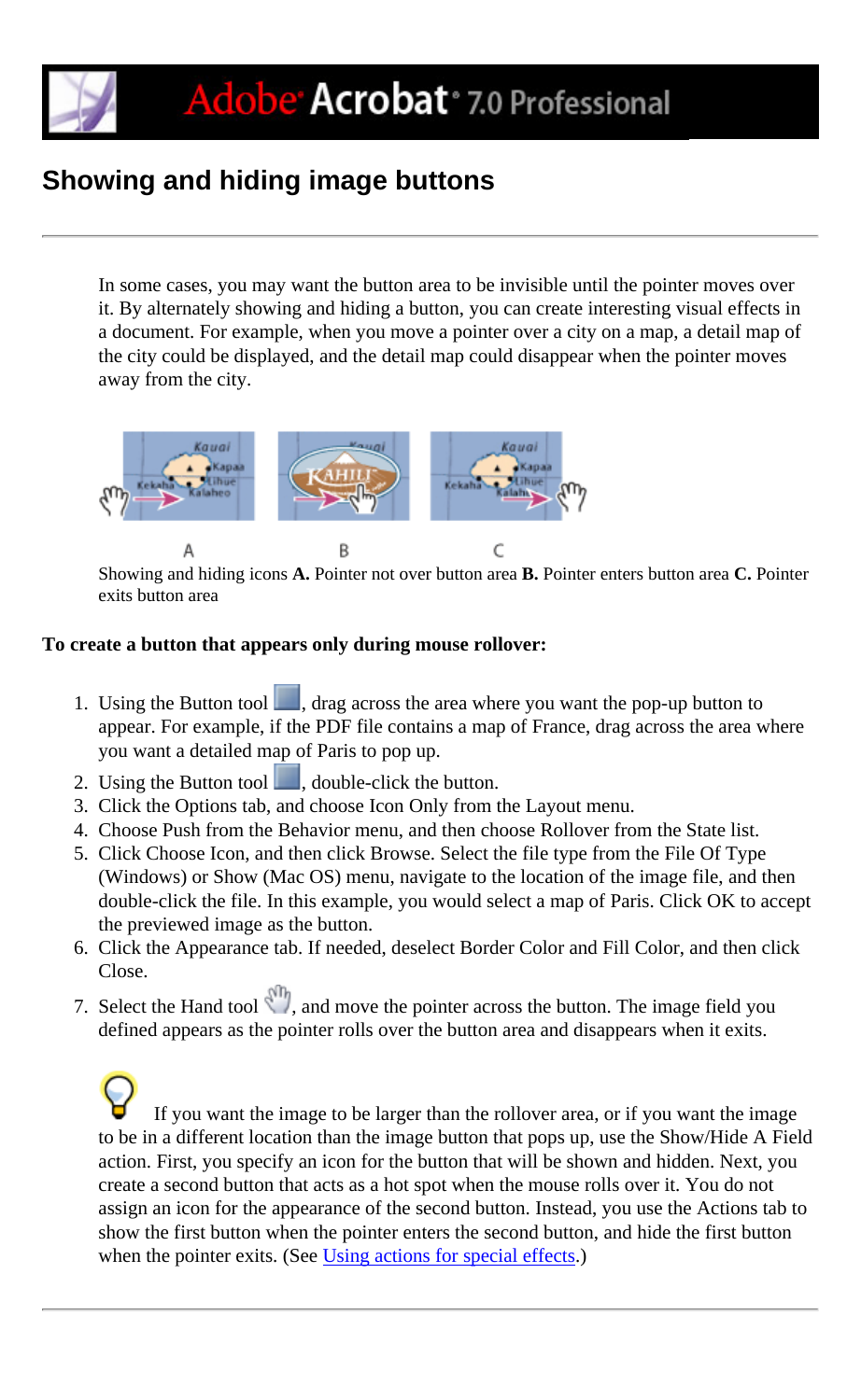# Showing and hiding image buttons

In some cases, you may want the button area to be invisible until the pointer moves over it. By alternately showing and hiding a button, you can create interesting visual effects in a document. For example, when you move a pointer over a city on a map, a detail map of the city could be displayed, and the detail map could disappear when the pointer moves away from the city.

Showing and hiding icons **A.** Pointer not over button area **B.** Pointer enters button area **C.** Pointer exits button area

**To create a button that appears only during mouse rollover:**

1. Using the Button tool, drag across the area where you want the pop-up button to appear. For example, if the PDF file contains a map of France, drag across the area where you want a detailed map of Paris to pop up.
2. Using the Button tool, double-click the button.
3. Click the Options tab, and choose Icon Only from the Layout menu.
4. Choose Push from the Behavior menu, and then choose Rollover from the State list.
5. Click Choose Icon, and then click Browse. Select the file type from the File Of Type (Windows) or Show (Mac OS) menu, navigate to the location of the image file, and then double-click the file. In this example, you would select a map of Paris. Click OK to accept the previewed image as the button.
6. Click the Appearance tab. If needed, deselect Border Color and Fill Color, and then click Close.
7. Select the Hand tool, and move the pointer across the button. The image field you defined appears as the pointer rolls over the button area and disappears when it exits.

If you want the image to be larger than the rollover area, or if you want the image to be in a different location than the image button that pops up, use the Show/Hide A Field action. First, you specify an icon for the button that will be shown and hidden. Next, you create a second button that acts as a hot spot when the mouse rolls over it. You do not assign an icon for the appearance of the second button. Instead, you use the Actions tab to show the first button when the pointer enters the second button, and hide the first button when the pointer exits. (See Using actions for special effects.)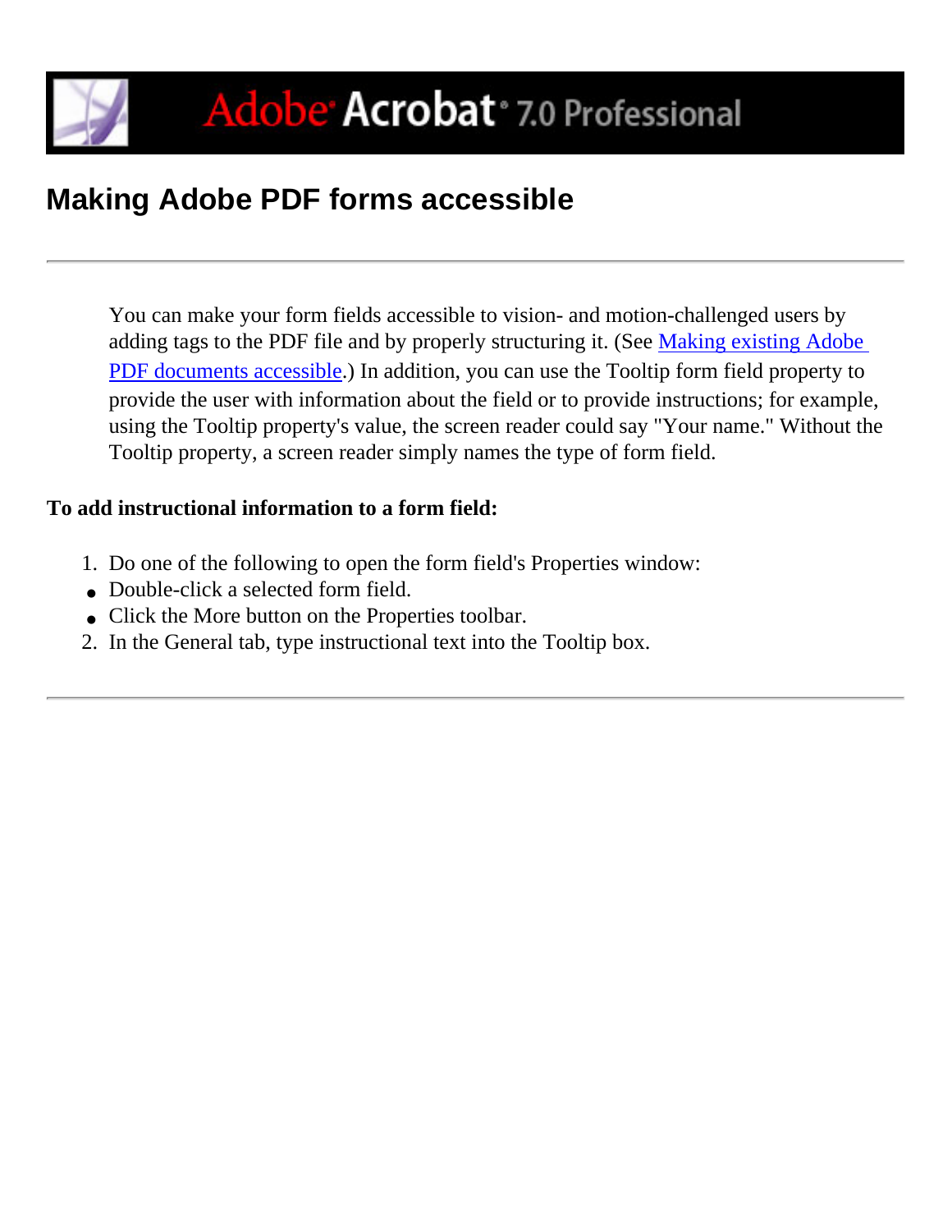# Making Adobe PDF forms accessible

You can make your form fields accessible to vision- and motion-challenged users by adding tags to the PDF file and by properly structuring it. (See [Making existing Adobe PDF documents accessible].) In addition, you can use the Tooltip form field property to provide the user with information about the field or to provide instructions; for example, using the Tooltip property's value, the screen reader could say "Your name." Without the Tooltip property, a screen reader simply names the type of form field.

**To add instructional information to a form field:**

1. Do one of the following to open the form field's Properties window:
   - Double-click a selected form field.
   - Click the More button on the Properties toolbar.
2. In the General tab, type instructional text into the Tooltip box.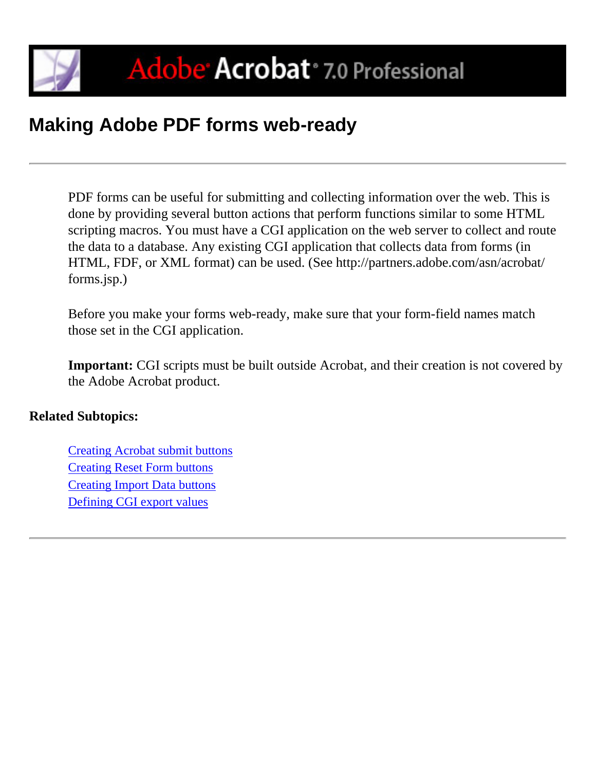# Making Adobe PDF forms web-ready

PDF forms can be useful for submitting and collecting information over the web. This is done by providing several button actions that perform functions similar to some HTML scripting macros. You must have a CGI application on the web server to collect and route the data to a database. Any existing CGI application that collects data from forms (in HTML, FDF, or XML format) can be used. (See http://partners.adobe.com/asn/acrobat/forms.jsp.)

Before you make your forms web-ready, make sure that your form-field names match those set in the CGI application.

**Important:** CGI scripts must be built outside Acrobat, and their creation is not covered by the Adobe Acrobat product.

**Related Subtopics:**

Creating Acrobat submit buttons
Creating Reset Form buttons
Creating Import Data buttons
Defining CGI export values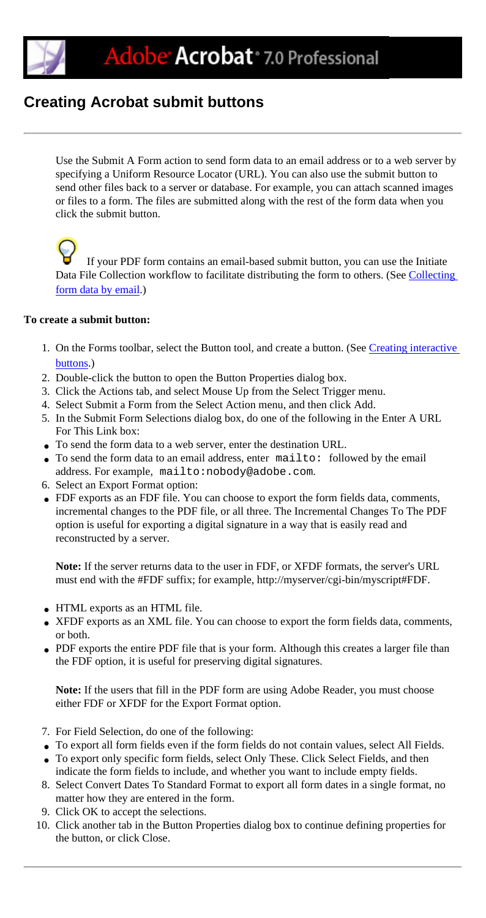# Creating Acrobat submit buttons

Use the Submit A Form action to send form data to an email address or to a web server by specifying a Uniform Resource Locator (URL). You can also use the submit button to send other files back to a server or database. For example, you can attach scanned images or files to a form. The files are submitted along with the rest of the form data when you click the submit button.

If your PDF form contains an email-based submit button, you can use the Initiate Data File Collection workflow to facilitate distributing the form to others. (See Collecting form data by email.)

**To create a submit button:**

1. On the Forms toolbar, select the Button tool, and create a button. (See Creating interactive buttons.)
2. Double-click the button to open the Button Properties dialog box.
3. Click the Actions tab, and select Mouse Up from the Select Trigger menu.
4. Select Submit a Form from the Select Action menu, and then click Add.
5. In the Submit Form Selections dialog box, do one of the following in the Enter A URL For This Link box:
   - To send the form data to a web server, enter the destination URL.
   - To send the form data to an email address, enter `mailto:` followed by the email address. For example, `mailto:nobody@adobe.com`.
6. Select an Export Format option:
   - FDF exports as an FDF file. You can choose to export the form fields data, comments, incremental changes to the PDF file, or all three. The Incremental Changes To The PDF option is useful for exporting a digital signature in a way that is easily read and reconstructed by a server.

     **Note:** If the server returns data to the user in FDF, or XFDF formats, the server's URL must end with the #FDF suffix; for example, http://myserver/cgi-bin/myscript#FDF.

   - HTML exports as an HTML file.
   - XFDF exports as an XML file. You can choose to export the form fields data, comments, or both.
   - PDF exports the entire PDF file that is your form. Although this creates a larger file than the FDF option, it is useful for preserving digital signatures.

     **Note:** If the users that fill in the PDF form are using Adobe Reader, you must choose either FDF or XFDF for the Export Format option.

7. For Field Selection, do one of the following:
   - To export all form fields even if the form fields do not contain values, select All Fields.
   - To export only specific form fields, select Only These. Click Select Fields, and then indicate the form fields to include, and whether you want to include empty fields.
8. Select Convert Dates To Standard Format to export all form dates in a single format, no matter how they are entered in the form.
9. Click OK to accept the selections.
10. Click another tab in the Button Properties dialog box to continue defining properties for the button, or click Close.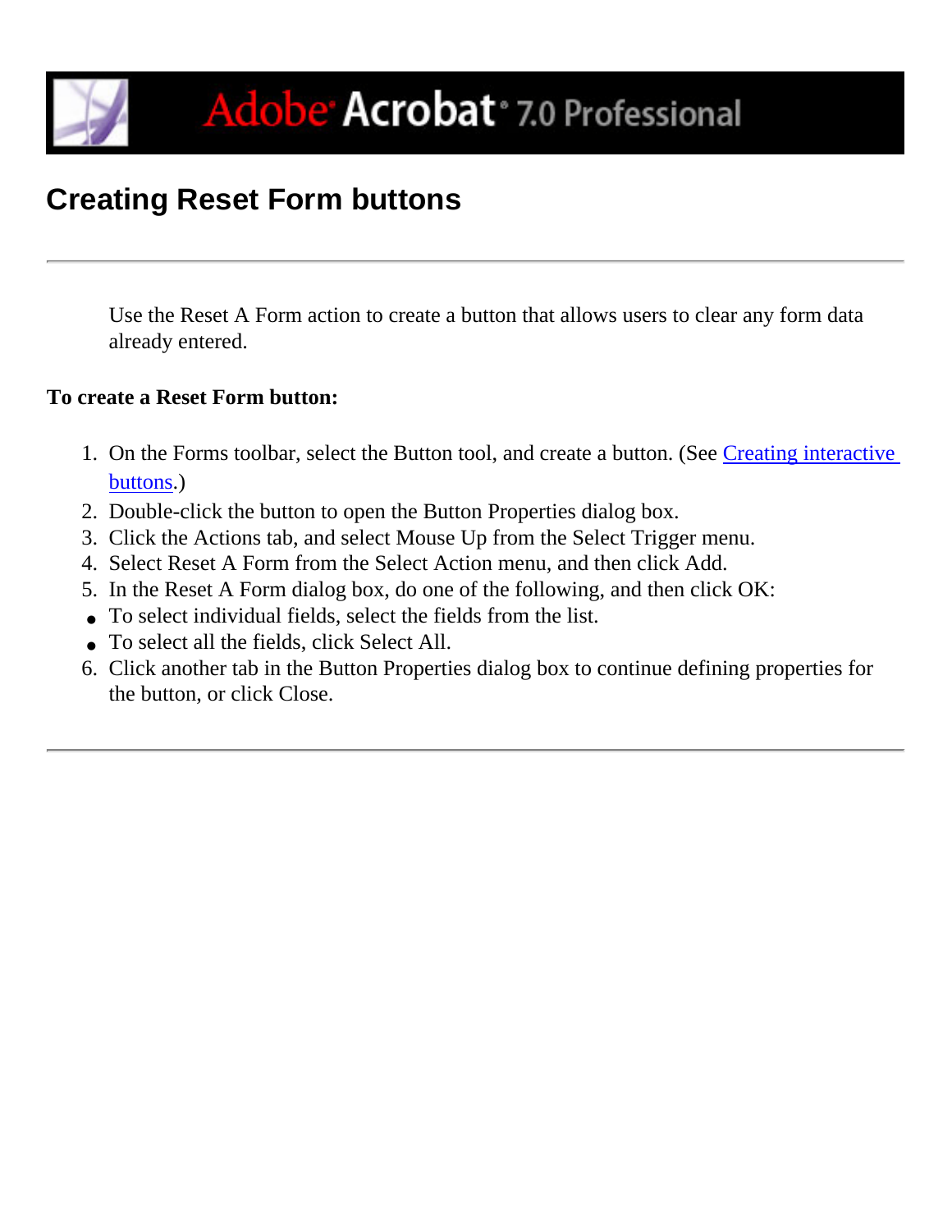# Creating Reset Form buttons

Use the Reset A Form action to create a button that allows users to clear any form data already entered.

**To create a Reset Form button:**

1. On the Forms toolbar, select the Button tool, and create a button. (See Creating interactive buttons.)
2. Double-click the button to open the Button Properties dialog box.
3. Click the Actions tab, and select Mouse Up from the Select Trigger menu.
4. Select Reset A Form from the Select Action menu, and then click Add.
5. In the Reset A Form dialog box, do one of the following, and then click OK:
   - To select individual fields, select the fields from the list.
   - To select all the fields, click Select All.
6. Click another tab in the Button Properties dialog box to continue defining properties for the button, or click Close.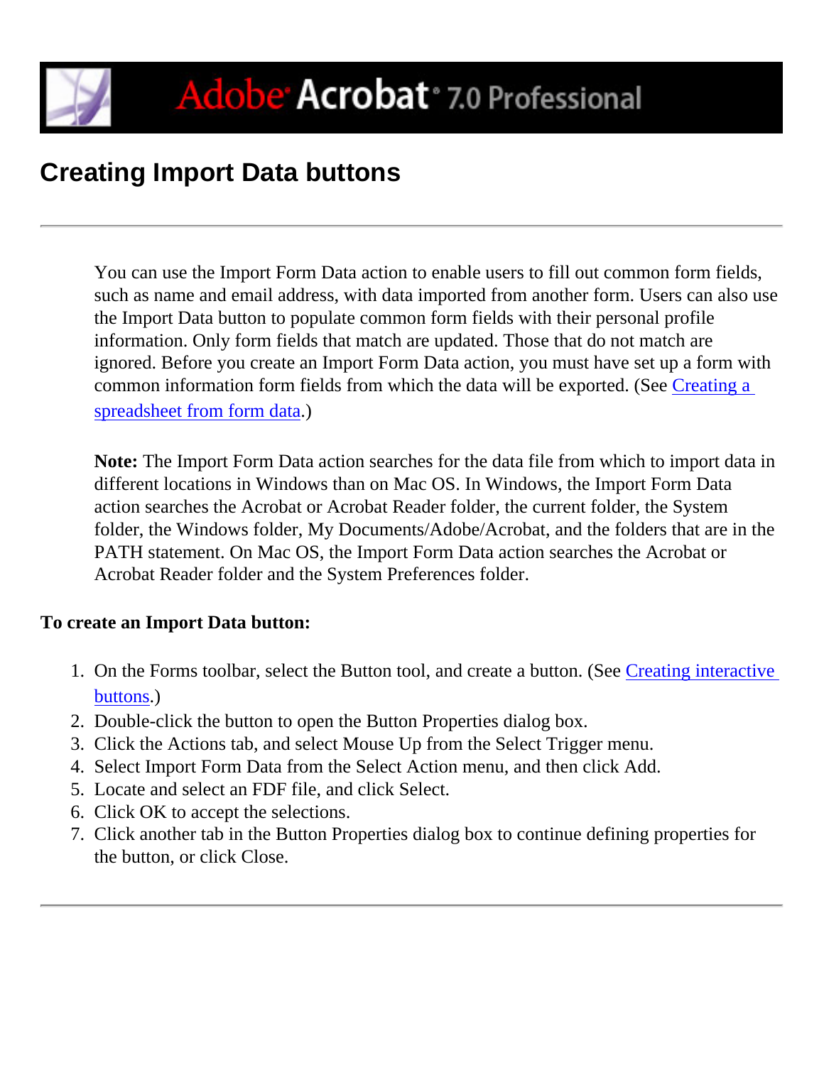# Creating Import Data buttons

---

You can use the Import Form Data action to enable users to fill out common form fields, such as name and email address, with data imported from another form. Users can also use the Import Data button to populate common form fields with their personal profile information. Only form fields that match are updated. Those that do not match are ignored. Before you create an Import Form Data action, you must have set up a form with common information form fields from which the data will be exported. (See Creating a spreadsheet from form data.)

**Note:** The Import Form Data action searches for the data file from which to import data in different locations in Windows than on Mac OS. In Windows, the Import Form Data action searches the Acrobat or Acrobat Reader folder, the current folder, the System folder, the Windows folder, My Documents/Adobe/Acrobat, and the folders that are in the PATH statement. On Mac OS, the Import Form Data action searches the Acrobat or Acrobat Reader folder and the System Preferences folder.

**To create an Import Data button:**

1. On the Forms toolbar, select the Button tool, and create a button. (See Creating interactive buttons.)
2. Double-click the button to open the Button Properties dialog box.
3. Click the Actions tab, and select Mouse Up from the Select Trigger menu.
4. Select Import Form Data from the Select Action menu, and then click Add.
5. Locate and select an FDF file, and click Select.
6. Click OK to accept the selections.
7. Click another tab in the Button Properties dialog box to continue defining properties for the button, or click Close.

---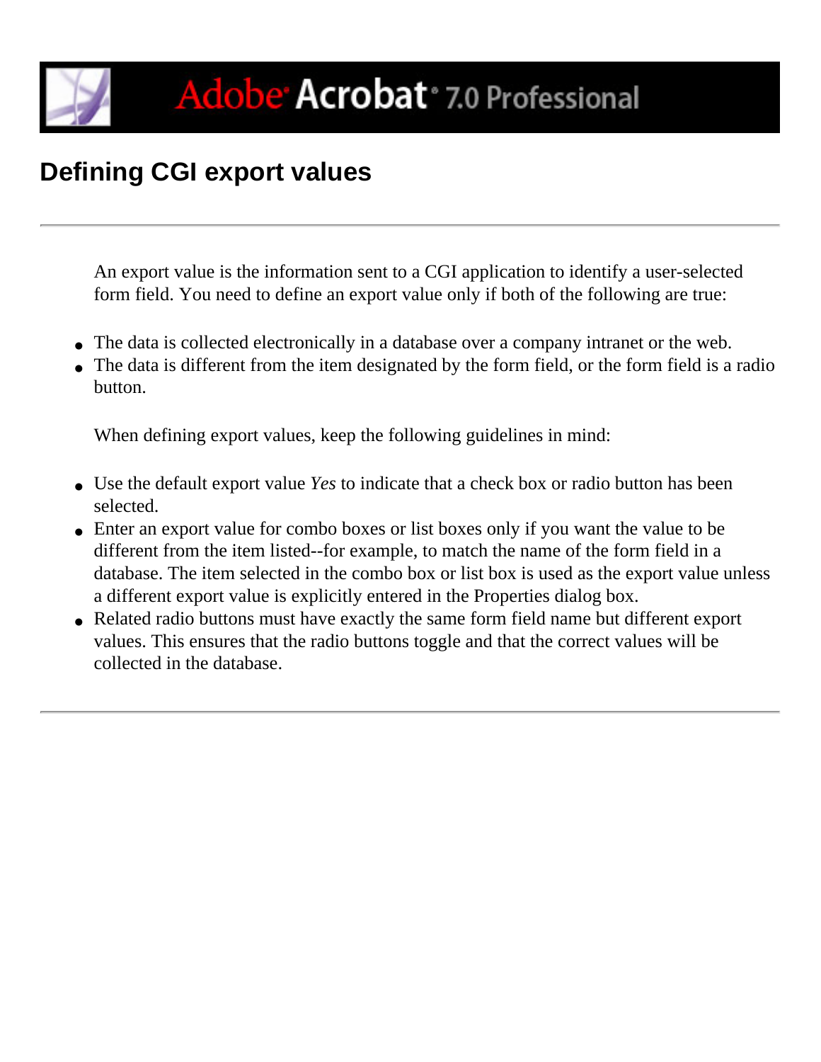# Defining CGI export values

An export value is the information sent to a CGI application to identify a user-selected form field. You need to define an export value only if both of the following are true:

- The data is collected electronically in a database over a company intranet or the web.
- The data is different from the item designated by the form field, or the form field is a radio button.

When defining export values, keep the following guidelines in mind:

- Use the default export value *Yes* to indicate that a check box or radio button has been selected.
- Enter an export value for combo boxes or list boxes only if you want the value to be different from the item listed--for example, to match the name of the form field in a database. The item selected in the combo box or list box is used as the export value unless a different export value is explicitly entered in the Properties dialog box.
- Related radio buttons must have exactly the same form field name but different export values. This ensures that the radio buttons toggle and that the correct values will be collected in the database.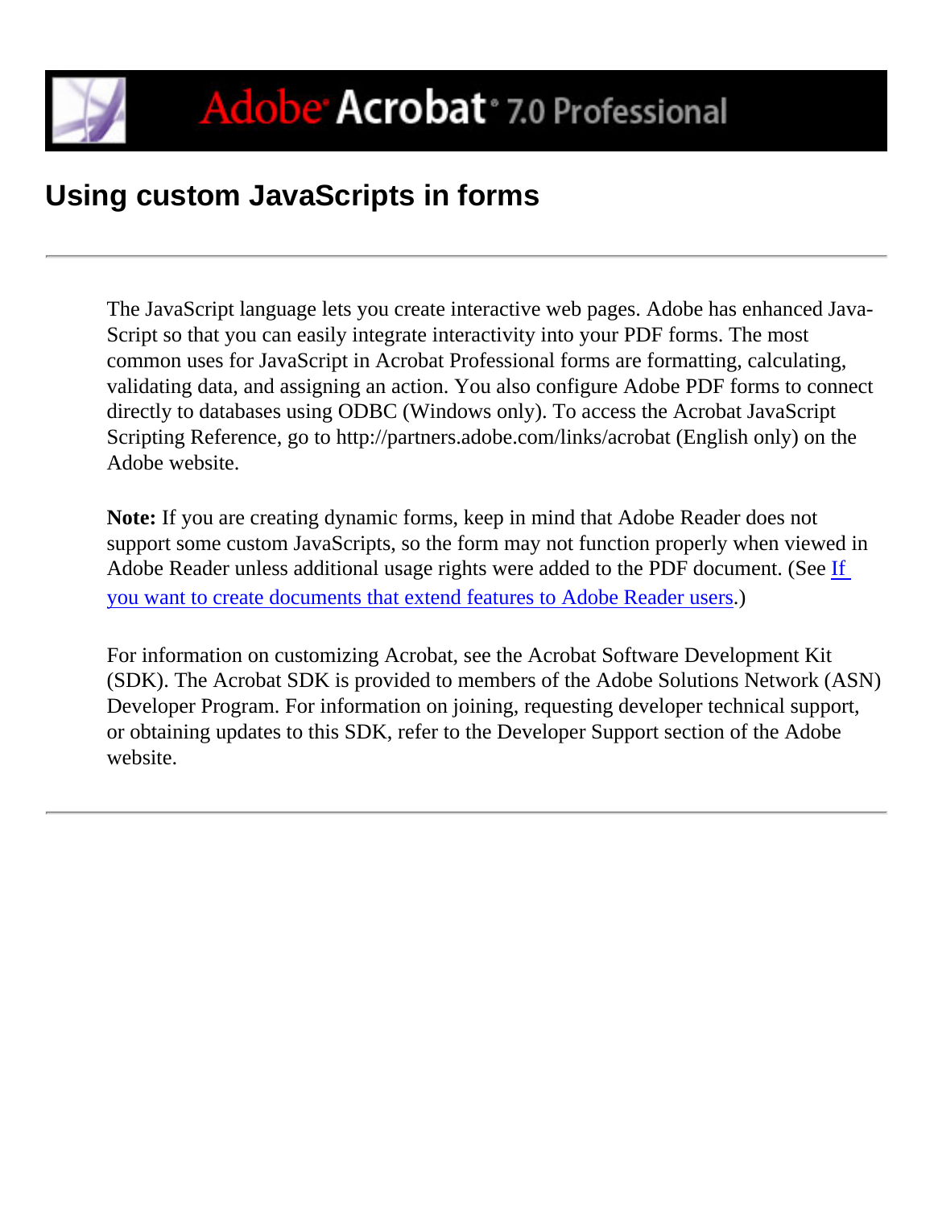# Using custom JavaScripts in forms

The JavaScript language lets you create interactive web pages. Adobe has enhanced JavaScript so that you can easily integrate interactivity into your PDF forms. The most common uses for JavaScript in Acrobat Professional forms are formatting, calculating, validating data, and assigning an action. You also configure Adobe PDF forms to connect directly to databases using ODBC (Windows only). To access the Acrobat JavaScript Scripting Reference, go to http://partners.adobe.com/links/acrobat (English only) on the Adobe website.

**Note:** If you are creating dynamic forms, keep in mind that Adobe Reader does not support some custom JavaScripts, so the form may not function properly when viewed in Adobe Reader unless additional usage rights were added to the PDF document. (See If you want to create documents that extend features to Adobe Reader users.)

For information on customizing Acrobat, see the Acrobat Software Development Kit (SDK). The Acrobat SDK is provided to members of the Adobe Solutions Network (ASN) Developer Program. For information on joining, requesting developer technical support, or obtaining updates to this SDK, refer to the Developer Support section of the Adobe website.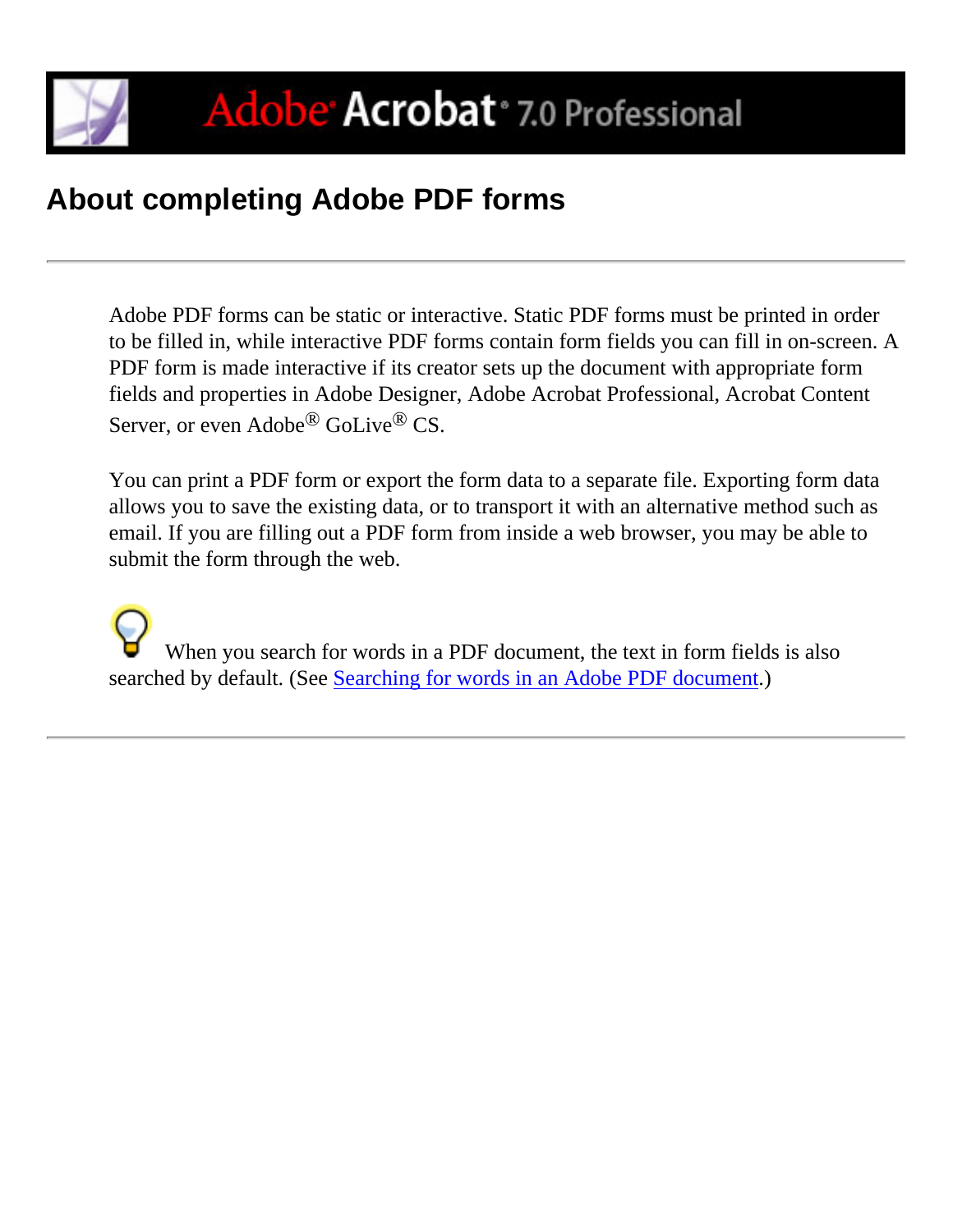# About completing Adobe PDF forms

Adobe PDF forms can be static or interactive. Static PDF forms must be printed in order to be filled in, while interactive PDF forms contain form fields you can fill in on-screen. A PDF form is made interactive if its creator sets up the document with appropriate form fields and properties in Adobe Designer, Adobe Acrobat Professional, Acrobat Content Server, or even Adobe® GoLive® CS.

You can print a PDF form or export the form data to a separate file. Exporting form data allows you to save the existing data, or to transport it with an alternative method such as email. If you are filling out a PDF form from inside a web browser, you may be able to submit the form through the web.

When you search for words in a PDF document, the text in form fields is also searched by default. (See Searching for words in an Adobe PDF document.)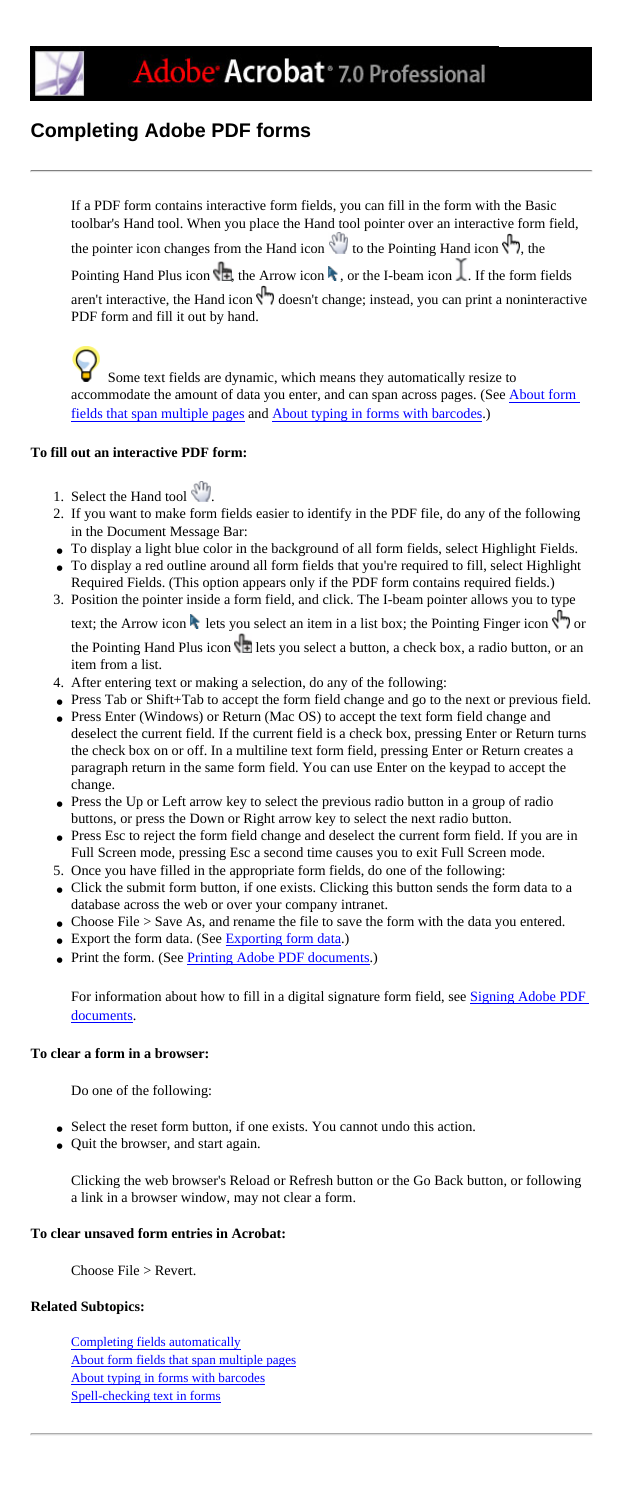# Completing Adobe PDF forms

If a PDF form contains interactive form fields, you can fill in the form with the Basic toolbar's Hand tool. When you place the Hand tool pointer over an interactive form field, the pointer icon changes from the Hand icon to the Pointing Hand icon, the Pointing Hand Plus icon, the Arrow icon, or the I-beam icon. If the form fields aren't interactive, the Hand icon doesn't change; instead, you can print a noninteractive PDF form and fill it out by hand.

Some text fields are dynamic, which means they automatically resize to accommodate the amount of data you enter, and can span across pages. (See About form fields that span multiple pages and About typing in forms with barcodes.)

**To fill out an interactive PDF form:**

1. Select the Hand tool.
2. If you want to make form fields easier to identify in the PDF file, do any of the following in the Document Message Bar:
   - To display a light blue color in the background of all form fields, select Highlight Fields.
   - To display a red outline around all form fields that you're required to fill, select Highlight Required Fields. (This option appears only if the PDF form contains required fields.)
3. Position the pointer inside a form field, and click. The I-beam pointer allows you to type text; the Arrow icon lets you select an item in a list box; the Pointing Finger icon or the Pointing Hand Plus icon lets you select a button, a check box, a radio button, or an item from a list.
4. After entering text or making a selection, do any of the following:
   - Press Tab or Shift+Tab to accept the form field change and go to the next or previous field.
   - Press Enter (Windows) or Return (Mac OS) to accept the text form field change and deselect the current field. If the current field is a check box, pressing Enter or Return turns the check box on or off. In a multiline text form field, pressing Enter or Return creates a paragraph return in the same form field. You can use Enter on the keypad to accept the change.
   - Press the Up or Left arrow key to select the previous radio button in a group of radio buttons, or press the Down or Right arrow key to select the next radio button.
   - Press Esc to reject the form field change and deselect the current form field. If you are in Full Screen mode, pressing Esc a second time causes you to exit Full Screen mode.
5. Once you have filled in the appropriate form fields, do one of the following:
   - Click the submit form button, if one exists. Clicking this button sends the form data to a database across the web or over your company intranet.
   - Choose File > Save As, and rename the file to save the form with the data you entered.
   - Export the form data. (See Exporting form data.)
   - Print the form. (See Printing Adobe PDF documents.)

For information about how to fill in a digital signature form field, see Signing Adobe PDF documents.

**To clear a form in a browser:**

Do one of the following:

- Select the reset form button, if one exists. You cannot undo this action.
- Quit the browser, and start again.

Clicking the web browser's Reload or Refresh button or the Go Back button, or following a link in a browser window, may not clear a form.

**To clear unsaved form entries in Acrobat:**

Choose File > Revert.

**Related Subtopics:**

Completing fields automatically
About form fields that span multiple pages
About typing in forms with barcodes
Spell-checking text in forms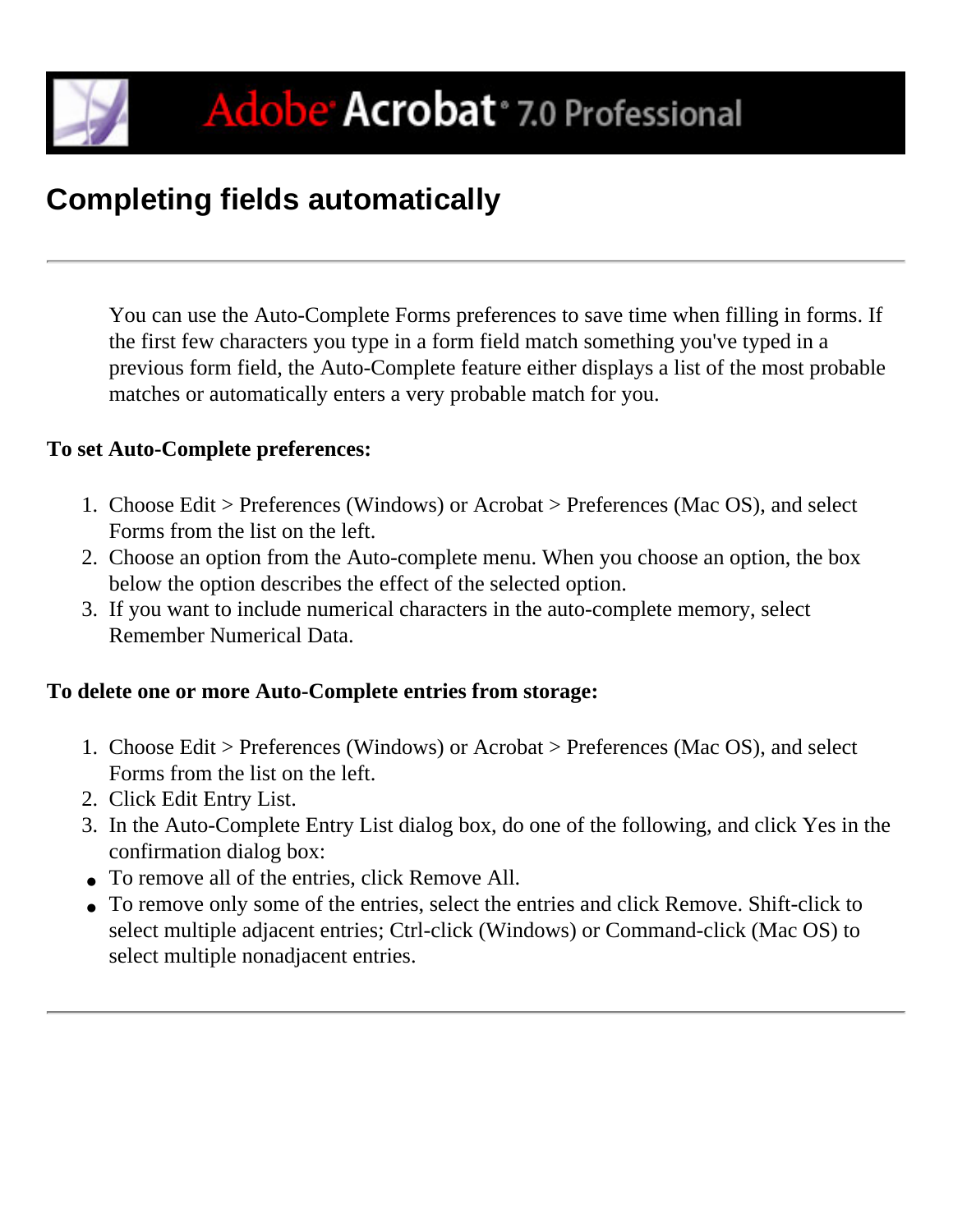# Completing fields automatically

You can use the Auto-Complete Forms preferences to save time when filling in forms. If the first few characters you type in a form field match something you've typed in a previous form field, the Auto-Complete feature either displays a list of the most probable matches or automatically enters a very probable match for you.

**To set Auto-Complete preferences:**

1. Choose Edit > Preferences (Windows) or Acrobat > Preferences (Mac OS), and select Forms from the list on the left.
2. Choose an option from the Auto-complete menu. When you choose an option, the box below the option describes the effect of the selected option.
3. If you want to include numerical characters in the auto-complete memory, select Remember Numerical Data.

**To delete one or more Auto-Complete entries from storage:**

1. Choose Edit > Preferences (Windows) or Acrobat > Preferences (Mac OS), and select Forms from the list on the left.
2. Click Edit Entry List.
3. In the Auto-Complete Entry List dialog box, do one of the following, and click Yes in the confirmation dialog box:

- To remove all of the entries, click Remove All.
- To remove only some of the entries, select the entries and click Remove. Shift-click to select multiple adjacent entries; Ctrl-click (Windows) or Command-click (Mac OS) to select multiple nonadjacent entries.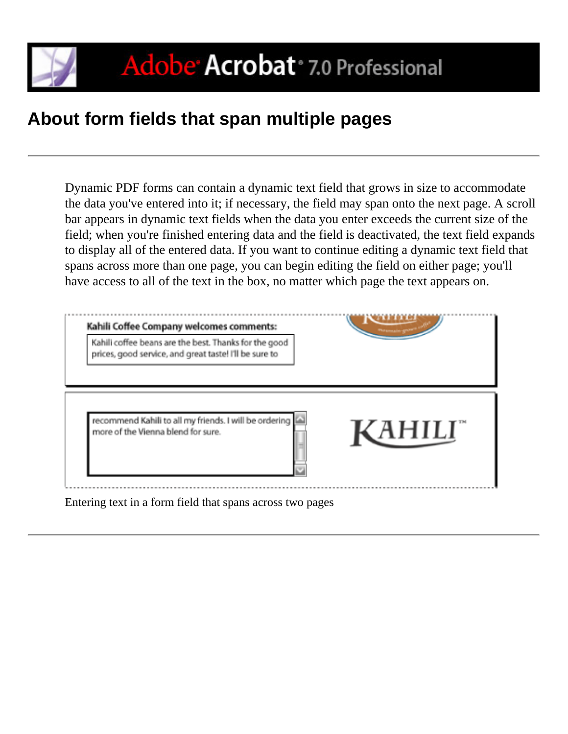# About form fields that span multiple pages

Dynamic PDF forms can contain a dynamic text field that grows in size to accommodate the data you've entered into it; if necessary, the field may span onto the next page. A scroll bar appears in dynamic text fields when the data you enter exceeds the current size of the field; when you're finished entering data and the field is deactivated, the text field expands to display all of the entered data. If you want to continue editing a dynamic text field that spans across more than one page, you can begin editing the field on either page; you'll have access to all of the text in the box, no matter which page the text appears on.

Entering text in a form field that spans across two pages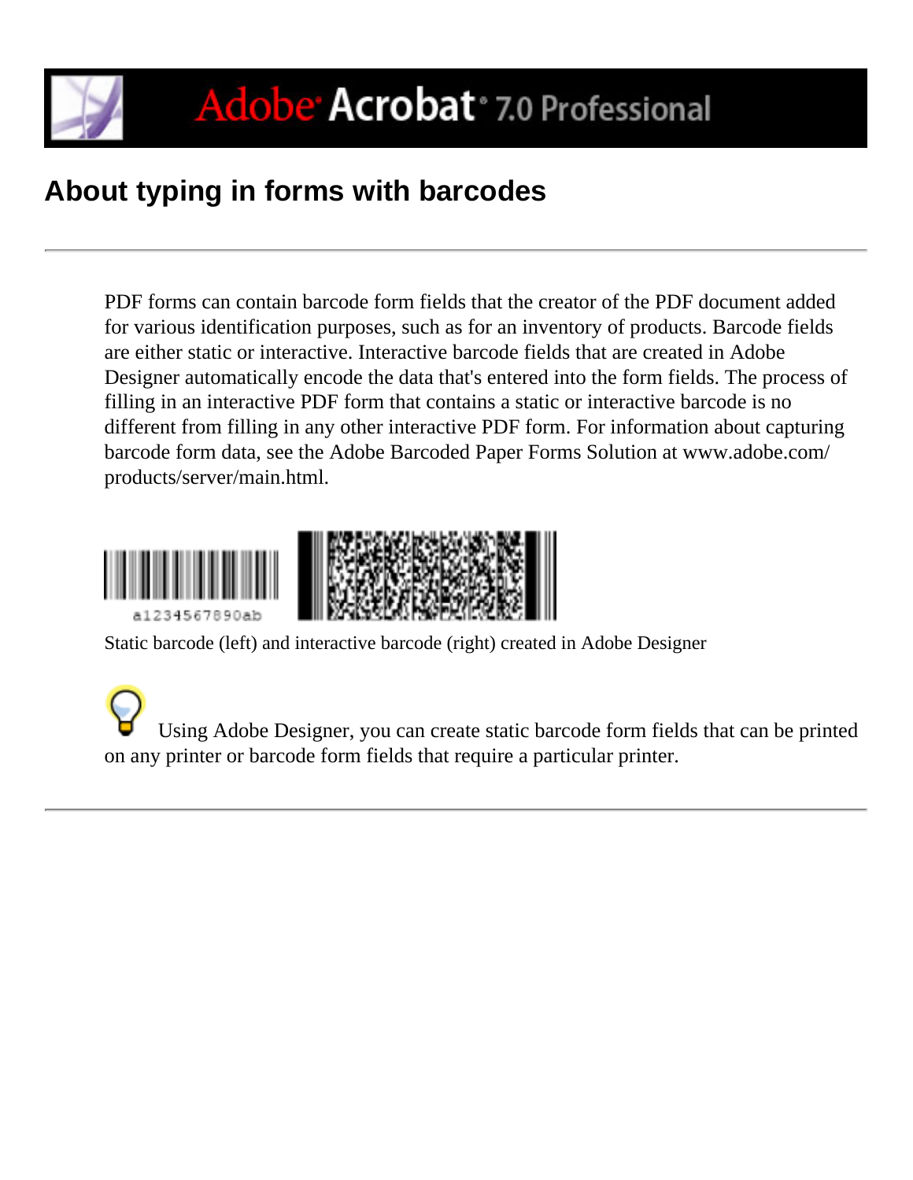## About typing in forms with barcodes

PDF forms can contain barcode form fields that the creator of the PDF document added for various identification purposes, such as for an inventory of products. Barcode fields are either static or interactive. Interactive barcode fields that are created in Adobe Designer automatically encode the data that's entered into the form fields. The process of filling in an interactive PDF form that contains a static or interactive barcode is no different from filling in any other interactive PDF form. For information about capturing barcode form data, see the Adobe Barcoded Paper Forms Solution at www.adobe.com/products/server/main.html.

Static barcode (left) and interactive barcode (right) created in Adobe Designer

Using Adobe Designer, you can create static barcode form fields that can be printed on any printer or barcode form fields that require a particular printer.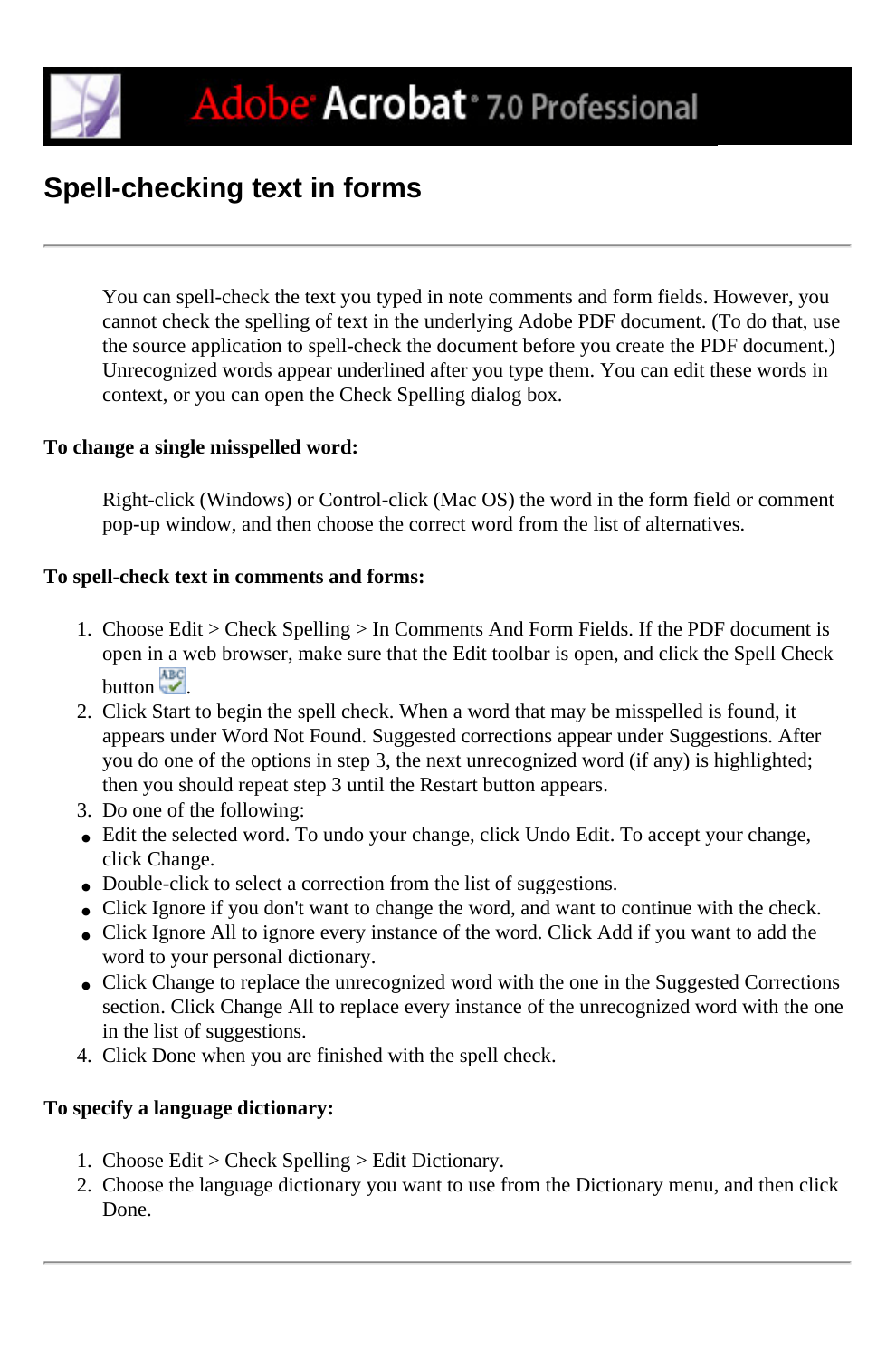# Spell-checking text in forms

You can spell-check the text you typed in note comments and form fields. However, you cannot check the spelling of text in the underlying Adobe PDF document. (To do that, use the source application to spell-check the document before you create the PDF document.) Unrecognized words appear underlined after you type them. You can edit these words in context, or you can open the Check Spelling dialog box.

**To change a single misspelled word:**

Right-click (Windows) or Control-click (Mac OS) the word in the form field or comment pop-up window, and then choose the correct word from the list of alternatives.

**To spell-check text in comments and forms:**

1. Choose Edit > Check Spelling > In Comments And Form Fields. If the PDF document is open in a web browser, make sure that the Edit toolbar is open, and click the Spell Check button.
2. Click Start to begin the spell check. When a word that may be misspelled is found, it appears under Word Not Found. Suggested corrections appear under Suggestions. After you do one of the options in step 3, the next unrecognized word (if any) is highlighted; then you should repeat step 3 until the Restart button appears.
3. Do one of the following:
   - Edit the selected word. To undo your change, click Undo Edit. To accept your change, click Change.
   - Double-click to select a correction from the list of suggestions.
   - Click Ignore if you don't want to change the word, and want to continue with the check.
   - Click Ignore All to ignore every instance of the word. Click Add if you want to add the word to your personal dictionary.
   - Click Change to replace the unrecognized word with the one in the Suggested Corrections section. Click Change All to replace every instance of the unrecognized word with the one in the list of suggestions.
4. Click Done when you are finished with the spell check.

**To specify a language dictionary:**

1. Choose Edit > Check Spelling > Edit Dictionary.
2. Choose the language dictionary you want to use from the Dictionary menu, and then click Done.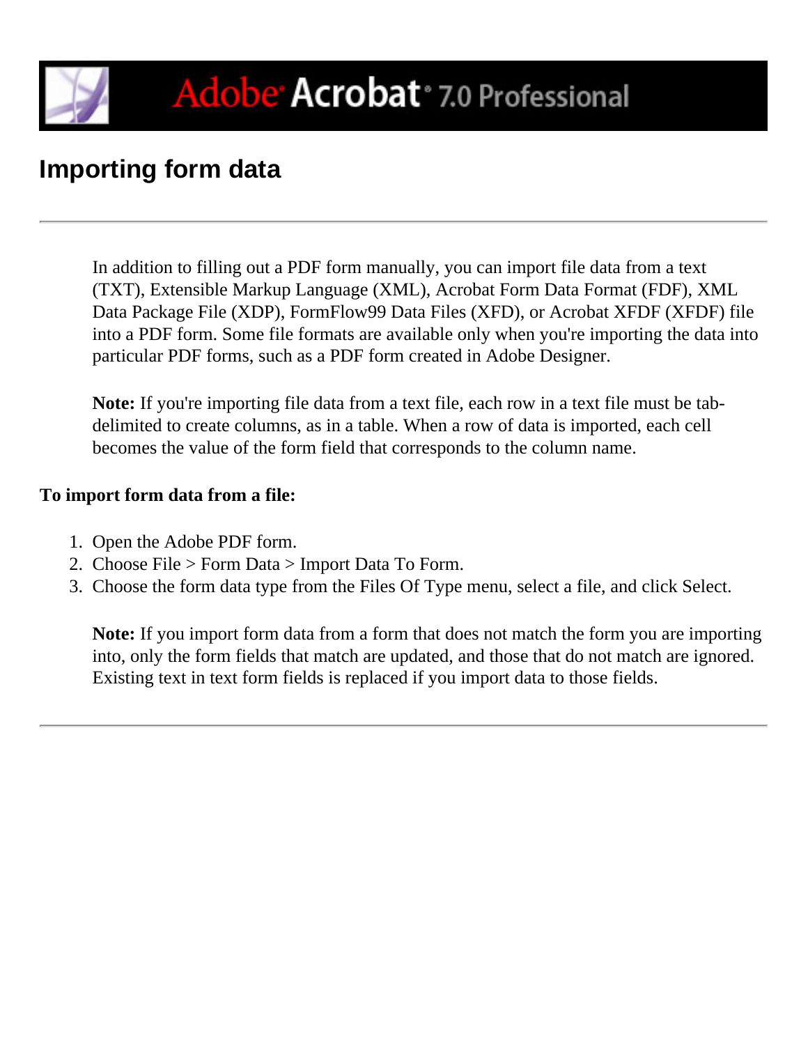# Importing form data

In addition to filling out a PDF form manually, you can import file data from a text (TXT), Extensible Markup Language (XML), Acrobat Form Data Format (FDF), XML Data Package File (XDP), FormFlow99 Data Files (XFD), or Acrobat XFDF (XFDF) file into a PDF form. Some file formats are available only when you're importing the data into particular PDF forms, such as a PDF form created in Adobe Designer.

**Note:** If you're importing file data from a text file, each row in a text file must be tab-delimited to create columns, as in a table. When a row of data is imported, each cell becomes the value of the form field that corresponds to the column name.

**To import form data from a file:**

1. Open the Adobe PDF form.
2. Choose File > Form Data > Import Data To Form.
3. Choose the form data type from the Files Of Type menu, select a file, and click Select.

   **Note:** If you import form data from a form that does not match the form you are importing into, only the form fields that match are updated, and those that do not match are ignored. Existing text in text form fields is replaced if you import data to those fields.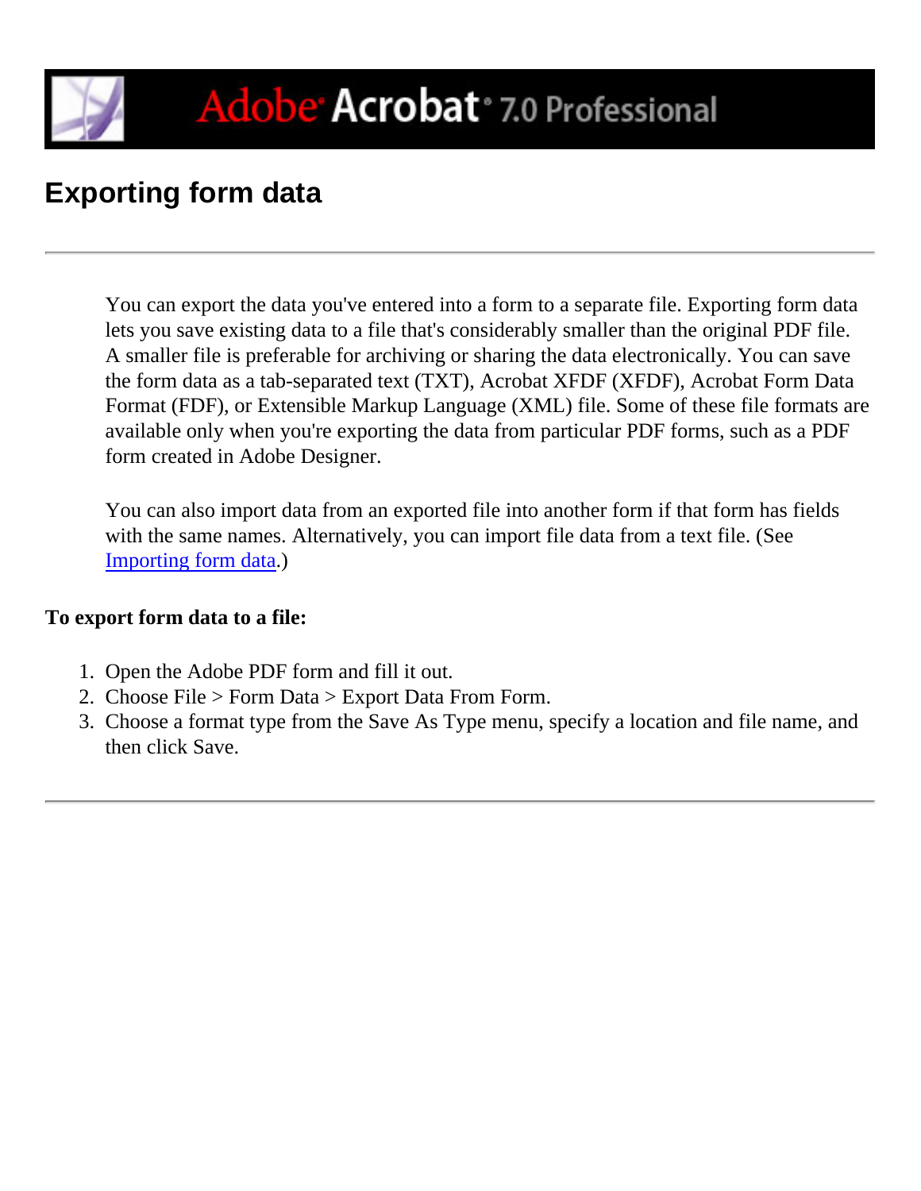# Exporting form data

You can export the data you've entered into a form to a separate file. Exporting form data lets you save existing data to a file that's considerably smaller than the original PDF file. A smaller file is preferable for archiving or sharing the data electronically. You can save the form data as a tab-separated text (TXT), Acrobat XFDF (XFDF), Acrobat Form Data Format (FDF), or Extensible Markup Language (XML) file. Some of these file formats are available only when you're exporting the data from particular PDF forms, such as a PDF form created in Adobe Designer.

You can also import data from an exported file into another form if that form has fields with the same names. Alternatively, you can import file data from a text file. (See Importing form data.)

**To export form data to a file:**

1. Open the Adobe PDF form and fill it out.
2. Choose File > Form Data > Export Data From Form.
3. Choose a format type from the Save As Type menu, specify a location and file name, and then click Save.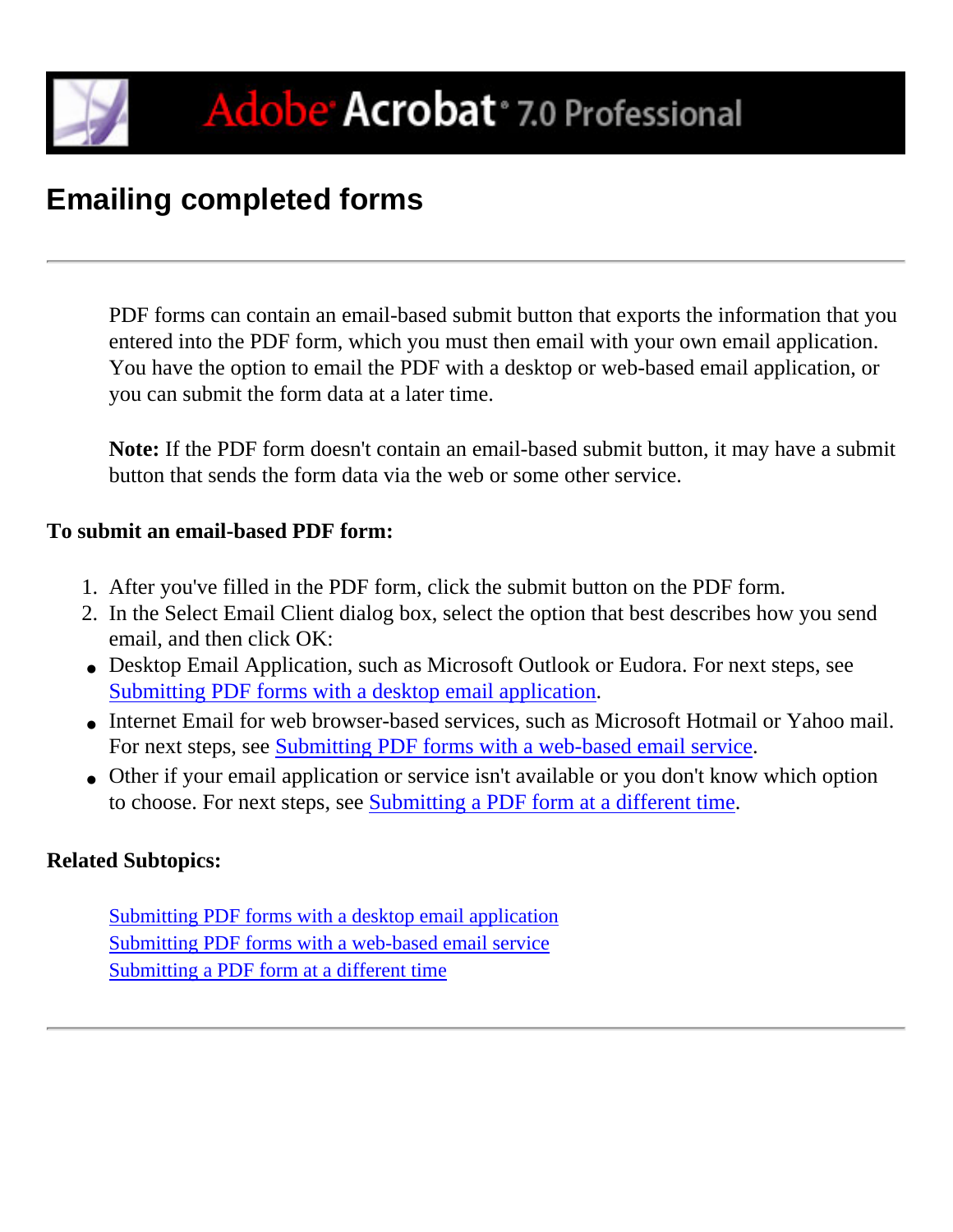# Emailing completed forms

---

PDF forms can contain an email-based submit button that exports the information that you entered into the PDF form, which you must then email with your own email application. You have the option to email the PDF with a desktop or web-based email application, or you can submit the form data at a later time.

**Note:** If the PDF form doesn't contain an email-based submit button, it may have a submit button that sends the form data via the web or some other service.

**To submit an email-based PDF form:**

1. After you've filled in the PDF form, click the submit button on the PDF form.
2. In the Select Email Client dialog box, select the option that best describes how you send email, and then click OK:

- Desktop Email Application, such as Microsoft Outlook or Eudora. For next steps, see Submitting PDF forms with a desktop email application.
- Internet Email for web browser-based services, such as Microsoft Hotmail or Yahoo mail. For next steps, see Submitting PDF forms with a web-based email service.
- Other if your email application or service isn't available or you don't know which option to choose. For next steps, see Submitting a PDF form at a different time.

**Related Subtopics:**

Submitting PDF forms with a desktop email application
Submitting PDF forms with a web-based email service
Submitting a PDF form at a different time

---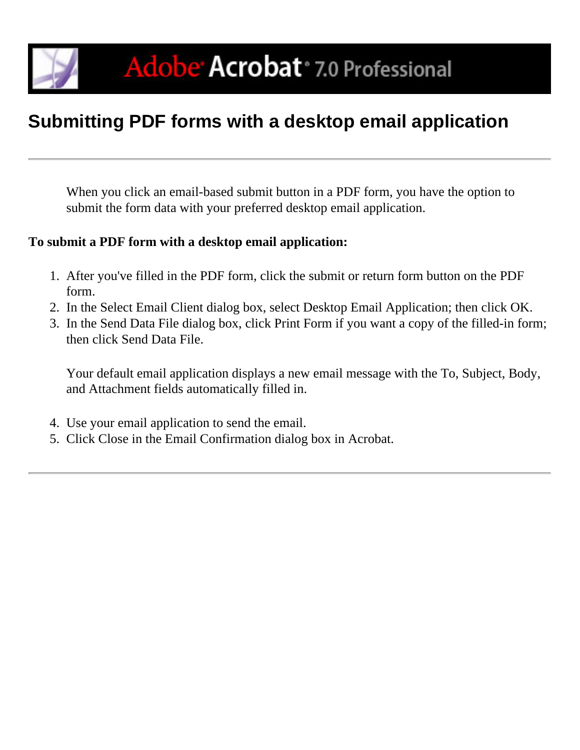# Submitting PDF forms with a desktop email application

When you click an email-based submit button in a PDF form, you have the option to submit the form data with your preferred desktop email application.

**To submit a PDF form with a desktop email application:**

1. After you've filled in the PDF form, click the submit or return form button on the PDF form.
2. In the Select Email Client dialog box, select Desktop Email Application; then click OK.
3. In the Send Data File dialog box, click Print Form if you want a copy of the filled-in form; then click Send Data File.

   Your default email application displays a new email message with the To, Subject, Body, and Attachment fields automatically filled in.

4. Use your email application to send the email.
5. Click Close in the Email Confirmation dialog box in Acrobat.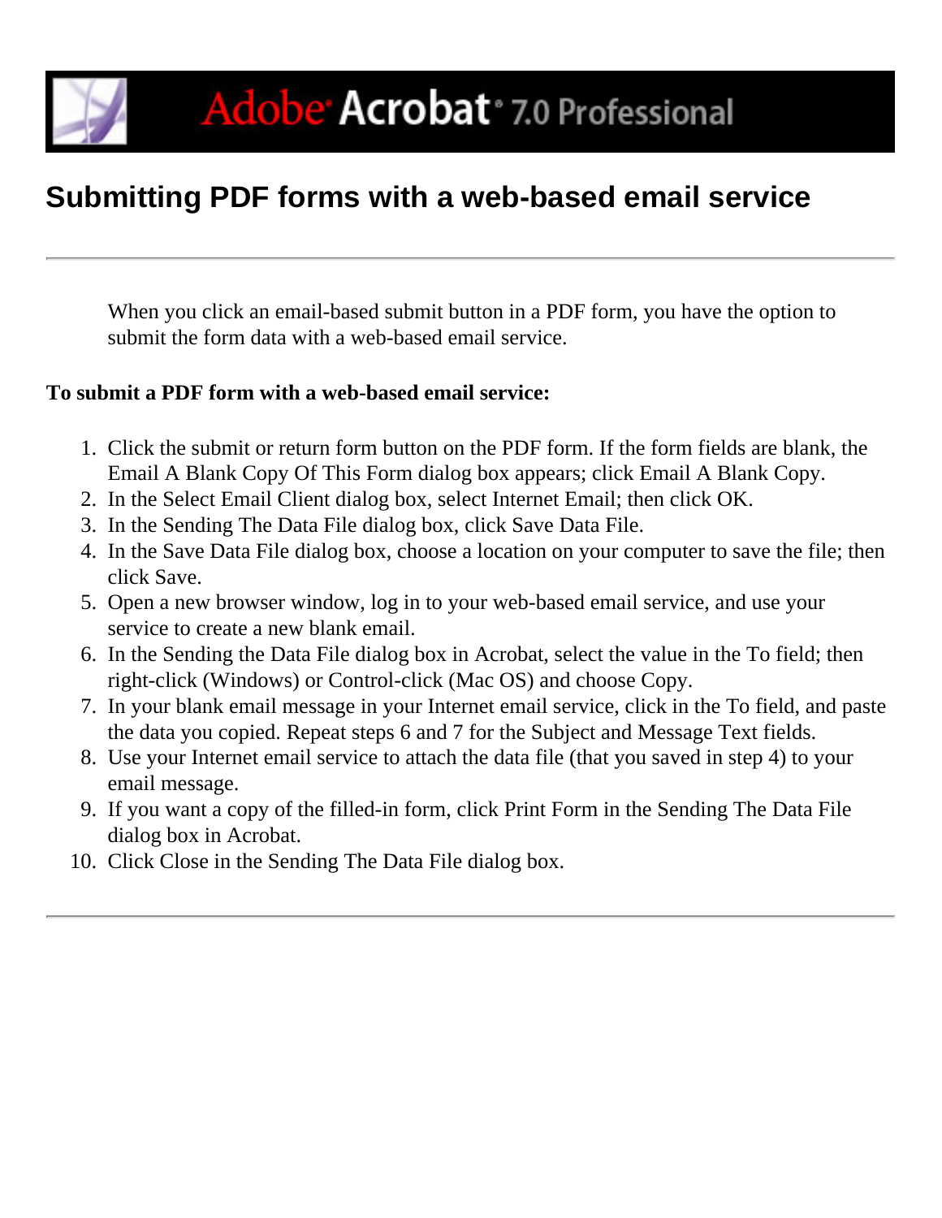# Submitting PDF forms with a web-based email service

When you click an email-based submit button in a PDF form, you have the option to submit the form data with a web-based email service.

**To submit a PDF form with a web-based email service:**

1. Click the submit or return form button on the PDF form. If the form fields are blank, the Email A Blank Copy Of This Form dialog box appears; click Email A Blank Copy.
2. In the Select Email Client dialog box, select Internet Email; then click OK.
3. In the Sending The Data File dialog box, click Save Data File.
4. In the Save Data File dialog box, choose a location on your computer to save the file; then click Save.
5. Open a new browser window, log in to your web-based email service, and use your service to create a new blank email.
6. In the Sending the Data File dialog box in Acrobat, select the value in the To field; then right-click (Windows) or Control-click (Mac OS) and choose Copy.
7. In your blank email message in your Internet email service, click in the To field, and paste the data you copied. Repeat steps 6 and 7 for the Subject and Message Text fields.
8. Use your Internet email service to attach the data file (that you saved in step 4) to your email message.
9. If you want a copy of the filled-in form, click Print Form in the Sending The Data File dialog box in Acrobat.
10. Click Close in the Sending The Data File dialog box.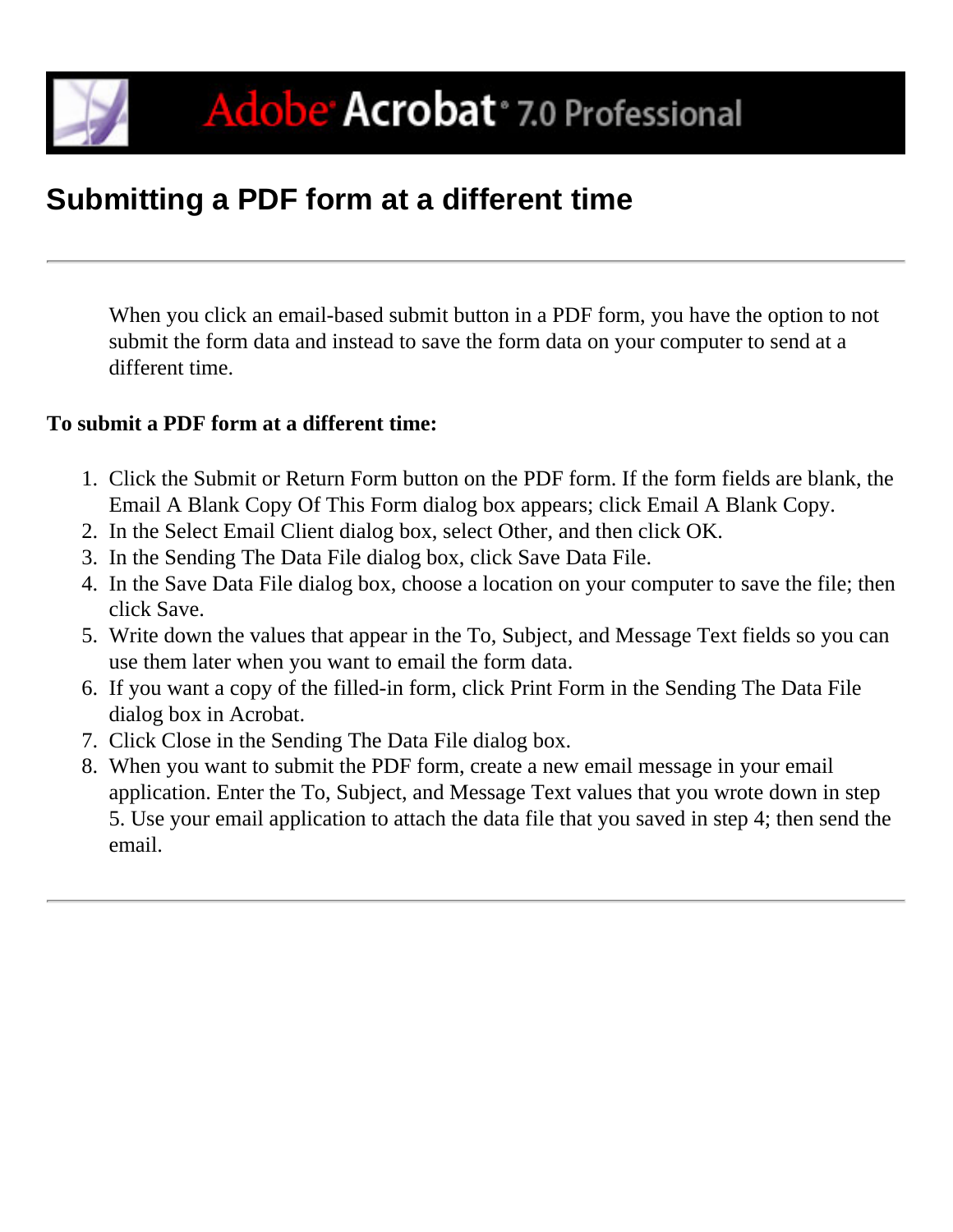# Submitting a PDF form at a different time

---

When you click an email-based submit button in a PDF form, you have the option to not submit the form data and instead to save the form data on your computer to send at a different time.

**To submit a PDF form at a different time:**

1. Click the Submit or Return Form button on the PDF form. If the form fields are blank, the Email A Blank Copy Of This Form dialog box appears; click Email A Blank Copy.
2. In the Select Email Client dialog box, select Other, and then click OK.
3. In the Sending The Data File dialog box, click Save Data File.
4. In the Save Data File dialog box, choose a location on your computer to save the file; then click Save.
5. Write down the values that appear in the To, Subject, and Message Text fields so you can use them later when you want to email the form data.
6. If you want a copy of the filled-in form, click Print Form in the Sending The Data File dialog box in Acrobat.
7. Click Close in the Sending The Data File dialog box.
8. When you want to submit the PDF form, create a new email message in your email application. Enter the To, Subject, and Message Text values that you wrote down in step 5. Use your email application to attach the data file that you saved in step 4; then send the email.

---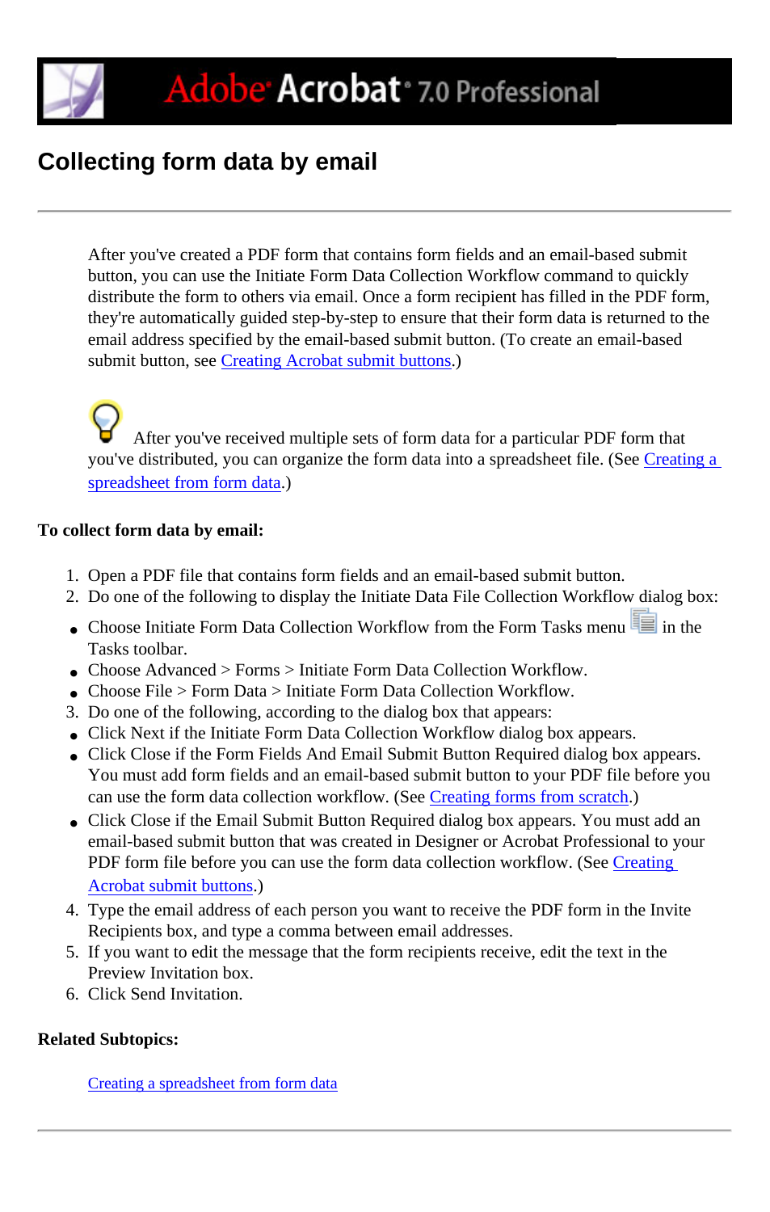# Collecting form data by email

After you've created a PDF form that contains form fields and an email-based submit button, you can use the Initiate Form Data Collection Workflow command to quickly distribute the form to others via email. Once a form recipient has filled in the PDF form, they're automatically guided step-by-step to ensure that their form data is returned to the email address specified by the email-based submit button. (To create an email-based submit button, see Creating Acrobat submit buttons.)

After you've received multiple sets of form data for a particular PDF form that you've distributed, you can organize the form data into a spreadsheet file. (See Creating a spreadsheet from form data.)

**To collect form data by email:**

1. Open a PDF file that contains form fields and an email-based submit button.
2. Do one of the following to display the Initiate Data File Collection Workflow dialog box:
   - Choose Initiate Form Data Collection Workflow from the Form Tasks menu in the Tasks toolbar.
   - Choose Advanced > Forms > Initiate Form Data Collection Workflow.
   - Choose File > Form Data > Initiate Form Data Collection Workflow.
3. Do one of the following, according to the dialog box that appears:
   - Click Next if the Initiate Form Data Collection Workflow dialog box appears.
   - Click Close if the Form Fields And Email Submit Button Required dialog box appears. You must add form fields and an email-based submit button to your PDF file before you can use the form data collection workflow. (See Creating forms from scratch.)
   - Click Close if the Email Submit Button Required dialog box appears. You must add an email-based submit button that was created in Designer or Acrobat Professional to your PDF form file before you can use the form data collection workflow. (See Creating Acrobat submit buttons.)
4. Type the email address of each person you want to receive the PDF form in the Invite Recipients box, and type a comma between email addresses.
5. If you want to edit the message that the form recipients receive, edit the text in the Preview Invitation box.
6. Click Send Invitation.

**Related Subtopics:**

Creating a spreadsheet from form data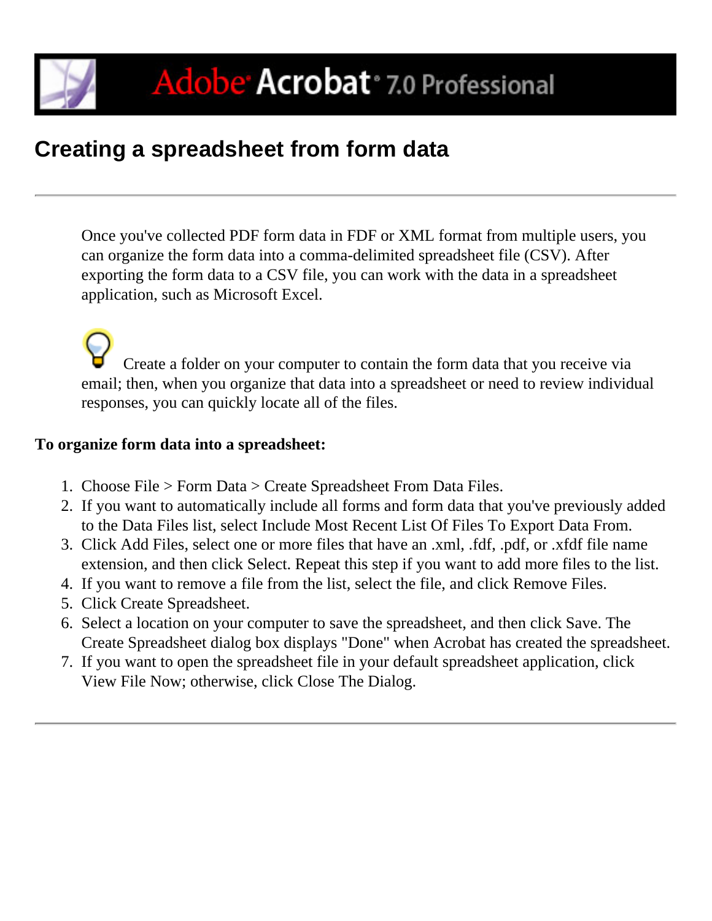# Creating a spreadsheet from form data

Once you've collected PDF form data in FDF or XML format from multiple users, you can organize the form data into a comma-delimited spreadsheet file (CSV). After exporting the form data to a CSV file, you can work with the data in a spreadsheet application, such as Microsoft Excel.

Create a folder on your computer to contain the form data that you receive via email; then, when you organize that data into a spreadsheet or need to review individual responses, you can quickly locate all of the files.

**To organize form data into a spreadsheet:**

1. Choose File > Form Data > Create Spreadsheet From Data Files.
2. If you want to automatically include all forms and form data that you've previously added to the Data Files list, select Include Most Recent List Of Files To Export Data From.
3. Click Add Files, select one or more files that have an .xml, .fdf, .pdf, or .xfdf file name extension, and then click Select. Repeat this step if you want to add more files to the list.
4. If you want to remove a file from the list, select the file, and click Remove Files.
5. Click Create Spreadsheet.
6. Select a location on your computer to save the spreadsheet, and then click Save. The Create Spreadsheet dialog box displays "Done" when Acrobat has created the spreadsheet.
7. If you want to open the spreadsheet file in your default spreadsheet application, click View File Now; otherwise, click Close The Dialog.